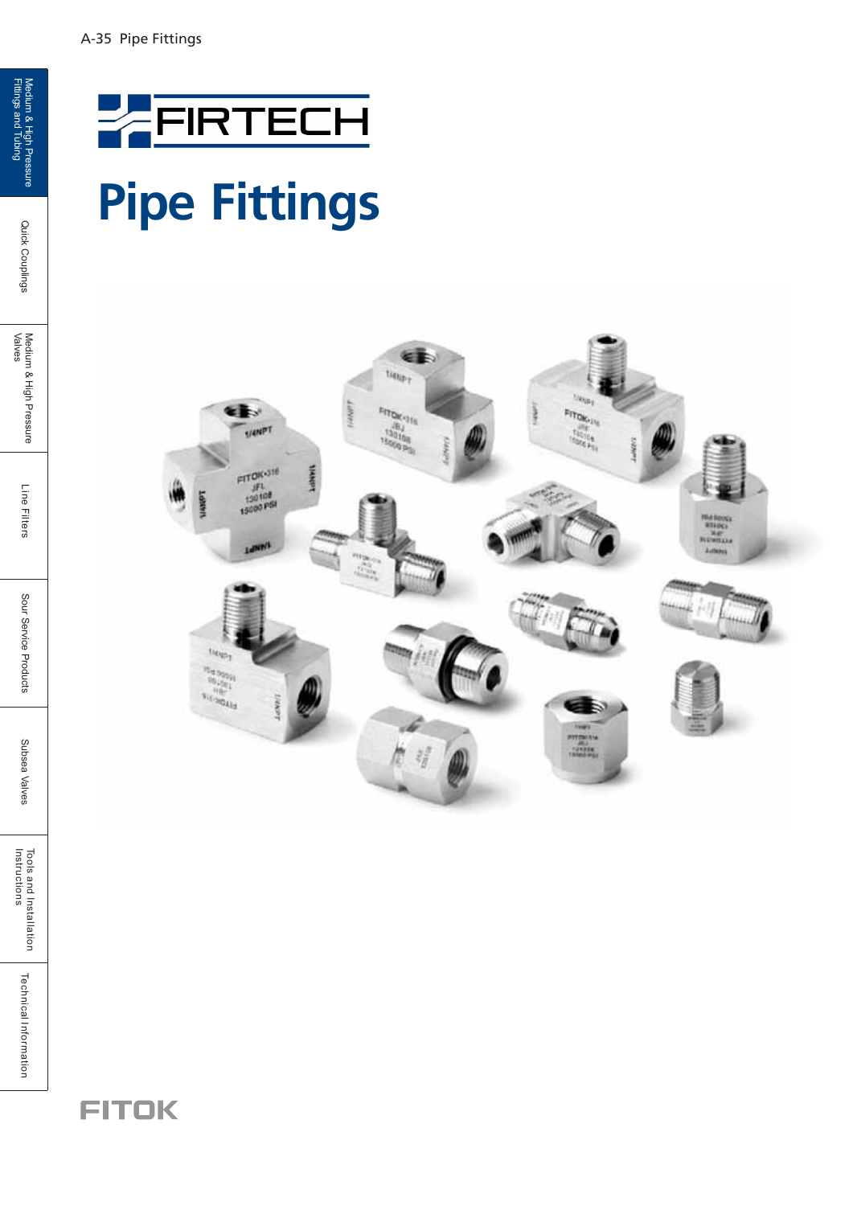# FIRTECH

# Pipe Fittings

Medium & High Pressure Fittings and Tubing

Quick Couplings

Medium & High Pressure Valves

Line Filters

Sour Service Products

Subsea Valves

Tools and Installation Instructions

Technical Information

FITOK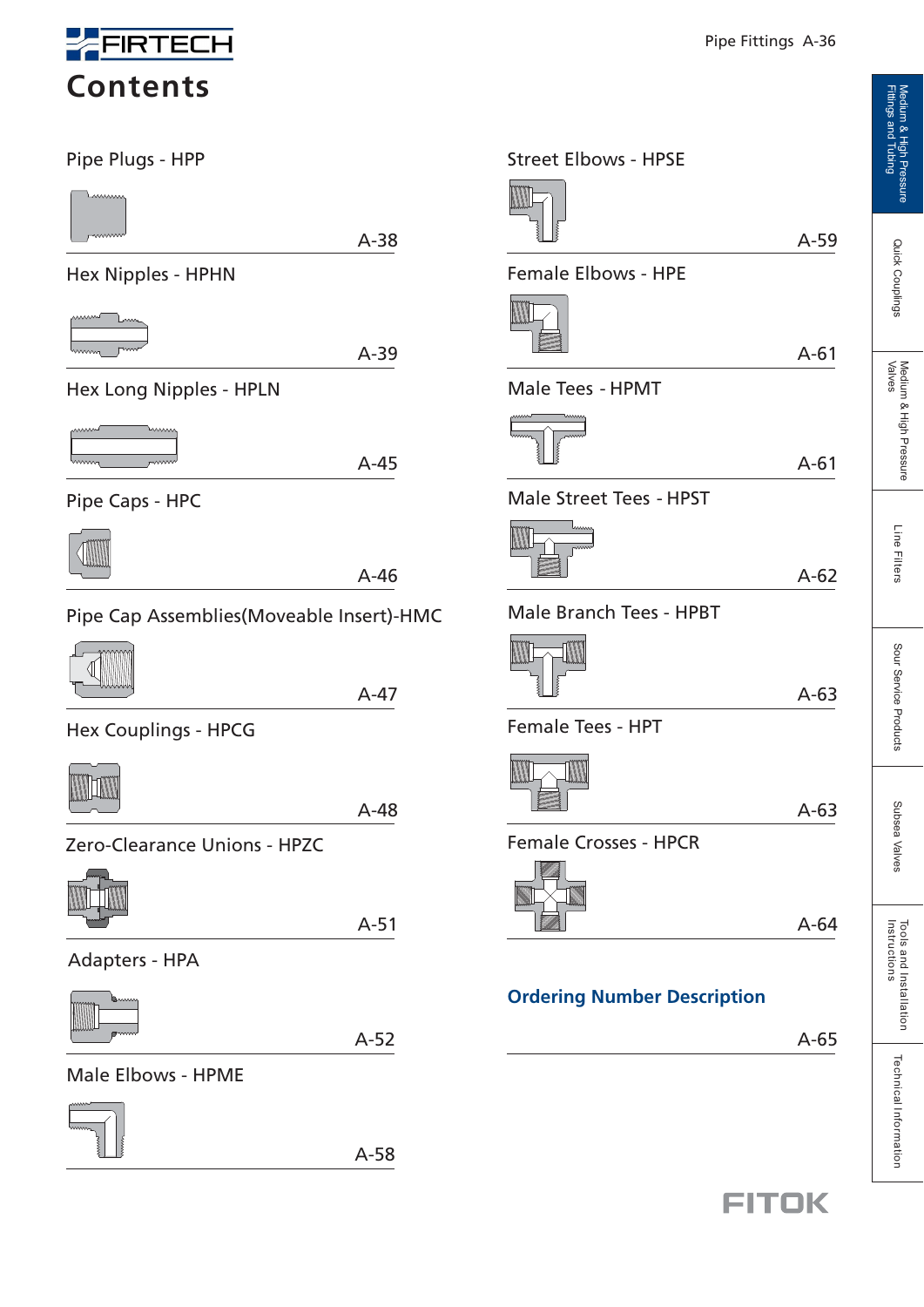# Contents

| Item | Page |
|---|---|
| Pipe Plugs - HPP | A-38 |
| Hex Nipples - HPHN | A-39 |
| Hex Long Nipples - HPLN | A-45 |
| Pipe Caps - HPC | A-46 |
| Pipe Cap Assemblies(Moveable Insert)-HMC | A-47 |
| Hex Couplings - HPCG | A-48 |
| Zero-Clearance Unions - HPZC | A-51 |
| Adapters - HPA | A-52 |
| Male Elbows - HPME | A-58 |
| Street Elbows - HPSE | A-59 |
| Female Elbows - HPE | A-61 |
| Male Tees - HPMT | A-61 |
| Male Street Tees - HPST | A-62 |
| Male Branch Tees - HPBT | A-63 |
| Female Tees - HPT | A-63 |
| Female Crosses - HPCR | A-64 |
| **Ordering Number Description** | A-65 |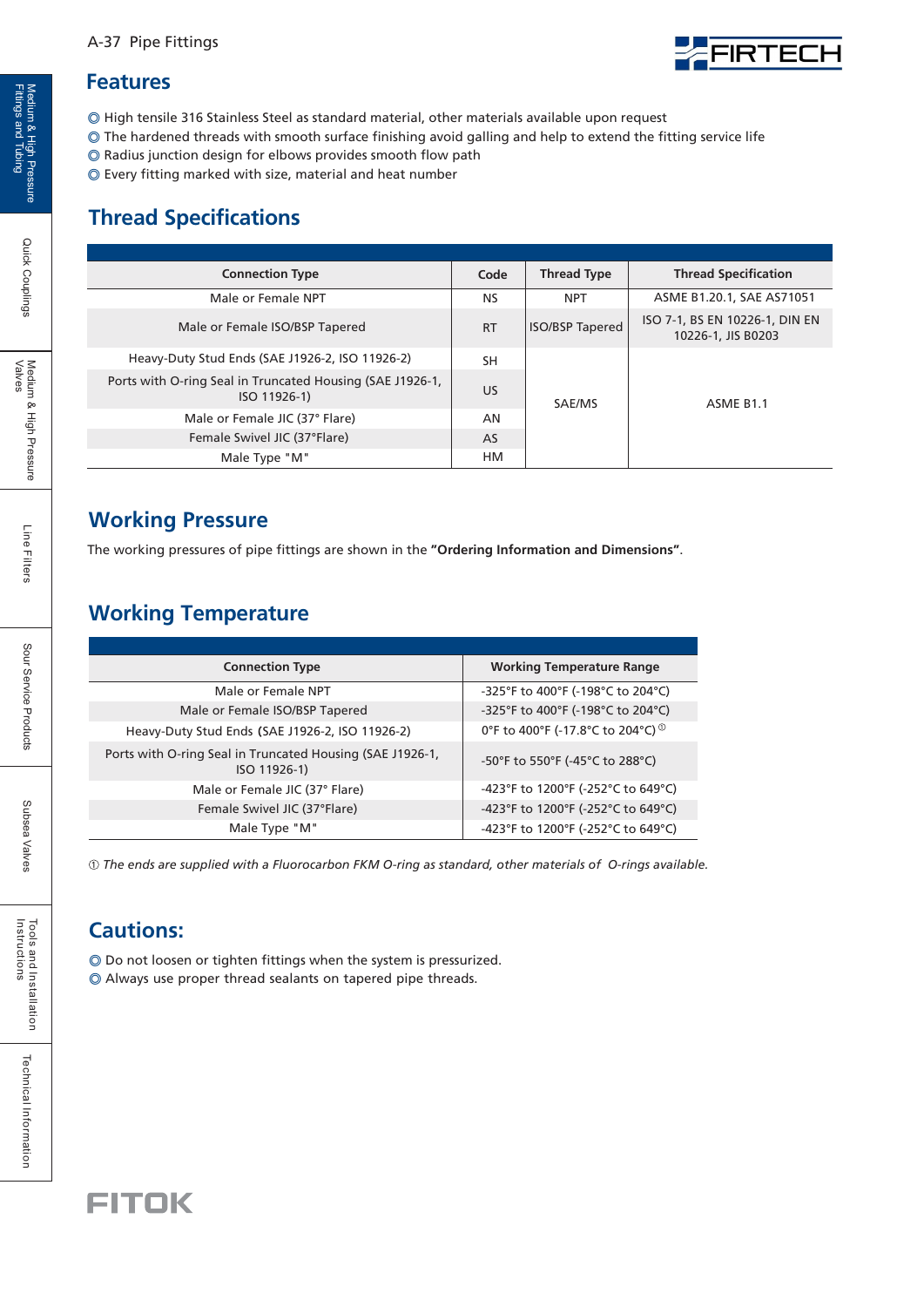## Features

◎ High tensile 316 Stainless Steel as standard material, other materials available upon request
◎ The hardened threads with smooth surface finishing avoid galling and help to extend the fitting service life
◎ Radius junction design for elbows provides smooth flow path
◎ Every fitting marked with size, material and heat number

## Thread Specifications

| Connection Type | Code | Thread Type | Thread Specification |
|---|---|---|---|
| Male or Female NPT | NS | NPT | ASME B1.20.1, SAE AS71051 |
| Male or Female ISO/BSP Tapered | RT | ISO/BSP Tapered | ISO 7-1, BS EN 10226-1, DIN EN 10226-1, JIS B0203 |
| Heavy-Duty Stud Ends (SAE J1926-2, ISO 11926-2) | SH | SAE/MS | ASME B1.1 |
| Ports with O-ring Seal in Truncated Housing (SAE J1926-1, ISO 11926-1) | US | | |
| Male or Female JIC (37° Flare) | AN | | |
| Female Swivel JIC (37°Flare) | AS | | |
| Male Type "M" | HM | | |

## Working Pressure

The working pressures of pipe fittings are shown in the **"Ordering Information and Dimensions"**.

## Working Temperature

| Connection Type | Working Temperature Range |
|---|---|
| Male or Female NPT | -325°F to 400°F (-198°C to 204°C) |
| Male or Female ISO/BSP Tapered | -325°F to 400°F (-198°C to 204°C) |
| Heavy-Duty Stud Ends (SAE J1926-2, ISO 11926-2) | 0°F to 400°F (-17.8°C to 204°C) ① |
| Ports with O-ring Seal in Truncated Housing (SAE J1926-1, ISO 11926-1) | -50°F to 550°F (-45°C to 288°C) |
| Male or Female JIC (37° Flare) | -423°F to 1200°F (-252°C to 649°C) |
| Female Swivel JIC (37°Flare) | -423°F to 1200°F (-252°C to 649°C) |
| Male Type "M" | -423°F to 1200°F (-252°C to 649°C) |

① *The ends are supplied with a Fluorocarbon FKM O-ring as standard, other materials of O-rings available.*

## Cautions:

◎ Do not loosen or tighten fittings when the system is pressurized.
◎ Always use proper thread sealants on tapered pipe threads.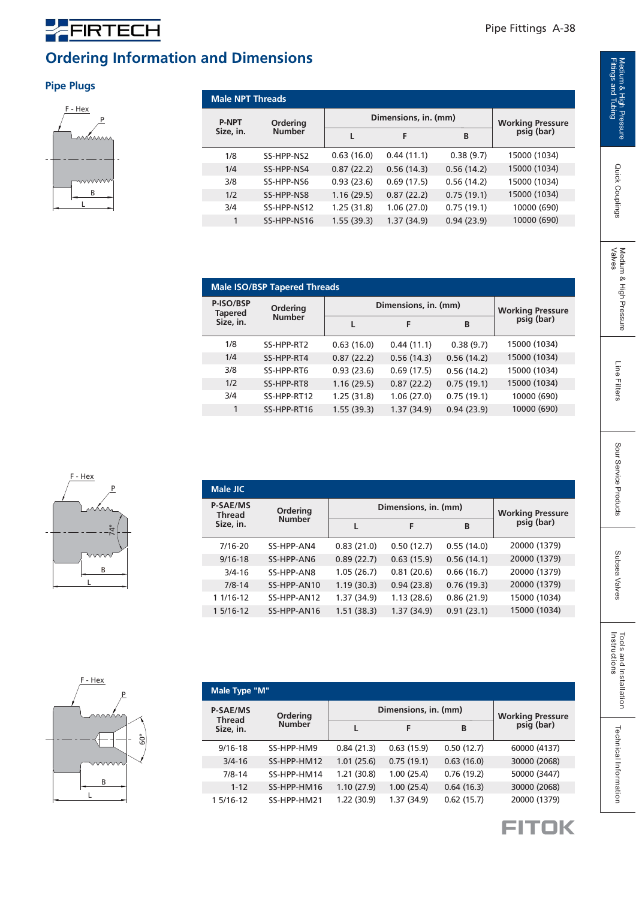## Ordering Information and Dimensions

### Pipe Plugs

| Male NPT Threads | | | | | |
|---|---|---|---|---|---|
| P-NPT Size, in. | Ordering Number | Dimensions, in. (mm) | | | Working Pressure psig (bar) |
| | | L | F | B | |
| 1/8 | SS-HPP-NS2 | 0.63 (16.0) | 0.44 (11.1) | 0.38 (9.7) | 15000 (1034) |
| 1/4 | SS-HPP-NS4 | 0.87 (22.2) | 0.56 (14.3) | 0.56 (14.2) | 15000 (1034) |
| 3/8 | SS-HPP-NS6 | 0.93 (23.6) | 0.69 (17.5) | 0.56 (14.2) | 15000 (1034) |
| 1/2 | SS-HPP-NS8 | 1.16 (29.5) | 0.87 (22.2) | 0.75 (19.1) | 15000 (1034) |
| 3/4 | SS-HPP-NS12 | 1.25 (31.8) | 1.06 (27.0) | 0.75 (19.1) | 10000 (690) |
| 1 | SS-HPP-NS16 | 1.55 (39.3) | 1.37 (34.9) | 0.94 (23.9) | 10000 (690) |

| Male ISO/BSP Tapered Threads | | | | | |
|---|---|---|---|---|---|
| P-ISO/BSP Tapered Size, in. | Ordering Number | Dimensions, in. (mm) | | | Working Pressure psig (bar) |
| | | L | F | B | |
| 1/8 | SS-HPP-RT2 | 0.63 (16.0) | 0.44 (11.1) | 0.38 (9.7) | 15000 (1034) |
| 1/4 | SS-HPP-RT4 | 0.87 (22.2) | 0.56 (14.3) | 0.56 (14.2) | 15000 (1034) |
| 3/8 | SS-HPP-RT6 | 0.93 (23.6) | 0.69 (17.5) | 0.56 (14.2) | 15000 (1034) |
| 1/2 | SS-HPP-RT8 | 1.16 (29.5) | 0.87 (22.2) | 0.75 (19.1) | 15000 (1034) |
| 3/4 | SS-HPP-RT12 | 1.25 (31.8) | 1.06 (27.0) | 0.75 (19.1) | 10000 (690) |
| 1 | SS-HPP-RT16 | 1.55 (39.3) | 1.37 (34.9) | 0.94 (23.9) | 10000 (690) |

| Male JIC | | | | | |
|---|---|---|---|---|---|
| P-SAE/MS Thread Size, in. | Ordering Number | Dimensions, in. (mm) | | | Working Pressure psig (bar) |
| | | L | F | B | |
| 7/16-20 | SS-HPP-AN4 | 0.83 (21.0) | 0.50 (12.7) | 0.55 (14.0) | 20000 (1379) |
| 9/16-18 | SS-HPP-AN6 | 0.89 (22.7) | 0.63 (15.9) | 0.56 (14.1) | 20000 (1379) |
| 3/4-16 | SS-HPP-AN8 | 1.05 (26.7) | 0.81 (20.6) | 0.66 (16.7) | 20000 (1379) |
| 7/8-14 | SS-HPP-AN10 | 1.19 (30.3) | 0.94 (23.8) | 0.76 (19.3) | 20000 (1379) |
| 1 1/16-12 | SS-HPP-AN12 | 1.37 (34.9) | 1.13 (28.6) | 0.86 (21.9) | 15000 (1034) |
| 1 5/16-12 | SS-HPP-AN16 | 1.51 (38.3) | 1.37 (34.9) | 0.91 (23.1) | 15000 (1034) |

| Male Type "M" | | | | | |
|---|---|---|---|---|---|
| P-SAE/MS Thread Size, in. | Ordering Number | Dimensions, in. (mm) | | | Working Pressure psig (bar) |
| | | L | F | B | |
| 9/16-18 | SS-HPP-HM9 | 0.84 (21.3) | 0.63 (15.9) | 0.50 (12.7) | 60000 (4137) |
| 3/4-16 | SS-HPP-HM12 | 1.01 (25.6) | 0.75 (19.1) | 0.63 (16.0) | 30000 (2068) |
| 7/8-14 | SS-HPP-HM14 | 1.21 (30.8) | 1.00 (25.4) | 0.76 (19.2) | 50000 (3447) |
| 1-12 | SS-HPP-HM16 | 1.10 (27.9) | 1.00 (25.4) | 0.64 (16.3) | 30000 (2068) |
| 1 5/16-12 | SS-HPP-HM21 | 1.22 (30.9) | 1.37 (34.9) | 0.62 (15.7) | 20000 (1379) |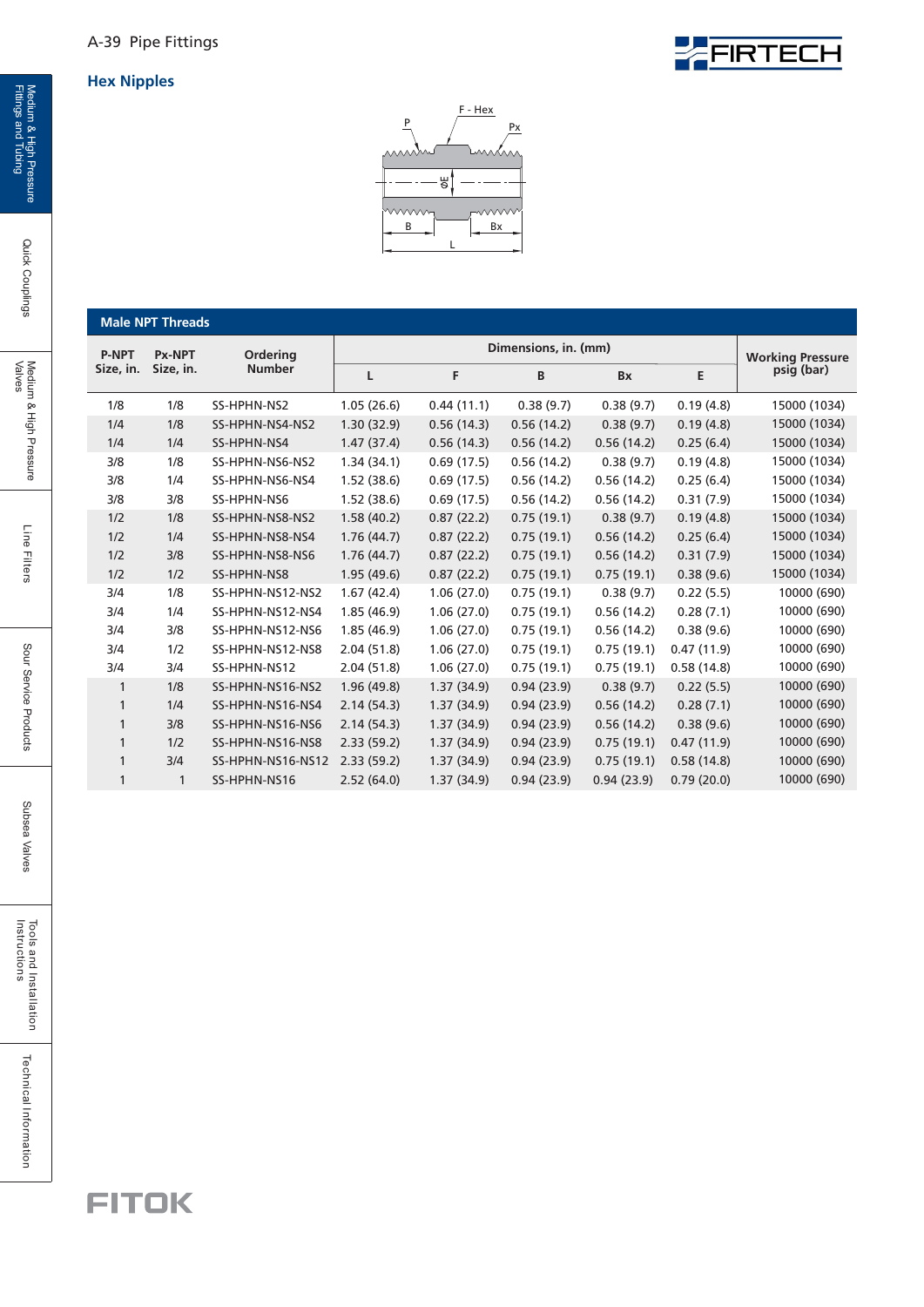## Hex Nipples

### Male NPT Threads

| P-NPT Size, in. | Px-NPT Size, in. | Ordering Number | Dimensions, in. (mm) | | | | | Working Pressure psig (bar) |
|---|---|---|---|---|---|---|---|---|
| | | | L | F | B | Bx | E | |
| 1/8 | 1/8 | SS-HPHN-NS2 | 1.05 (26.6) | 0.44 (11.1) | 0.38 (9.7) | 0.38 (9.7) | 0.19 (4.8) | 15000 (1034) |
| 1/4 | 1/8 | SS-HPHN-NS4-NS2 | 1.30 (32.9) | 0.56 (14.3) | 0.56 (14.2) | 0.38 (9.7) | 0.19 (4.8) | 15000 (1034) |
| 1/4 | 1/4 | SS-HPHN-NS4 | 1.47 (37.4) | 0.56 (14.3) | 0.56 (14.2) | 0.56 (14.2) | 0.25 (6.4) | 15000 (1034) |
| 3/8 | 1/8 | SS-HPHN-NS6-NS2 | 1.34 (34.1) | 0.69 (17.5) | 0.56 (14.2) | 0.38 (9.7) | 0.19 (4.8) | 15000 (1034) |
| 3/8 | 1/4 | SS-HPHN-NS6-NS4 | 1.52 (38.6) | 0.69 (17.5) | 0.56 (14.2) | 0.56 (14.2) | 0.25 (6.4) | 15000 (1034) |
| 3/8 | 3/8 | SS-HPHN-NS6 | 1.52 (38.6) | 0.69 (17.5) | 0.56 (14.2) | 0.56 (14.2) | 0.31 (7.9) | 15000 (1034) |
| 1/2 | 1/8 | SS-HPHN-NS8-NS2 | 1.58 (40.2) | 0.87 (22.2) | 0.75 (19.1) | 0.38 (9.7) | 0.19 (4.8) | 15000 (1034) |
| 1/2 | 1/4 | SS-HPHN-NS8-NS4 | 1.76 (44.7) | 0.87 (22.2) | 0.75 (19.1) | 0.56 (14.2) | 0.25 (6.4) | 15000 (1034) |
| 1/2 | 3/8 | SS-HPHN-NS8-NS6 | 1.76 (44.7) | 0.87 (22.2) | 0.75 (19.1) | 0.56 (14.2) | 0.31 (7.9) | 15000 (1034) |
| 1/2 | 1/2 | SS-HPHN-NS8 | 1.95 (49.6) | 0.87 (22.2) | 0.75 (19.1) | 0.75 (19.1) | 0.38 (9.6) | 15000 (1034) |
| 3/4 | 1/8 | SS-HPHN-NS12-NS2 | 1.67 (42.4) | 1.06 (27.0) | 0.75 (19.1) | 0.38 (9.7) | 0.22 (5.5) | 10000 (690) |
| 3/4 | 1/4 | SS-HPHN-NS12-NS4 | 1.85 (46.9) | 1.06 (27.0) | 0.75 (19.1) | 0.56 (14.2) | 0.28 (7.1) | 10000 (690) |
| 3/4 | 3/8 | SS-HPHN-NS12-NS6 | 1.85 (46.9) | 1.06 (27.0) | 0.75 (19.1) | 0.56 (14.2) | 0.38 (9.6) | 10000 (690) |
| 3/4 | 1/2 | SS-HPHN-NS12-NS8 | 2.04 (51.8) | 1.06 (27.0) | 0.75 (19.1) | 0.75 (19.1) | 0.47 (11.9) | 10000 (690) |
| 3/4 | 3/4 | SS-HPHN-NS12 | 2.04 (51.8) | 1.06 (27.0) | 0.75 (19.1) | 0.75 (19.1) | 0.58 (14.8) | 10000 (690) |
| 1 | 1/8 | SS-HPHN-NS16-NS2 | 1.96 (49.8) | 1.37 (34.9) | 0.94 (23.9) | 0.38 (9.7) | 0.22 (5.5) | 10000 (690) |
| 1 | 1/4 | SS-HPHN-NS16-NS4 | 2.14 (54.3) | 1.37 (34.9) | 0.94 (23.9) | 0.56 (14.2) | 0.28 (7.1) | 10000 (690) |
| 1 | 3/8 | SS-HPHN-NS16-NS6 | 2.14 (54.3) | 1.37 (34.9) | 0.94 (23.9) | 0.56 (14.2) | 0.38 (9.6) | 10000 (690) |
| 1 | 1/2 | SS-HPHN-NS16-NS8 | 2.33 (59.2) | 1.37 (34.9) | 0.94 (23.9) | 0.75 (19.1) | 0.47 (11.9) | 10000 (690) |
| 1 | 3/4 | SS-HPHN-NS16-NS12 | 2.33 (59.2) | 1.37 (34.9) | 0.94 (23.9) | 0.75 (19.1) | 0.58 (14.8) | 10000 (690) |
| 1 | 1 | SS-HPHN-NS16 | 2.52 (64.0) | 1.37 (34.9) | 0.94 (23.9) | 0.94 (23.9) | 0.79 (20.0) | 10000 (690) |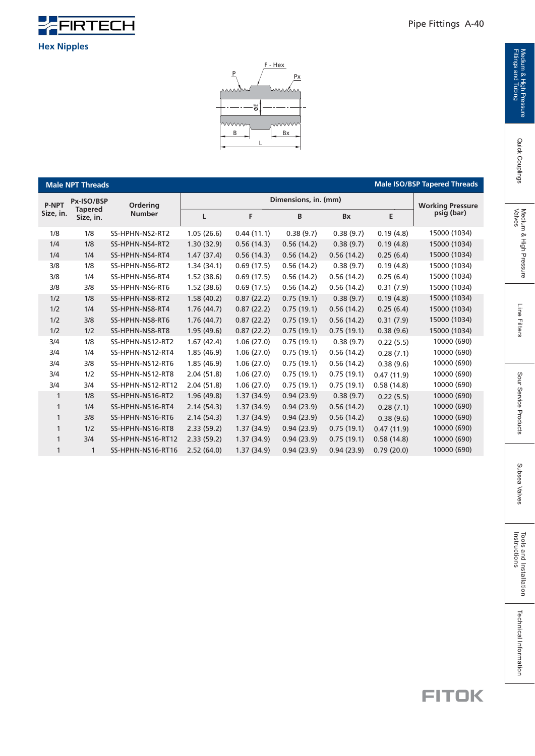## Hex Nipples

| Male NPT Threads | | | | | | | | Male ISO/BSP Tapered Threads |
|---|---|---|---|---|---|---|---|---|
| P-NPT Size, in. | Px-ISO/BSP Tapered Size, in. | Ordering Number | Dimensions, in. (mm) | | | | | Working Pressure psig (bar) |
| | | | L | F | B | Bx | E | |
| 1/8 | 1/8 | SS-HPHN-NS2-RT2 | 1.05 (26.6) | 0.44 (11.1) | 0.38 (9.7) | 0.38 (9.7) | 0.19 (4.8) | 15000 (1034) |
| 1/4 | 1/8 | SS-HPHN-NS4-RT2 | 1.30 (32.9) | 0.56 (14.3) | 0.56 (14.2) | 0.38 (9.7) | 0.19 (4.8) | 15000 (1034) |
| 1/4 | 1/4 | SS-HPHN-NS4-RT4 | 1.47 (37.4) | 0.56 (14.3) | 0.56 (14.2) | 0.56 (14.2) | 0.25 (6.4) | 15000 (1034) |
| 3/8 | 1/8 | SS-HPHN-NS6-RT2 | 1.34 (34.1) | 0.69 (17.5) | 0.56 (14.2) | 0.38 (9.7) | 0.19 (4.8) | 15000 (1034) |
| 3/8 | 1/4 | SS-HPHN-NS6-RT4 | 1.52 (38.6) | 0.69 (17.5) | 0.56 (14.2) | 0.56 (14.2) | 0.25 (6.4) | 15000 (1034) |
| 3/8 | 3/8 | SS-HPHN-NS6-RT6 | 1.52 (38.6) | 0.69 (17.5) | 0.56 (14.2) | 0.56 (14.2) | 0.31 (7.9) | 15000 (1034) |
| 1/2 | 1/8 | SS-HPHN-NS8-RT2 | 1.58 (40.2) | 0.87 (22.2) | 0.75 (19.1) | 0.38 (9.7) | 0.19 (4.8) | 15000 (1034) |
| 1/2 | 1/4 | SS-HPHN-NS8-RT4 | 1.76 (44.7) | 0.87 (22.2) | 0.75 (19.1) | 0.56 (14.2) | 0.25 (6.4) | 15000 (1034) |
| 1/2 | 3/8 | SS-HPHN-NS8-RT6 | 1.76 (44.7) | 0.87 (22.2) | 0.75 (19.1) | 0.56 (14.2) | 0.31 (7.9) | 15000 (1034) |
| 1/2 | 1/2 | SS-HPHN-NS8-RT8 | 1.95 (49.6) | 0.87 (22.2) | 0.75 (19.1) | 0.75 (19.1) | 0.38 (9.6) | 15000 (1034) |
| 3/4 | 1/8 | SS-HPHN-NS12-RT2 | 1.67 (42.4) | 1.06 (27.0) | 0.75 (19.1) | 0.38 (9.7) | 0.22 (5.5) | 10000 (690) |
| 3/4 | 1/4 | SS-HPHN-NS12-RT4 | 1.85 (46.9) | 1.06 (27.0) | 0.75 (19.1) | 0.56 (14.2) | 0.28 (7.1) | 10000 (690) |
| 3/4 | 3/8 | SS-HPHN-NS12-RT6 | 1.85 (46.9) | 1.06 (27.0) | 0.75 (19.1) | 0.56 (14.2) | 0.38 (9.6) | 10000 (690) |
| 3/4 | 1/2 | SS-HPHN-NS12-RT8 | 2.04 (51.8) | 1.06 (27.0) | 0.75 (19.1) | 0.75 (19.1) | 0.47 (11.9) | 10000 (690) |
| 3/4 | 3/4 | SS-HPHN-NS12-RT12 | 2.04 (51.8) | 1.06 (27.0) | 0.75 (19.1) | 0.75 (19.1) | 0.58 (14.8) | 10000 (690) |
| 1 | 1/8 | SS-HPHN-NS16-RT2 | 1.96 (49.8) | 1.37 (34.9) | 0.94 (23.9) | 0.38 (9.7) | 0.22 (5.5) | 10000 (690) |
| 1 | 1/4 | SS-HPHN-NS16-RT4 | 2.14 (54.3) | 1.37 (34.9) | 0.94 (23.9) | 0.56 (14.2) | 0.28 (7.1) | 10000 (690) |
| 1 | 3/8 | SS-HPHN-NS16-RT6 | 2.14 (54.3) | 1.37 (34.9) | 0.94 (23.9) | 0.56 (14.2) | 0.38 (9.6) | 10000 (690) |
| 1 | 1/2 | SS-HPHN-NS16-RT8 | 2.33 (59.2) | 1.37 (34.9) | 0.94 (23.9) | 0.75 (19.1) | 0.47 (11.9) | 10000 (690) |
| 1 | 3/4 | SS-HPHN-NS16-RT12 | 2.33 (59.2) | 1.37 (34.9) | 0.94 (23.9) | 0.75 (19.1) | 0.58 (14.8) | 10000 (690) |
| 1 | 1 | SS-HPHN-NS16-RT16 | 2.52 (64.0) | 1.37 (34.9) | 0.94 (23.9) | 0.94 (23.9) | 0.79 (20.0) | 10000 (690) |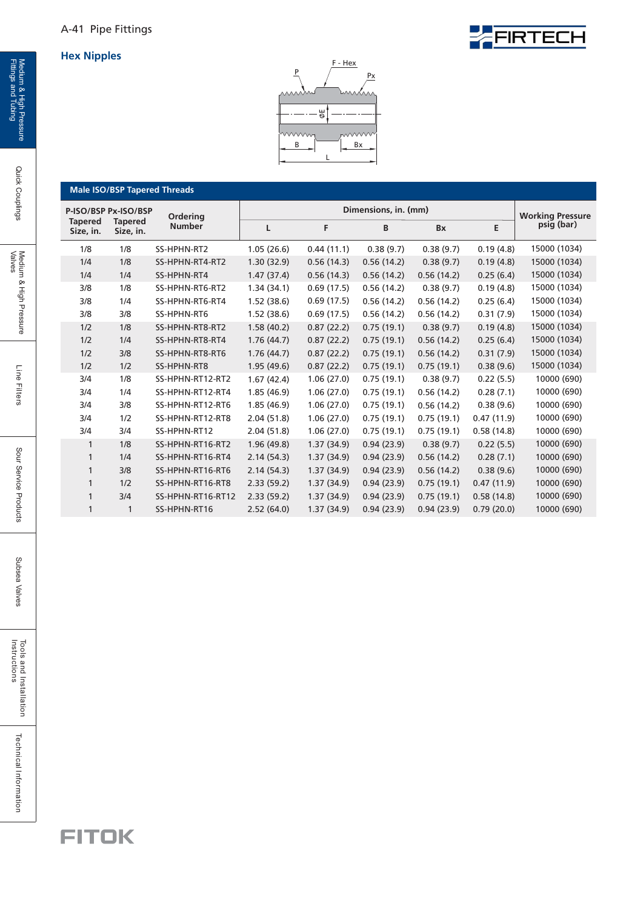## Hex Nipples

| Male ISO/BSP Tapered Threads | | | | | | | | |
|---|---|---|---|---|---|---|---|---|
| P-ISO/BSP Tapered Size, in. | Px-ISO/BSP Tapered Size, in. | Ordering Number | Dimensions, in. (mm) | | | | | Working Pressure psig (bar) |
| | | | L | F | B | Bx | E | |
| 1/8 | 1/8 | SS-HPHN-RT2 | 1.05 (26.6) | 0.44 (11.1) | 0.38 (9.7) | 0.38 (9.7) | 0.19 (4.8) | 15000 (1034) |
| 1/4 | 1/8 | SS-HPHN-RT4-RT2 | 1.30 (32.9) | 0.56 (14.3) | 0.56 (14.2) | 0.38 (9.7) | 0.19 (4.8) | 15000 (1034) |
| 1/4 | 1/4 | SS-HPHN-RT4 | 1.47 (37.4) | 0.56 (14.3) | 0.56 (14.2) | 0.56 (14.2) | 0.25 (6.4) | 15000 (1034) |
| 3/8 | 1/8 | SS-HPHN-RT6-RT2 | 1.34 (34.1) | 0.69 (17.5) | 0.56 (14.2) | 0.38 (9.7) | 0.19 (4.8) | 15000 (1034) |
| 3/8 | 1/4 | SS-HPHN-RT6-RT4 | 1.52 (38.6) | 0.69 (17.5) | 0.56 (14.2) | 0.56 (14.2) | 0.25 (6.4) | 15000 (1034) |
| 3/8 | 3/8 | SS-HPHN-RT6 | 1.52 (38.6) | 0.69 (17.5) | 0.56 (14.2) | 0.56 (14.2) | 0.31 (7.9) | 15000 (1034) |
| 1/2 | 1/8 | SS-HPHN-RT8-RT2 | 1.58 (40.2) | 0.87 (22.2) | 0.75 (19.1) | 0.38 (9.7) | 0.19 (4.8) | 15000 (1034) |
| 1/2 | 1/4 | SS-HPHN-RT8-RT4 | 1.76 (44.7) | 0.87 (22.2) | 0.75 (19.1) | 0.56 (14.2) | 0.25 (6.4) | 15000 (1034) |
| 1/2 | 3/8 | SS-HPHN-RT8-RT6 | 1.76 (44.7) | 0.87 (22.2) | 0.75 (19.1) | 0.56 (14.2) | 0.31 (7.9) | 15000 (1034) |
| 1/2 | 1/2 | SS-HPHN-RT8 | 1.95 (49.6) | 0.87 (22.2) | 0.75 (19.1) | 0.75 (19.1) | 0.38 (9.6) | 15000 (1034) |
| 3/4 | 1/8 | SS-HPHN-RT12-RT2 | 1.67 (42.4) | 1.06 (27.0) | 0.75 (19.1) | 0.38 (9.7) | 0.22 (5.5) | 10000 (690) |
| 3/4 | 1/4 | SS-HPHN-RT12-RT4 | 1.85 (46.9) | 1.06 (27.0) | 0.75 (19.1) | 0.56 (14.2) | 0.28 (7.1) | 10000 (690) |
| 3/4 | 3/8 | SS-HPHN-RT12-RT6 | 1.85 (46.9) | 1.06 (27.0) | 0.75 (19.1) | 0.56 (14.2) | 0.38 (9.6) | 10000 (690) |
| 3/4 | 1/2 | SS-HPHN-RT12-RT8 | 2.04 (51.8) | 1.06 (27.0) | 0.75 (19.1) | 0.75 (19.1) | 0.47 (11.9) | 10000 (690) |
| 3/4 | 3/4 | SS-HPHN-RT12 | 2.04 (51.8) | 1.06 (27.0) | 0.75 (19.1) | 0.75 (19.1) | 0.58 (14.8) | 10000 (690) |
| 1 | 1/8 | SS-HPHN-RT16-RT2 | 1.96 (49.8) | 1.37 (34.9) | 0.94 (23.9) | 0.38 (9.7) | 0.22 (5.5) | 10000 (690) |
| 1 | 1/4 | SS-HPHN-RT16-RT4 | 2.14 (54.3) | 1.37 (34.9) | 0.94 (23.9) | 0.56 (14.2) | 0.28 (7.1) | 10000 (690) |
| 1 | 3/8 | SS-HPHN-RT16-RT6 | 2.14 (54.3) | 1.37 (34.9) | 0.94 (23.9) | 0.56 (14.2) | 0.38 (9.6) | 10000 (690) |
| 1 | 1/2 | SS-HPHN-RT16-RT8 | 2.33 (59.2) | 1.37 (34.9) | 0.94 (23.9) | 0.75 (19.1) | 0.47 (11.9) | 10000 (690) |
| 1 | 3/4 | SS-HPHN-RT16-RT12 | 2.33 (59.2) | 1.37 (34.9) | 0.94 (23.9) | 0.75 (19.1) | 0.58 (14.8) | 10000 (690) |
| 1 | 1 | SS-HPHN-RT16 | 2.52 (64.0) | 1.37 (34.9) | 0.94 (23.9) | 0.94 (23.9) | 0.79 (20.0) | 10000 (690) |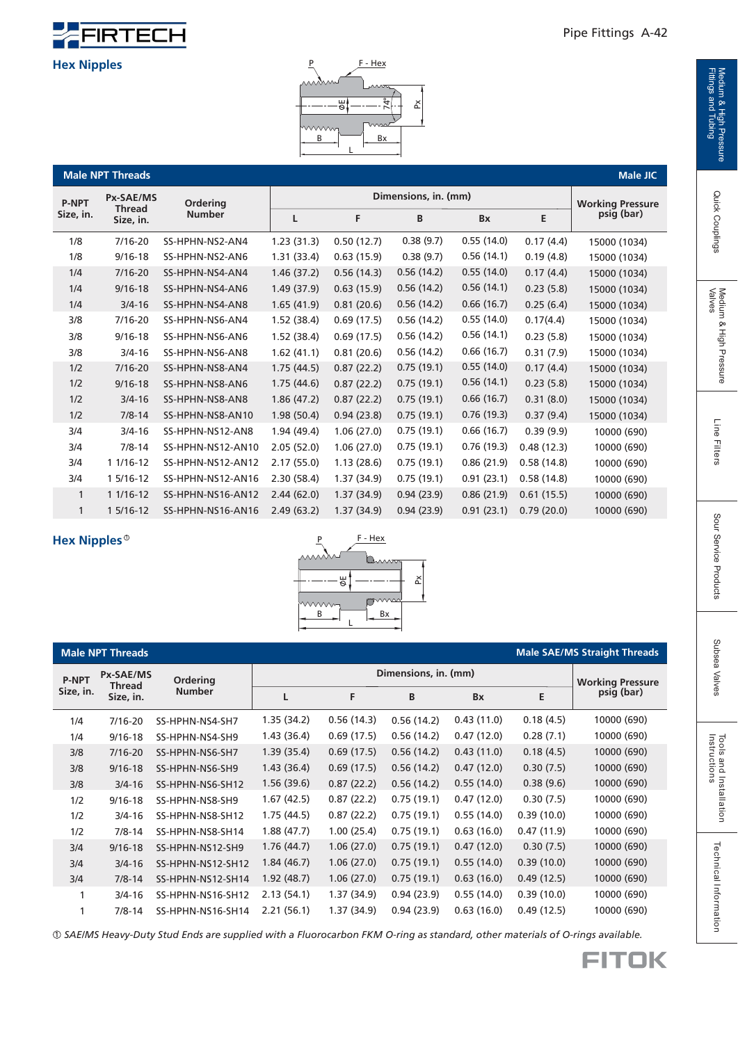## Hex Nipples

| Male NPT Threads | | | | | | | | Male JIC |
|---|---|---|---|---|---|---|---|---|
| P-NPT Size, in. | Px-SAE/MS Thread Size, in. | Ordering Number | Dimensions, in. (mm) | | | | | Working Pressure psig (bar) |
| | | | L | F | B | Bx | E | |
| 1/8 | 7/16-20 | SS-HPHN-NS2-AN4 | 1.23 (31.3) | 0.50 (12.7) | 0.38 (9.7) | 0.55 (14.0) | 0.17 (4.4) | 15000 (1034) |
| 1/8 | 9/16-18 | SS-HPHN-NS2-AN6 | 1.31 (33.4) | 0.63 (15.9) | 0.38 (9.7) | 0.56 (14.1) | 0.19 (4.8) | 15000 (1034) |
| 1/4 | 7/16-20 | SS-HPHN-NS4-AN4 | 1.46 (37.2) | 0.56 (14.3) | 0.56 (14.2) | 0.55 (14.0) | 0.17 (4.4) | 15000 (1034) |
| 1/4 | 9/16-18 | SS-HPHN-NS4-AN6 | 1.49 (37.9) | 0.63 (15.9) | 0.56 (14.2) | 0.56 (14.1) | 0.23 (5.8) | 15000 (1034) |
| 1/4 | 3/4-16 | SS-HPHN-NS4-AN8 | 1.65 (41.9) | 0.81 (20.6) | 0.56 (14.2) | 0.66 (16.7) | 0.25 (6.4) | 15000 (1034) |
| 3/8 | 7/16-20 | SS-HPHN-NS6-AN4 | 1.52 (38.4) | 0.69 (17.5) | 0.56 (14.2) | 0.55 (14.0) | 0.17(4.4) | 15000 (1034) |
| 3/8 | 9/16-18 | SS-HPHN-NS6-AN6 | 1.52 (38.4) | 0.69 (17.5) | 0.56 (14.2) | 0.56 (14.1) | 0.23 (5.8) | 15000 (1034) |
| 3/8 | 3/4-16 | SS-HPHN-NS6-AN8 | 1.62 (41.1) | 0.81 (20.6) | 0.56 (14.2) | 0.66 (16.7) | 0.31 (7.9) | 15000 (1034) |
| 1/2 | 7/16-20 | SS-HPHN-NS8-AN4 | 1.75 (44.5) | 0.87 (22.2) | 0.75 (19.1) | 0.55 (14.0) | 0.17 (4.4) | 15000 (1034) |
| 1/2 | 9/16-18 | SS-HPHN-NS8-AN6 | 1.75 (44.6) | 0.87 (22.2) | 0.75 (19.1) | 0.56 (14.1) | 0.23 (5.8) | 15000 (1034) |
| 1/2 | 3/4-16 | SS-HPHN-NS8-AN8 | 1.86 (47.2) | 0.87 (22.2) | 0.75 (19.1) | 0.66 (16.7) | 0.31 (8.0) | 15000 (1034) |
| 1/2 | 7/8-14 | SS-HPHN-NS8-AN10 | 1.98 (50.4) | 0.94 (23.8) | 0.75 (19.1) | 0.76 (19.3) | 0.37 (9.4) | 15000 (1034) |
| 3/4 | 3/4-16 | SS-HPHN-NS12-AN8 | 1.94 (49.4) | 1.06 (27.0) | 0.75 (19.1) | 0.66 (16.7) | 0.39 (9.9) | 10000 (690) |
| 3/4 | 7/8-14 | SS-HPHN-NS12-AN10 | 2.05 (52.0) | 1.06 (27.0) | 0.75 (19.1) | 0.76 (19.3) | 0.48 (12.3) | 10000 (690) |
| 3/4 | 1 1/16-12 | SS-HPHN-NS12-AN12 | 2.17 (55.0) | 1.13 (28.6) | 0.75 (19.1) | 0.86 (21.9) | 0.58 (14.8) | 10000 (690) |
| 3/4 | 1 5/16-12 | SS-HPHN-NS12-AN16 | 2.30 (58.4) | 1.37 (34.9) | 0.75 (19.1) | 0.91 (23.1) | 0.58 (14.8) | 10000 (690) |
| 1 | 1 1/16-12 | SS-HPHN-NS16-AN12 | 2.44 (62.0) | 1.37 (34.9) | 0.94 (23.9) | 0.86 (21.9) | 0.61 (15.5) | 10000 (690) |
| 1 | 1 5/16-12 | SS-HPHN-NS16-AN16 | 2.49 (63.2) | 1.37 (34.9) | 0.94 (23.9) | 0.91 (23.1) | 0.79 (20.0) | 10000 (690) |

## Hex Nipples①

| Male NPT Threads | | | | | | | | Male SAE/MS Straight Threads |
|---|---|---|---|---|---|---|---|---|
| P-NPT Size, in. | Px-SAE/MS Thread Size, in. | Ordering Number | Dimensions, in. (mm) | | | | | Working Pressure psig (bar) |
| | | | L | F | B | Bx | E | |
| 1/4 | 7/16-20 | SS-HPHN-NS4-SH7 | 1.35 (34.2) | 0.56 (14.3) | 0.56 (14.2) | 0.43 (11.0) | 0.18 (4.5) | 10000 (690) |
| 1/4 | 9/16-18 | SS-HPHN-NS4-SH9 | 1.43 (36.4) | 0.69 (17.5) | 0.56 (14.2) | 0.47 (12.0) | 0.28 (7.1) | 10000 (690) |
| 3/8 | 7/16-20 | SS-HPHN-NS6-SH7 | 1.39 (35.4) | 0.69 (17.5) | 0.56 (14.2) | 0.43 (11.0) | 0.18 (4.5) | 10000 (690) |
| 3/8 | 9/16-18 | SS-HPHN-NS6-SH9 | 1.43 (36.4) | 0.69 (17.5) | 0.56 (14.2) | 0.47 (12.0) | 0.30 (7.5) | 10000 (690) |
| 3/8 | 3/4-16 | SS-HPHN-NS6-SH12 | 1.56 (39.6) | 0.87 (22.2) | 0.56 (14.2) | 0.55 (14.0) | 0.38 (9.6) | 10000 (690) |
| 1/2 | 9/16-18 | SS-HPHN-NS8-SH9 | 1.67 (42.5) | 0.87 (22.2) | 0.75 (19.1) | 0.47 (12.0) | 0.30 (7.5) | 10000 (690) |
| 1/2 | 3/4-16 | SS-HPHN-NS8-SH12 | 1.75 (44.5) | 0.87 (22.2) | 0.75 (19.1) | 0.55 (14.0) | 0.39 (10.0) | 10000 (690) |
| 1/2 | 7/8-14 | SS-HPHN-NS8-SH14 | 1.88 (47.7) | 1.00 (25.4) | 0.75 (19.1) | 0.63 (16.0) | 0.47 (11.9) | 10000 (690) |
| 3/4 | 9/16-18 | SS-HPHN-NS12-SH9 | 1.76 (44.7) | 1.06 (27.0) | 0.75 (19.1) | 0.47 (12.0) | 0.30 (7.5) | 10000 (690) |
| 3/4 | 3/4-16 | SS-HPHN-NS12-SH12 | 1.84 (46.7) | 1.06 (27.0) | 0.75 (19.1) | 0.55 (14.0) | 0.39 (10.0) | 10000 (690) |
| 3/4 | 7/8-14 | SS-HPHN-NS12-SH14 | 1.92 (48.7) | 1.06 (27.0) | 0.75 (19.1) | 0.63 (16.0) | 0.49 (12.5) | 10000 (690) |
| 1 | 3/4-16 | SS-HPHN-NS16-SH12 | 2.13 (54.1) | 1.37 (34.9) | 0.94 (23.9) | 0.55 (14.0) | 0.39 (10.0) | 10000 (690) |
| 1 | 7/8-14 | SS-HPHN-NS16-SH14 | 2.21 (56.1) | 1.37 (34.9) | 0.94 (23.9) | 0.63 (16.0) | 0.49 (12.5) | 10000 (690) |

*① SAE/MS Heavy-Duty Stud Ends are supplied with a Fluorocarbon FKM O-ring as standard, other materials of O-rings available.*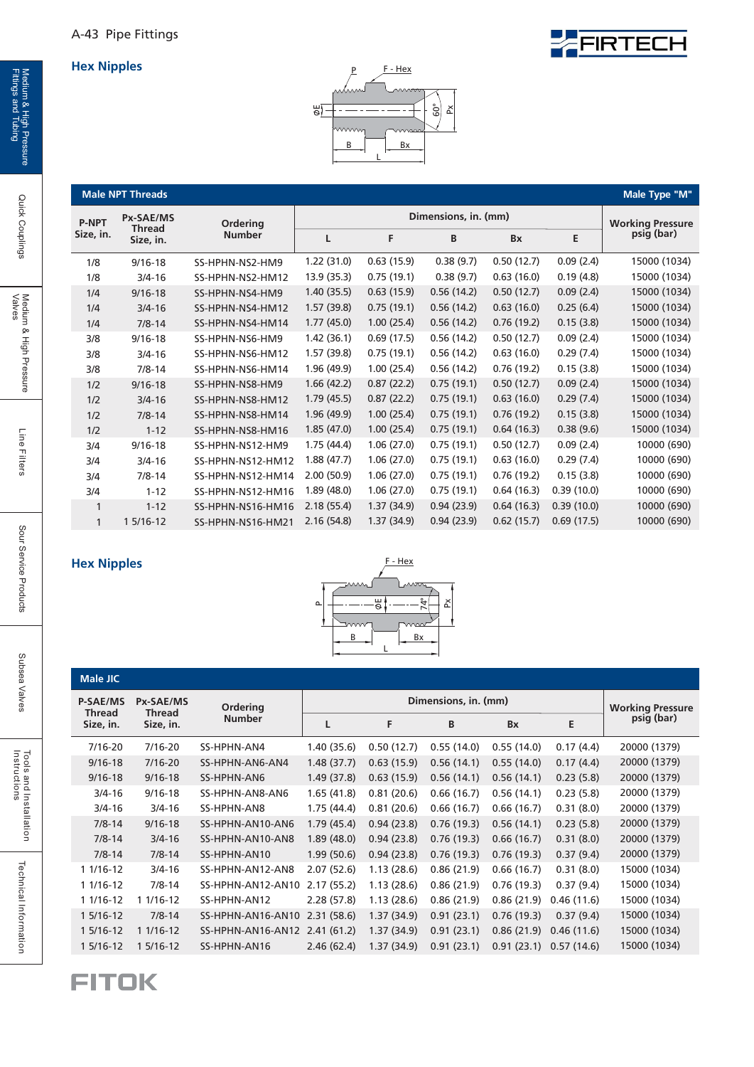## Hex Nipples

| P-NPT Size, in. | Px-SAE/MS Thread Size, in. | Ordering Number | Dimensions, in. (mm) | | | | | Working Pressure psig (bar) |
|---|---|---|---|---|---|---|---|---|
| | | | L | F | B | Bx | E | |
| **Male NPT Threads** | | | | | | | | **Male Type "M"** |
| 1/8 | 9/16-18 | SS-HPHN-NS2-HM9 | 1.22 (31.0) | 0.63 (15.9) | 0.38 (9.7) | 0.50 (12.7) | 0.09 (2.4) | 15000 (1034) |
| 1/8 | 3/4-16 | SS-HPHN-NS2-HM12 | 13.9 (35.3) | 0.75 (19.1) | 0.38 (9.7) | 0.63 (16.0) | 0.19 (4.8) | 15000 (1034) |
| 1/4 | 9/16-18 | SS-HPHN-NS4-HM9 | 1.40 (35.5) | 0.63 (15.9) | 0.56 (14.2) | 0.50 (12.7) | 0.09 (2.4) | 15000 (1034) |
| 1/4 | 3/4-16 | SS-HPHN-NS4-HM12 | 1.57 (39.8) | 0.75 (19.1) | 0.56 (14.2) | 0.63 (16.0) | 0.25 (6.4) | 15000 (1034) |
| 1/4 | 7/8-14 | SS-HPHN-NS4-HM14 | 1.77 (45.0) | 1.00 (25.4) | 0.56 (14.2) | 0.76 (19.2) | 0.15 (3.8) | 15000 (1034) |
| 3/8 | 9/16-18 | SS-HPHN-NS6-HM9 | 1.42 (36.1) | 0.69 (17.5) | 0.56 (14.2) | 0.50 (12.7) | 0.09 (2.4) | 15000 (1034) |
| 3/8 | 3/4-16 | SS-HPHN-NS6-HM12 | 1.57 (39.8) | 0.75 (19.1) | 0.56 (14.2) | 0.63 (16.0) | 0.29 (7.4) | 15000 (1034) |
| 3/8 | 7/8-14 | SS-HPHN-NS6-HM14 | 1.96 (49.9) | 1.00 (25.4) | 0.56 (14.2) | 0.76 (19.2) | 0.15 (3.8) | 15000 (1034) |
| 1/2 | 9/16-18 | SS-HPHN-NS8-HM9 | 1.66 (42.2) | 0.87 (22.2) | 0.75 (19.1) | 0.50 (12.7) | 0.09 (2.4) | 15000 (1034) |
| 1/2 | 3/4-16 | SS-HPHN-NS8-HM12 | 1.79 (45.5) | 0.87 (22.2) | 0.75 (19.1) | 0.63 (16.0) | 0.29 (7.4) | 15000 (1034) |
| 1/2 | 7/8-14 | SS-HPHN-NS8-HM14 | 1.96 (49.9) | 1.00 (25.4) | 0.75 (19.1) | 0.76 (19.2) | 0.15 (3.8) | 15000 (1034) |
| 1/2 | 1-12 | SS-HPHN-NS8-HM16 | 1.85 (47.0) | 1.00 (25.4) | 0.75 (19.1) | 0.64 (16.3) | 0.38 (9.6) | 15000 (1034) |
| 3/4 | 9/16-18 | SS-HPHN-NS12-HM9 | 1.75 (44.4) | 1.06 (27.0) | 0.75 (19.1) | 0.50 (12.7) | 0.09 (2.4) | 10000 (690) |
| 3/4 | 3/4-16 | SS-HPHN-NS12-HM12 | 1.88 (47.7) | 1.06 (27.0) | 0.75 (19.1) | 0.63 (16.0) | 0.29 (7.4) | 10000 (690) |
| 3/4 | 7/8-14 | SS-HPHN-NS12-HM14 | 2.00 (50.9) | 1.06 (27.0) | 0.75 (19.1) | 0.76 (19.2) | 0.15 (3.8) | 10000 (690) |
| 3/4 | 1-12 | SS-HPHN-NS12-HM16 | 1.89 (48.0) | 1.06 (27.0) | 0.75 (19.1) | 0.64 (16.3) | 0.39 (10.0) | 10000 (690) |
| 1 | 1-12 | SS-HPHN-NS16-HM16 | 2.18 (55.4) | 1.37 (34.9) | 0.94 (23.9) | 0.64 (16.3) | 0.39 (10.0) | 10000 (690) |
| 1 | 1 5/16-12 | SS-HPHN-NS16-HM21 | 2.16 (54.8) | 1.37 (34.9) | 0.94 (23.9) | 0.62 (15.7) | 0.69 (17.5) | 10000 (690) |

## Hex Nipples

| P-SAE/MS Thread Size, in. | Px-SAE/MS Thread Size, in. | Ordering Number | Dimensions, in. (mm) | | | | | Working Pressure psig (bar) |
|---|---|---|---|---|---|---|---|---|
| | | | L | F | B | Bx | E | |
| **Male JIC** | | | | | | | | |
| 7/16-20 | 7/16-20 | SS-HPHN-AN4 | 1.40 (35.6) | 0.50 (12.7) | 0.55 (14.0) | 0.55 (14.0) | 0.17 (4.4) | 20000 (1379) |
| 9/16-18 | 7/16-20 | SS-HPHN-AN6-AN4 | 1.48 (37.7) | 0.63 (15.9) | 0.56 (14.1) | 0.55 (14.0) | 0.17 (4.4) | 20000 (1379) |
| 9/16-18 | 9/16-18 | SS-HPHN-AN6 | 1.49 (37.8) | 0.63 (15.9) | 0.56 (14.1) | 0.56 (14.1) | 0.23 (5.8) | 20000 (1379) |
| 3/4-16 | 9/16-18 | SS-HPHN-AN8-AN6 | 1.65 (41.8) | 0.81 (20.6) | 0.66 (16.7) | 0.56 (14.1) | 0.23 (5.8) | 20000 (1379) |
| 3/4-16 | 3/4-16 | SS-HPHN-AN8 | 1.75 (44.4) | 0.81 (20.6) | 0.66 (16.7) | 0.66 (16.7) | 0.31 (8.0) | 20000 (1379) |
| 7/8-14 | 9/16-18 | SS-HPHN-AN10-AN6 | 1.79 (45.4) | 0.94 (23.8) | 0.76 (19.3) | 0.56 (14.1) | 0.23 (5.8) | 20000 (1379) |
| 7/8-14 | 3/4-16 | SS-HPHN-AN10-AN8 | 1.89 (48.0) | 0.94 (23.8) | 0.76 (19.3) | 0.66 (16.7) | 0.31 (8.0) | 20000 (1379) |
| 7/8-14 | 7/8-14 | SS-HPHN-AN10 | 1.99 (50.6) | 0.94 (23.8) | 0.76 (19.3) | 0.76 (19.3) | 0.37 (9.4) | 20000 (1379) |
| 1 1/16-12 | 3/4-16 | SS-HPHN-AN12-AN8 | 2.07 (52.6) | 1.13 (28.6) | 0.86 (21.9) | 0.66 (16.7) | 0.31 (8.0) | 15000 (1034) |
| 1 1/16-12 | 7/8-14 | SS-HPHN-AN12-AN10 | 2.17 (55.2) | 1.13 (28.6) | 0.86 (21.9) | 0.76 (19.3) | 0.37 (9.4) | 15000 (1034) |
| 1 1/16-12 | 1 1/16-12 | SS-HPHN-AN12 | 2.28 (57.8) | 1.13 (28.6) | 0.86 (21.9) | 0.86 (21.9) | 0.46 (11.6) | 15000 (1034) |
| 1 5/16-12 | 7/8-14 | SS-HPHN-AN16-AN10 | 2.31 (58.6) | 1.37 (34.9) | 0.91 (23.1) | 0.76 (19.3) | 0.37 (9.4) | 15000 (1034) |
| 1 5/16-12 | 1 1/16-12 | SS-HPHN-AN16-AN12 | 2.41 (61.2) | 1.37 (34.9) | 0.91 (23.1) | 0.86 (21.9) | 0.46 (11.6) | 15000 (1034) |
| 1 5/16-12 | 1 5/16-12 | SS-HPHN-AN16 | 2.46 (62.4) | 1.37 (34.9) | 0.91 (23.1) | 0.91 (23.1) | 0.57 (14.6) | 15000 (1034) |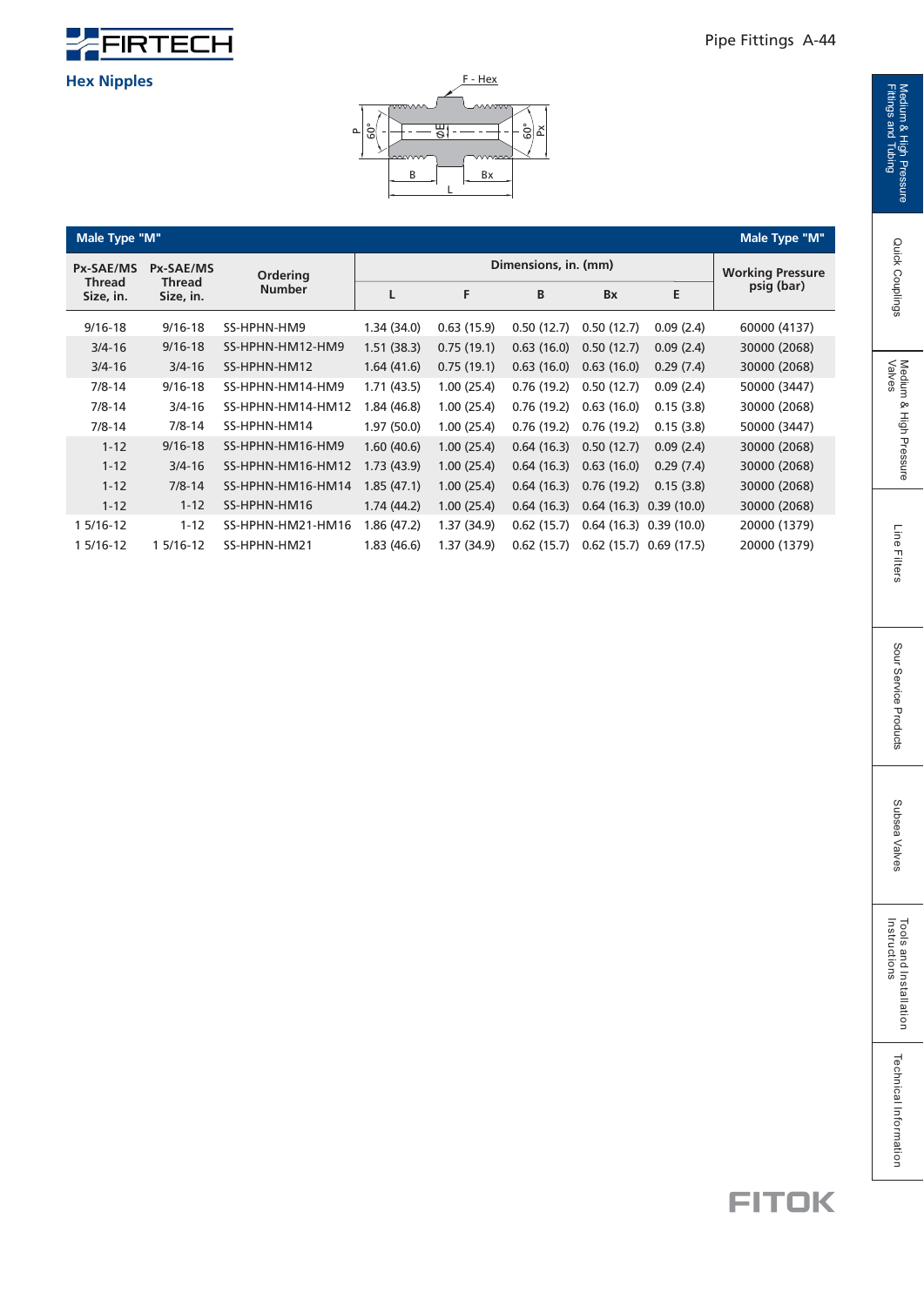## Hex Nipples

| Male Type "M" | | | | | | | | Male Type "M" |
|---|---|---|---|---|---|---|---|---|
| Px-SAE/MS Thread Size, in. | Px-SAE/MS Thread Size, in. | Ordering Number | Dimensions, in. (mm) | | | | | Working Pressure psig (bar) |
| | | | L | F | B | Bx | E | |
| 9/16-18 | 9/16-18 | SS-HPHN-HM9 | 1.34 (34.0) | 0.63 (15.9) | 0.50 (12.7) | 0.50 (12.7) | 0.09 (2.4) | 60000 (4137) |
| 3/4-16 | 9/16-18 | SS-HPHN-HM12-HM9 | 1.51 (38.3) | 0.75 (19.1) | 0.63 (16.0) | 0.50 (12.7) | 0.09 (2.4) | 30000 (2068) |
| 3/4-16 | 3/4-16 | SS-HPHN-HM12 | 1.64 (41.6) | 0.75 (19.1) | 0.63 (16.0) | 0.63 (16.0) | 0.29 (7.4) | 30000 (2068) |
| 7/8-14 | 9/16-18 | SS-HPHN-HM14-HM9 | 1.71 (43.5) | 1.00 (25.4) | 0.76 (19.2) | 0.50 (12.7) | 0.09 (2.4) | 50000 (3447) |
| 7/8-14 | 3/4-16 | SS-HPHN-HM14-HM12 | 1.84 (46.8) | 1.00 (25.4) | 0.76 (19.2) | 0.63 (16.0) | 0.15 (3.8) | 30000 (2068) |
| 7/8-14 | 7/8-14 | SS-HPHN-HM14 | 1.97 (50.0) | 1.00 (25.4) | 0.76 (19.2) | 0.76 (19.2) | 0.15 (3.8) | 50000 (3447) |
| 1-12 | 9/16-18 | SS-HPHN-HM16-HM9 | 1.60 (40.6) | 1.00 (25.4) | 0.64 (16.3) | 0.50 (12.7) | 0.09 (2.4) | 30000 (2068) |
| 1-12 | 3/4-16 | SS-HPHN-HM16-HM12 | 1.73 (43.9) | 1.00 (25.4) | 0.64 (16.3) | 0.63 (16.0) | 0.29 (7.4) | 30000 (2068) |
| 1-12 | 7/8-14 | SS-HPHN-HM16-HM14 | 1.85 (47.1) | 1.00 (25.4) | 0.64 (16.3) | 0.76 (19.2) | 0.15 (3.8) | 30000 (2068) |
| 1-12 | 1-12 | SS-HPHN-HM16 | 1.74 (44.2) | 1.00 (25.4) | 0.64 (16.3) | 0.64 (16.3) | 0.39 (10.0) | 30000 (2068) |
| 1 5/16-12 | 1-12 | SS-HPHN-HM21-HM16 | 1.86 (47.2) | 1.37 (34.9) | 0.62 (15.7) | 0.64 (16.3) | 0.39 (10.0) | 20000 (1379) |
| 1 5/16-12 | 1 5/16-12 | SS-HPHN-HM21 | 1.83 (46.6) | 1.37 (34.9) | 0.62 (15.7) | 0.62 (15.7) | 0.69 (17.5) | 20000 (1379) |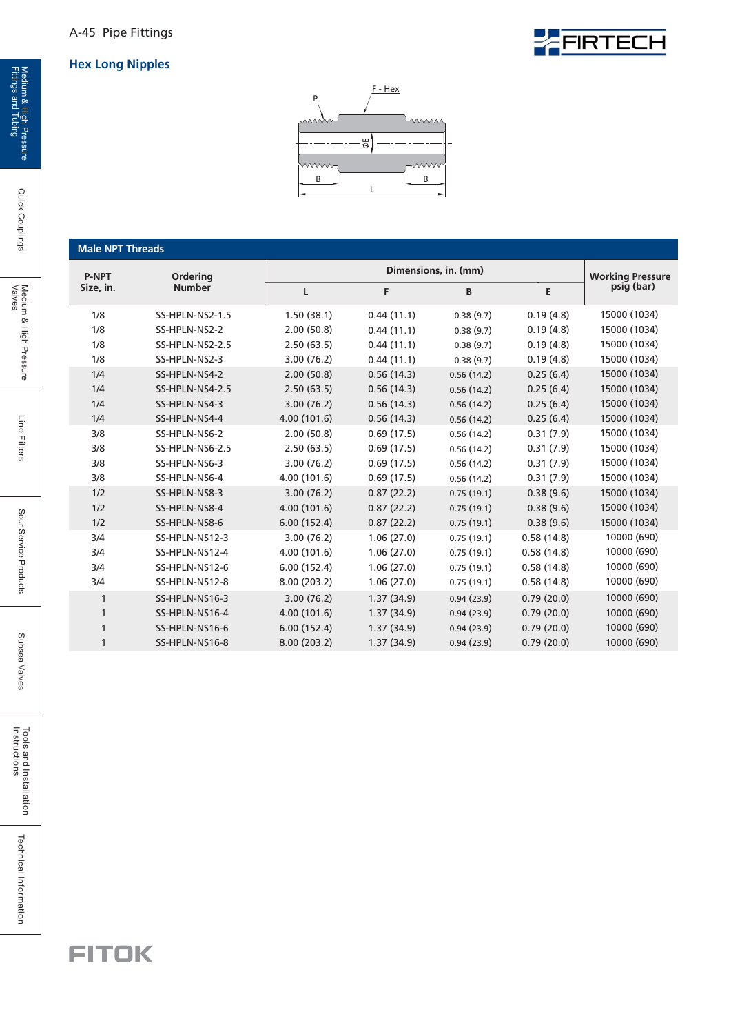## Hex Long Nipples

| Male NPT Threads | | | | | | |
|---|---|---|---|---|---|---|
| P-NPT Size, in. | Ordering Number | Dimensions, in. (mm) | | | | Working Pressure psig (bar) |
| | | L | F | B | E | |
| 1/8 | SS-HPLN-NS2-1.5 | 1.50 (38.1) | 0.44 (11.1) | 0.38 (9.7) | 0.19 (4.8) | 15000 (1034) |
| 1/8 | SS-HPLN-NS2-2 | 2.00 (50.8) | 0.44 (11.1) | 0.38 (9.7) | 0.19 (4.8) | 15000 (1034) |
| 1/8 | SS-HPLN-NS2-2.5 | 2.50 (63.5) | 0.44 (11.1) | 0.38 (9.7) | 0.19 (4.8) | 15000 (1034) |
| 1/8 | SS-HPLN-NS2-3 | 3.00 (76.2) | 0.44 (11.1) | 0.38 (9.7) | 0.19 (4.8) | 15000 (1034) |
| 1/4 | SS-HPLN-NS4-2 | 2.00 (50.8) | 0.56 (14.3) | 0.56 (14.2) | 0.25 (6.4) | 15000 (1034) |
| 1/4 | SS-HPLN-NS4-2.5 | 2.50 (63.5) | 0.56 (14.3) | 0.56 (14.2) | 0.25 (6.4) | 15000 (1034) |
| 1/4 | SS-HPLN-NS4-3 | 3.00 (76.2) | 0.56 (14.3) | 0.56 (14.2) | 0.25 (6.4) | 15000 (1034) |
| 1/4 | SS-HPLN-NS4-4 | 4.00 (101.6) | 0.56 (14.3) | 0.56 (14.2) | 0.25 (6.4) | 15000 (1034) |
| 3/8 | SS-HPLN-NS6-2 | 2.00 (50.8) | 0.69 (17.5) | 0.56 (14.2) | 0.31 (7.9) | 15000 (1034) |
| 3/8 | SS-HPLN-NS6-2.5 | 2.50 (63.5) | 0.69 (17.5) | 0.56 (14.2) | 0.31 (7.9) | 15000 (1034) |
| 3/8 | SS-HPLN-NS6-3 | 3.00 (76.2) | 0.69 (17.5) | 0.56 (14.2) | 0.31 (7.9) | 15000 (1034) |
| 3/8 | SS-HPLN-NS6-4 | 4.00 (101.6) | 0.69 (17.5) | 0.56 (14.2) | 0.31 (7.9) | 15000 (1034) |
| 1/2 | SS-HPLN-NS8-3 | 3.00 (76.2) | 0.87 (22.2) | 0.75 (19.1) | 0.38 (9.6) | 15000 (1034) |
| 1/2 | SS-HPLN-NS8-4 | 4.00 (101.6) | 0.87 (22.2) | 0.75 (19.1) | 0.38 (9.6) | 15000 (1034) |
| 1/2 | SS-HPLN-NS8-6 | 6.00 (152.4) | 0.87 (22.2) | 0.75 (19.1) | 0.38 (9.6) | 15000 (1034) |
| 3/4 | SS-HPLN-NS12-3 | 3.00 (76.2) | 1.06 (27.0) | 0.75 (19.1) | 0.58 (14.8) | 10000 (690) |
| 3/4 | SS-HPLN-NS12-4 | 4.00 (101.6) | 1.06 (27.0) | 0.75 (19.1) | 0.58 (14.8) | 10000 (690) |
| 3/4 | SS-HPLN-NS12-6 | 6.00 (152.4) | 1.06 (27.0) | 0.75 (19.1) | 0.58 (14.8) | 10000 (690) |
| 3/4 | SS-HPLN-NS12-8 | 8.00 (203.2) | 1.06 (27.0) | 0.75 (19.1) | 0.58 (14.8) | 10000 (690) |
| 1 | SS-HPLN-NS16-3 | 3.00 (76.2) | 1.37 (34.9) | 0.94 (23.9) | 0.79 (20.0) | 10000 (690) |
| 1 | SS-HPLN-NS16-4 | 4.00 (101.6) | 1.37 (34.9) | 0.94 (23.9) | 0.79 (20.0) | 10000 (690) |
| 1 | SS-HPLN-NS16-6 | 6.00 (152.4) | 1.37 (34.9) | 0.94 (23.9) | 0.79 (20.0) | 10000 (690) |
| 1 | SS-HPLN-NS16-8 | 8.00 (203.2) | 1.37 (34.9) | 0.94 (23.9) | 0.79 (20.0) | 10000 (690) |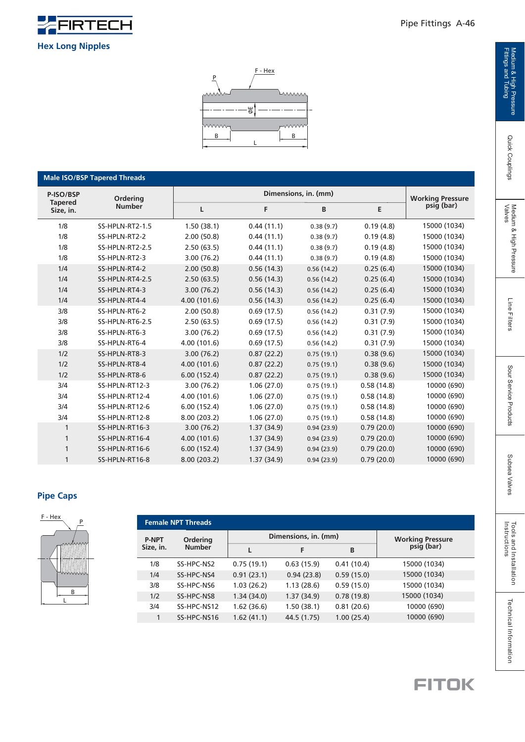## Hex Long Nipples

### Male ISO/BSP Tapered Threads

| P-ISO/BSP Tapered Size, in. | Ordering Number | Dimensions, in. (mm) | | | | Working Pressure psig (bar) |
|---|---|---|---|---|---|---|
| | | L | F | B | E | |
| 1/8 | SS-HPLN-RT2-1.5 | 1.50 (38.1) | 0.44 (11.1) | 0.38 (9.7) | 0.19 (4.8) | 15000 (1034) |
| 1/8 | SS-HPLN-RT2-2 | 2.00 (50.8) | 0.44 (11.1) | 0.38 (9.7) | 0.19 (4.8) | 15000 (1034) |
| 1/8 | SS-HPLN-RT2-2.5 | 2.50 (63.5) | 0.44 (11.1) | 0.38 (9.7) | 0.19 (4.8) | 15000 (1034) |
| 1/8 | SS-HPLN-RT2-3 | 3.00 (76.2) | 0.44 (11.1) | 0.38 (9.7) | 0.19 (4.8) | 15000 (1034) |
| 1/4 | SS-HPLN-RT4-2 | 2.00 (50.8) | 0.56 (14.3) | 0.56 (14.2) | 0.25 (6.4) | 15000 (1034) |
| 1/4 | SS-HPLN-RT4-2.5 | 2.50 (63.5) | 0.56 (14.3) | 0.56 (14.2) | 0.25 (6.4) | 15000 (1034) |
| 1/4 | SS-HPLN-RT4-3 | 3.00 (76.2) | 0.56 (14.3) | 0.56 (14.2) | 0.25 (6.4) | 15000 (1034) |
| 1/4 | SS-HPLN-RT4-4 | 4.00 (101.6) | 0.56 (14.3) | 0.56 (14.2) | 0.25 (6.4) | 15000 (1034) |
| 3/8 | SS-HPLN-RT6-2 | 2.00 (50.8) | 0.69 (17.5) | 0.56 (14.2) | 0.31 (7.9) | 15000 (1034) |
| 3/8 | SS-HPLN-RT6-2.5 | 2.50 (63.5) | 0.69 (17.5) | 0.56 (14.2) | 0.31 (7.9) | 15000 (1034) |
| 3/8 | SS-HPLN-RT6-3 | 3.00 (76.2) | 0.69 (17.5) | 0.56 (14.2) | 0.31 (7.9) | 15000 (1034) |
| 3/8 | SS-HPLN-RT6-4 | 4.00 (101.6) | 0.69 (17.5) | 0.56 (14.2) | 0.31 (7.9) | 15000 (1034) |
| 1/2 | SS-HPLN-RT8-3 | 3.00 (76.2) | 0.87 (22.2) | 0.75 (19.1) | 0.38 (9.6) | 15000 (1034) |
| 1/2 | SS-HPLN-RT8-4 | 4.00 (101.6) | 0.87 (22.2) | 0.75 (19.1) | 0.38 (9.6) | 15000 (1034) |
| 1/2 | SS-HPLN-RT8-6 | 6.00 (152.4) | 0.87 (22.2) | 0.75 (19.1) | 0.38 (9.6) | 15000 (1034) |
| 3/4 | SS-HPLN-RT12-3 | 3.00 (76.2) | 1.06 (27.0) | 0.75 (19.1) | 0.58 (14.8) | 10000 (690) |
| 3/4 | SS-HPLN-RT12-4 | 4.00 (101.6) | 1.06 (27.0) | 0.75 (19.1) | 0.58 (14.8) | 10000 (690) |
| 3/4 | SS-HPLN-RT12-6 | 6.00 (152.4) | 1.06 (27.0) | 0.75 (19.1) | 0.58 (14.8) | 10000 (690) |
| 3/4 | SS-HPLN-RT12-8 | 8.00 (203.2) | 1.06 (27.0) | 0.75 (19.1) | 0.58 (14.8) | 10000 (690) |
| 1 | SS-HPLN-RT16-3 | 3.00 (76.2) | 1.37 (34.9) | 0.94 (23.9) | 0.79 (20.0) | 10000 (690) |
| 1 | SS-HPLN-RT16-4 | 4.00 (101.6) | 1.37 (34.9) | 0.94 (23.9) | 0.79 (20.0) | 10000 (690) |
| 1 | SS-HPLN-RT16-6 | 6.00 (152.4) | 1.37 (34.9) | 0.94 (23.9) | 0.79 (20.0) | 10000 (690) |
| 1 | SS-HPLN-RT16-8 | 8.00 (203.2) | 1.37 (34.9) | 0.94 (23.9) | 0.79 (20.0) | 10000 (690) |

## Pipe Caps

### Female NPT Threads

| P-NPT Size, in. | Ordering Number | Dimensions, in. (mm) | | | Working Pressure psig (bar) |
|---|---|---|---|---|---|
| | | L | F | B | |
| 1/8 | SS-HPC-NS2 | 0.75 (19.1) | 0.63 (15.9) | 0.41 (10.4) | 15000 (1034) |
| 1/4 | SS-HPC-NS4 | 0.91 (23.1) | 0.94 (23.8) | 0.59 (15.0) | 15000 (1034) |
| 3/8 | SS-HPC-NS6 | 1.03 (26.2) | 1.13 (28.6) | 0.59 (15.0) | 15000 (1034) |
| 1/2 | SS-HPC-NS8 | 1.34 (34.0) | 1.37 (34.9) | 0.78 (19.8) | 15000 (1034) |
| 3/4 | SS-HPC-NS12 | 1.62 (36.6) | 1.50 (38.1) | 0.81 (20.6) | 10000 (690) |
| 1 | SS-HPC-NS16 | 1.62 (41.1) | 44.5 (1.75) | 1.00 (25.4) | 10000 (690) |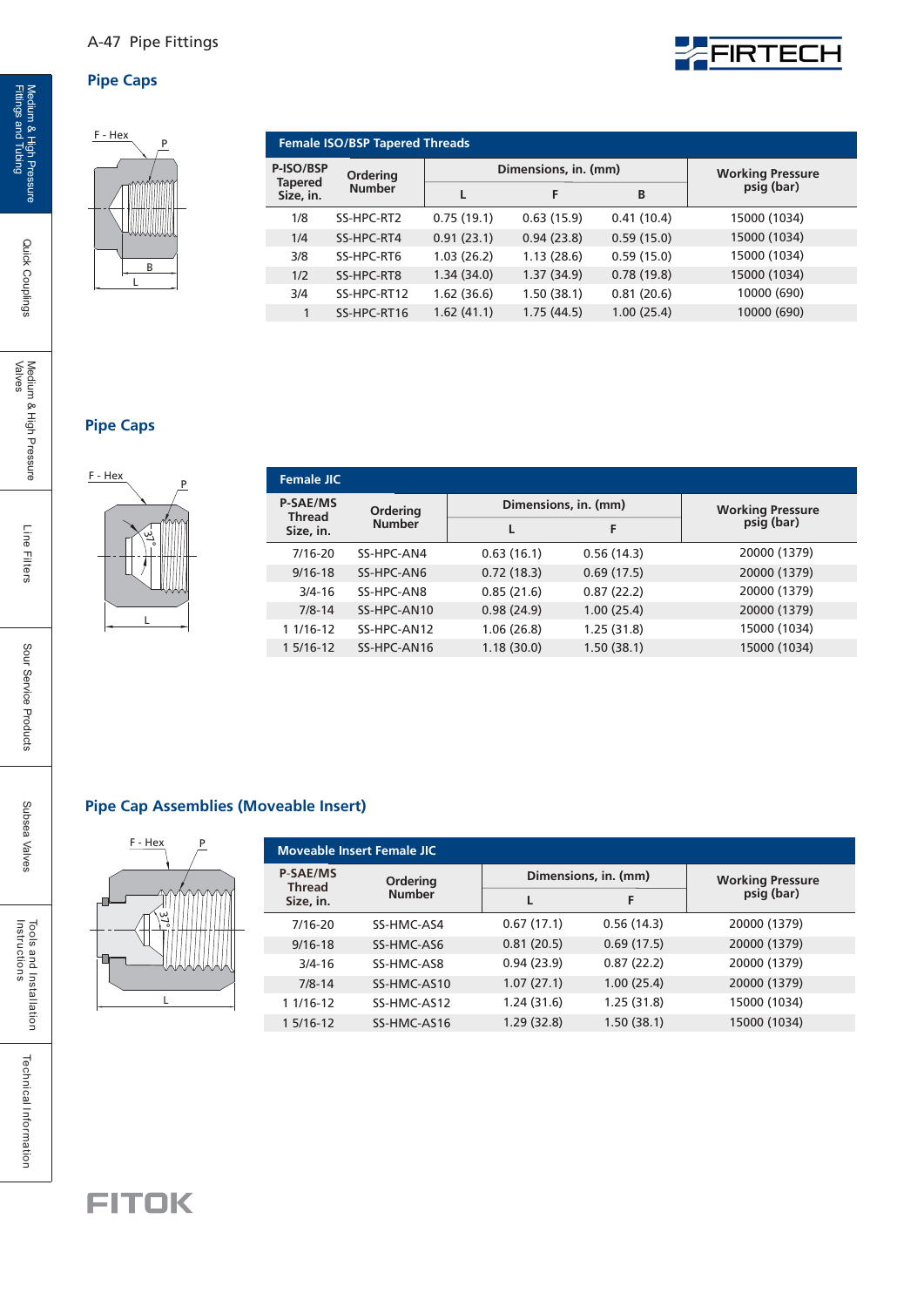## Pipe Caps

| Female ISO/BSP Tapered Threads | | | | | |
|---|---|---|---|---|---|
| P-ISO/BSP Tapered Size, in. | Ordering Number | Dimensions, in. (mm) | | | Working Pressure psig (bar) |
| | | L | F | B | |
| 1/8 | SS-HPC-RT2 | 0.75 (19.1) | 0.63 (15.9) | 0.41 (10.4) | 15000 (1034) |
| 1/4 | SS-HPC-RT4 | 0.91 (23.1) | 0.94 (23.8) | 0.59 (15.0) | 15000 (1034) |
| 3/8 | SS-HPC-RT6 | 1.03 (26.2) | 1.13 (28.6) | 0.59 (15.0) | 15000 (1034) |
| 1/2 | SS-HPC-RT8 | 1.34 (34.0) | 1.37 (34.9) | 0.78 (19.8) | 15000 (1034) |
| 3/4 | SS-HPC-RT12 | 1.62 (36.6) | 1.50 (38.1) | 0.81 (20.6) | 10000 (690) |
| 1 | SS-HPC-RT16 | 1.62 (41.1) | 1.75 (44.5) | 1.00 (25.4) | 10000 (690) |

## Pipe Caps

| Female JIC | | | | |
|---|---|---|---|---|
| P-SAE/MS Thread Size, in. | Ordering Number | Dimensions, in. (mm) | | Working Pressure psig (bar) |
| | | L | F | |
| 7/16-20 | SS-HPC-AN4 | 0.63 (16.1) | 0.56 (14.3) | 20000 (1379) |
| 9/16-18 | SS-HPC-AN6 | 0.72 (18.3) | 0.69 (17.5) | 20000 (1379) |
| 3/4-16 | SS-HPC-AN8 | 0.85 (21.6) | 0.87 (22.2) | 20000 (1379) |
| 7/8-14 | SS-HPC-AN10 | 0.98 (24.9) | 1.00 (25.4) | 20000 (1379) |
| 1 1/16-12 | SS-HPC-AN12 | 1.06 (26.8) | 1.25 (31.8) | 15000 (1034) |
| 1 5/16-12 | SS-HPC-AN16 | 1.18 (30.0) | 1.50 (38.1) | 15000 (1034) |

## Pipe Cap Assemblies (Moveable Insert)

| Moveable Insert Female JIC | | | | |
|---|---|---|---|---|
| P-SAE/MS Thread Size, in. | Ordering Number | Dimensions, in. (mm) | | Working Pressure psig (bar) |
| | | L | F | |
| 7/16-20 | SS-HMC-AS4 | 0.67 (17.1) | 0.56 (14.3) | 20000 (1379) |
| 9/16-18 | SS-HMC-AS6 | 0.81 (20.5) | 0.69 (17.5) | 20000 (1379) |
| 3/4-16 | SS-HMC-AS8 | 0.94 (23.9) | 0.87 (22.2) | 20000 (1379) |
| 7/8-14 | SS-HMC-AS10 | 1.07 (27.1) | 1.00 (25.4) | 20000 (1379) |
| 1 1/16-12 | SS-HMC-AS12 | 1.24 (31.6) | 1.25 (31.8) | 15000 (1034) |
| 1 5/16-12 | SS-HMC-AS16 | 1.29 (32.8) | 1.50 (38.1) | 15000 (1034) |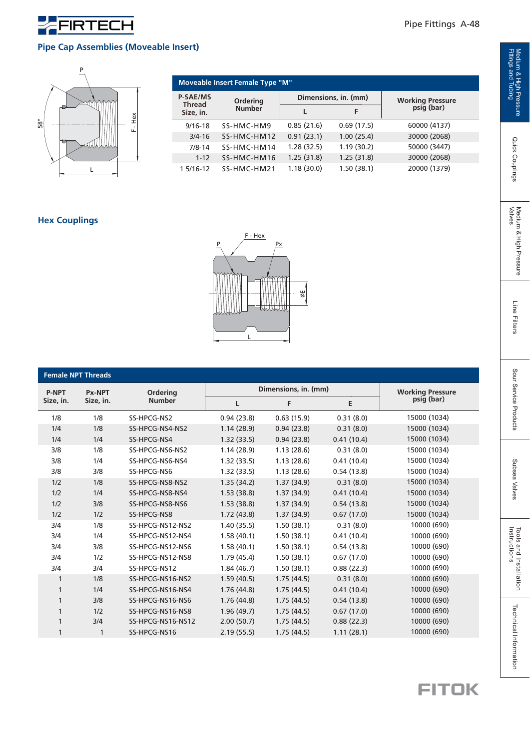## Pipe Cap Assemblies (Moveable Insert)

| Moveable Insert Female Type "M" | | | | |
|---|---|---|---|---|
| P-SAE/MS Thread Size, in. | Ordering Number | Dimensions, in. (mm) | | Working Pressure psig (bar) |
| | | L | F | |
| 9/16-18 | SS-HMC-HM9 | 0.85 (21.6) | 0.69 (17.5) | 60000 (4137) |
| 3/4-16 | SS-HMC-HM12 | 0.91 (23.1) | 1.00 (25.4) | 30000 (2068) |
| 7/8-14 | SS-HMC-HM14 | 1.28 (32.5) | 1.19 (30.2) | 50000 (3447) |
| 1-12 | SS-HMC-HM16 | 1.25 (31.8) | 1.25 (31.8) | 30000 (2068) |
| 1 5/16-12 | SS-HMC-HM21 | 1.18 (30.0) | 1.50 (38.1) | 20000 (1379) |

## Hex Couplings

| Female NPT Threads | | | | | | |
|---|---|---|---|---|---|---|
| P-NPT Size, in. | Px-NPT Size, in. | Ordering Number | Dimensions, in. (mm) | | | Working Pressure psig (bar) |
| | | | L | F | E | |
| 1/8 | 1/8 | SS-HPCG-NS2 | 0.94 (23.8) | 0.63 (15.9) | 0.31 (8.0) | 15000 (1034) |
| 1/4 | 1/8 | SS-HPCG-NS4-NS2 | 1.14 (28.9) | 0.94 (23.8) | 0.31 (8.0) | 15000 (1034) |
| 1/4 | 1/4 | SS-HPCG-NS4 | 1.32 (33.5) | 0.94 (23.8) | 0.41 (10.4) | 15000 (1034) |
| 3/8 | 1/8 | SS-HPCG-NS6-NS2 | 1.14 (28.9) | 1.13 (28.6) | 0.31 (8.0) | 15000 (1034) |
| 3/8 | 1/4 | SS-HPCG-NS6-NS4 | 1.32 (33.5) | 1.13 (28.6) | 0.41 (10.4) | 15000 (1034) |
| 3/8 | 3/8 | SS-HPCG-NS6 | 1.32 (33.5) | 1.13 (28.6) | 0.54 (13.8) | 15000 (1034) |
| 1/2 | 1/8 | SS-HPCG-NS8-NS2 | 1.35 (34.2) | 1.37 (34.9) | 0.31 (8.0) | 15000 (1034) |
| 1/2 | 1/4 | SS-HPCG-NS8-NS4 | 1.53 (38.8) | 1.37 (34.9) | 0.41 (10.4) | 15000 (1034) |
| 1/2 | 3/8 | SS-HPCG-NS8-NS6 | 1.53 (38.8) | 1.37 (34.9) | 0.54 (13.8) | 15000 (1034) |
| 1/2 | 1/2 | SS-HPCG-NS8 | 1.72 (43.8) | 1.37 (34.9) | 0.67 (17.0) | 15000 (1034) |
| 3/4 | 1/8 | SS-HPCG-NS12-NS2 | 1.40 (35.5) | 1.50 (38.1) | 0.31 (8.0) | 10000 (690) |
| 3/4 | 1/4 | SS-HPCG-NS12-NS4 | 1.58 (40.1) | 1.50 (38.1) | 0.41 (10.4) | 10000 (690) |
| 3/4 | 3/8 | SS-HPCG-NS12-NS6 | 1.58 (40.1) | 1.50 (38.1) | 0.54 (13.8) | 10000 (690) |
| 3/4 | 1/2 | SS-HPCG-NS12-NS8 | 1.79 (45.4) | 1.50 (38.1) | 0.67 (17.0) | 10000 (690) |
| 3/4 | 3/4 | SS-HPCG-NS12 | 1.84 (46.7) | 1.50 (38.1) | 0.88 (22.3) | 10000 (690) |
| 1 | 1/8 | SS-HPCG-NS16-NS2 | 1.59 (40.5) | 1.75 (44.5) | 0.31 (8.0) | 10000 (690) |
| 1 | 1/4 | SS-HPCG-NS16-NS4 | 1.76 (44.8) | 1.75 (44.5) | 0.41 (10.4) | 10000 (690) |
| 1 | 3/8 | SS-HPCG-NS16-NS6 | 1.76 (44.8) | 1.75 (44.5) | 0.54 (13.8) | 10000 (690) |
| 1 | 1/2 | SS-HPCG-NS16-NS8 | 1.96 (49.7) | 1.75 (44.5) | 0.67 (17.0) | 10000 (690) |
| 1 | 3/4 | SS-HPCG-NS16-NS12 | 2.00 (50.7) | 1.75 (44.5) | 0.88 (22.3) | 10000 (690) |
| 1 | 1 | SS-HPCG-NS16 | 2.19 (55.5) | 1.75 (44.5) | 1.11 (28.1) | 10000 (690) |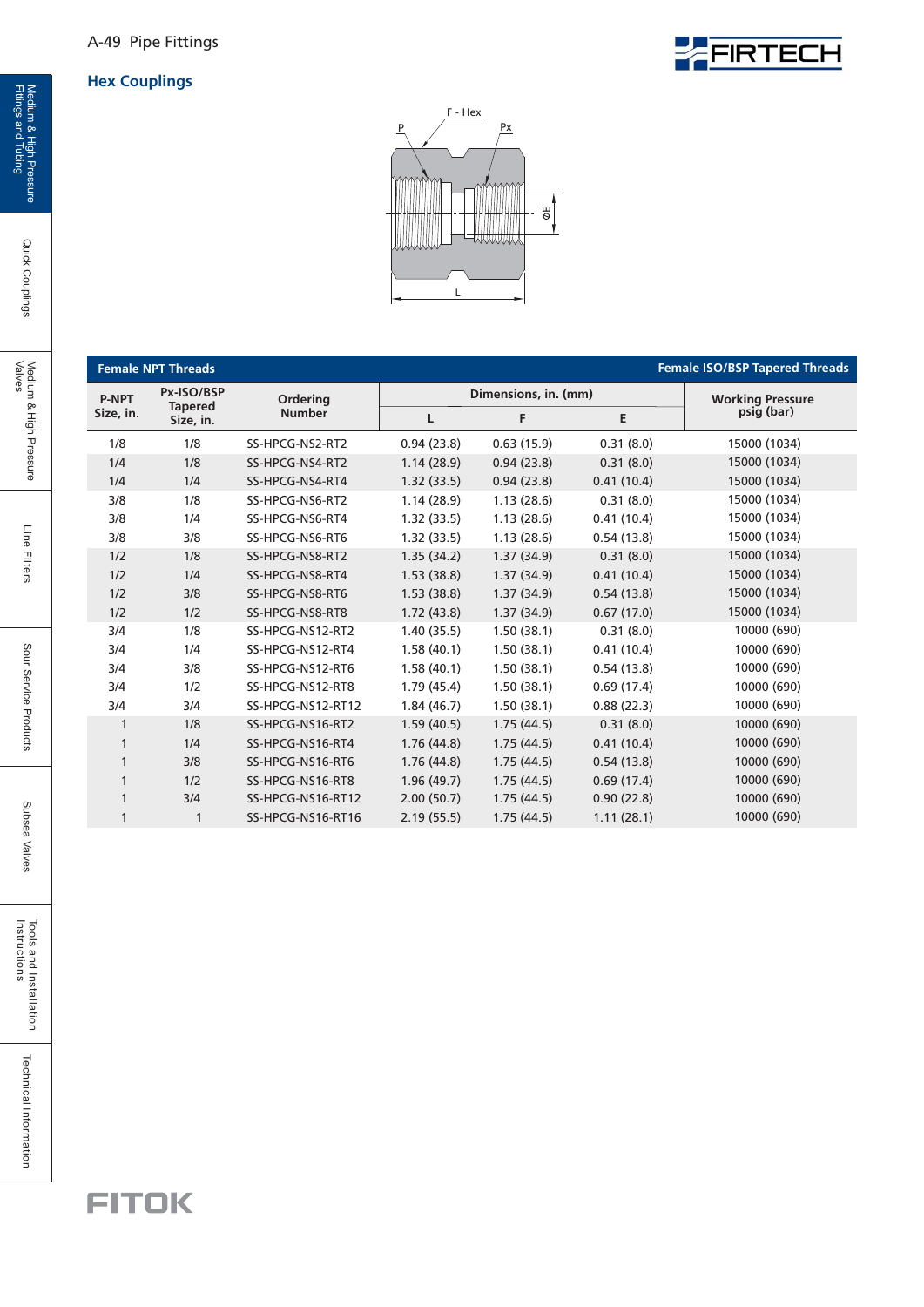## Hex Couplings

| Female NPT Threads | | | | | | Female ISO/BSP Tapered Threads |
|---|---|---|---|---|---|---|
| P-NPT Size, in. | Px-ISO/BSP Tapered Size, in. | Ordering Number | Dimensions, in. (mm) | | | Working Pressure psig (bar) |
| | | | L | F | E | |
| 1/8 | 1/8 | SS-HPCG-NS2-RT2 | 0.94 (23.8) | 0.63 (15.9) | 0.31 (8.0) | 15000 (1034) |
| 1/4 | 1/8 | SS-HPCG-NS4-RT2 | 1.14 (28.9) | 0.94 (23.8) | 0.31 (8.0) | 15000 (1034) |
| 1/4 | 1/4 | SS-HPCG-NS4-RT4 | 1.32 (33.5) | 0.94 (23.8) | 0.41 (10.4) | 15000 (1034) |
| 3/8 | 1/8 | SS-HPCG-NS6-RT2 | 1.14 (28.9) | 1.13 (28.6) | 0.31 (8.0) | 15000 (1034) |
| 3/8 | 1/4 | SS-HPCG-NS6-RT4 | 1.32 (33.5) | 1.13 (28.6) | 0.41 (10.4) | 15000 (1034) |
| 3/8 | 3/8 | SS-HPCG-NS6-RT6 | 1.32 (33.5) | 1.13 (28.6) | 0.54 (13.8) | 15000 (1034) |
| 1/2 | 1/8 | SS-HPCG-NS8-RT2 | 1.35 (34.2) | 1.37 (34.9) | 0.31 (8.0) | 15000 (1034) |
| 1/2 | 1/4 | SS-HPCG-NS8-RT4 | 1.53 (38.8) | 1.37 (34.9) | 0.41 (10.4) | 15000 (1034) |
| 1/2 | 3/8 | SS-HPCG-NS8-RT6 | 1.53 (38.8) | 1.37 (34.9) | 0.54 (13.8) | 15000 (1034) |
| 1/2 | 1/2 | SS-HPCG-NS8-RT8 | 1.72 (43.8) | 1.37 (34.9) | 0.67 (17.0) | 15000 (1034) |
| 3/4 | 1/8 | SS-HPCG-NS12-RT2 | 1.40 (35.5) | 1.50 (38.1) | 0.31 (8.0) | 10000 (690) |
| 3/4 | 1/4 | SS-HPCG-NS12-RT4 | 1.58 (40.1) | 1.50 (38.1) | 0.41 (10.4) | 10000 (690) |
| 3/4 | 3/8 | SS-HPCG-NS12-RT6 | 1.58 (40.1) | 1.50 (38.1) | 0.54 (13.8) | 10000 (690) |
| 3/4 | 1/2 | SS-HPCG-NS12-RT8 | 1.79 (45.4) | 1.50 (38.1) | 0.69 (17.4) | 10000 (690) |
| 3/4 | 3/4 | SS-HPCG-NS12-RT12 | 1.84 (46.7) | 1.50 (38.1) | 0.88 (22.3) | 10000 (690) |
| 1 | 1/8 | SS-HPCG-NS16-RT2 | 1.59 (40.5) | 1.75 (44.5) | 0.31 (8.0) | 10000 (690) |
| 1 | 1/4 | SS-HPCG-NS16-RT4 | 1.76 (44.8) | 1.75 (44.5) | 0.41 (10.4) | 10000 (690) |
| 1 | 3/8 | SS-HPCG-NS16-RT6 | 1.76 (44.8) | 1.75 (44.5) | 0.54 (13.8) | 10000 (690) |
| 1 | 1/2 | SS-HPCG-NS16-RT8 | 1.96 (49.7) | 1.75 (44.5) | 0.69 (17.4) | 10000 (690) |
| 1 | 3/4 | SS-HPCG-NS16-RT12 | 2.00 (50.7) | 1.75 (44.5) | 0.90 (22.8) | 10000 (690) |
| 1 | 1 | SS-HPCG-NS16-RT16 | 2.19 (55.5) | 1.75 (44.5) | 1.11 (28.1) | 10000 (690) |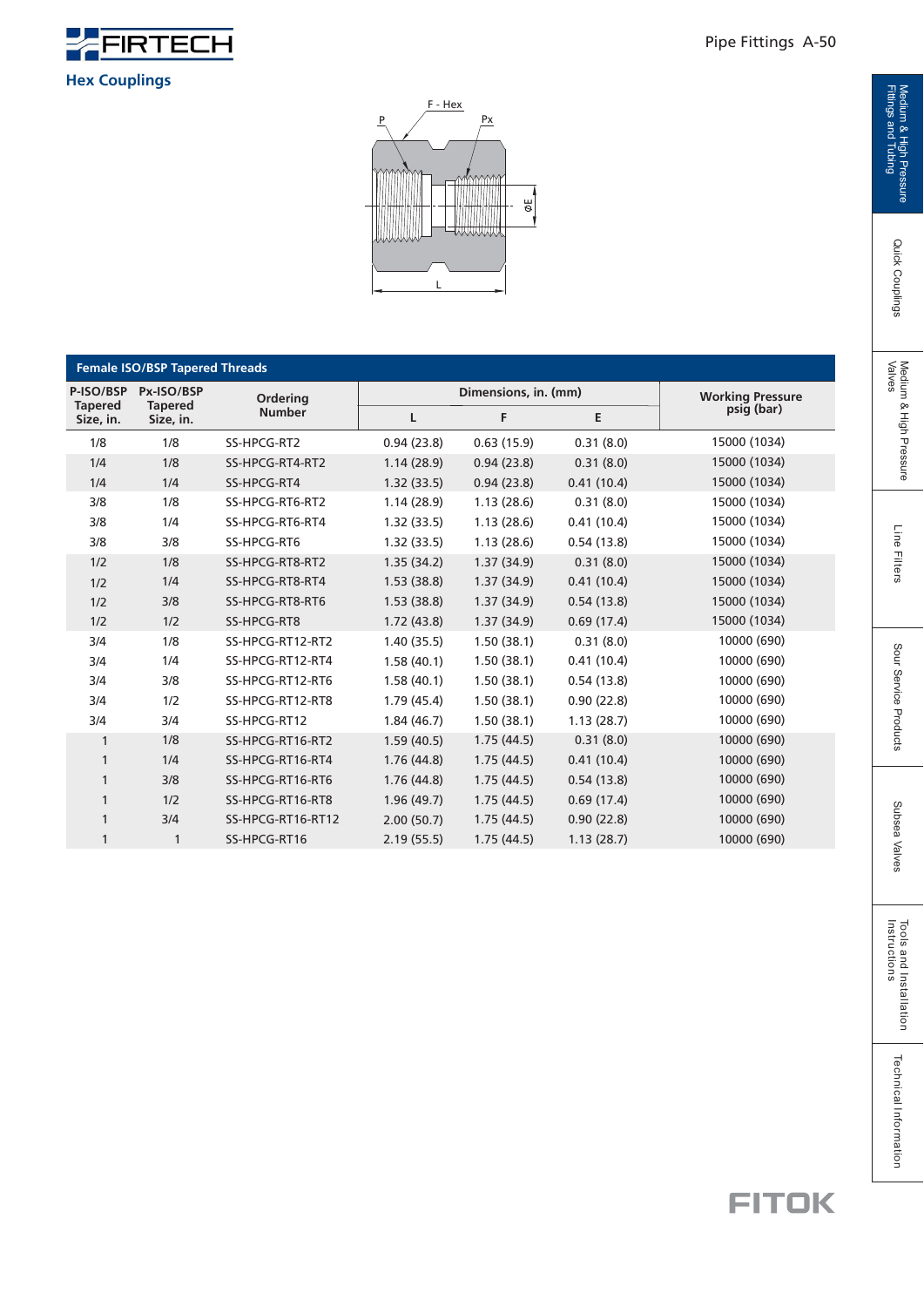## Hex Couplings

### Female ISO/BSP Tapered Threads

| P-ISO/BSP Tapered Size, in. | Px-ISO/BSP Tapered Size, in. | Ordering Number | Dimensions, in. (mm) | | | Working Pressure psig (bar) |
|---|---|---|---|---|---|---|
| | | | L | F | E | |
| 1/8 | 1/8 | SS-HPCG-RT2 | 0.94 (23.8) | 0.63 (15.9) | 0.31 (8.0) | 15000 (1034) |
| 1/4 | 1/8 | SS-HPCG-RT4-RT2 | 1.14 (28.9) | 0.94 (23.8) | 0.31 (8.0) | 15000 (1034) |
| 1/4 | 1/4 | SS-HPCG-RT4 | 1.32 (33.5) | 0.94 (23.8) | 0.41 (10.4) | 15000 (1034) |
| 3/8 | 1/8 | SS-HPCG-RT6-RT2 | 1.14 (28.9) | 1.13 (28.6) | 0.31 (8.0) | 15000 (1034) |
| 3/8 | 1/4 | SS-HPCG-RT6-RT4 | 1.32 (33.5) | 1.13 (28.6) | 0.41 (10.4) | 15000 (1034) |
| 3/8 | 3/8 | SS-HPCG-RT6 | 1.32 (33.5) | 1.13 (28.6) | 0.54 (13.8) | 15000 (1034) |
| 1/2 | 1/8 | SS-HPCG-RT8-RT2 | 1.35 (34.2) | 1.37 (34.9) | 0.31 (8.0) | 15000 (1034) |
| 1/2 | 1/4 | SS-HPCG-RT8-RT4 | 1.53 (38.8) | 1.37 (34.9) | 0.41 (10.4) | 15000 (1034) |
| 1/2 | 3/8 | SS-HPCG-RT8-RT6 | 1.53 (38.8) | 1.37 (34.9) | 0.54 (13.8) | 15000 (1034) |
| 1/2 | 1/2 | SS-HPCG-RT8 | 1.72 (43.8) | 1.37 (34.9) | 0.69 (17.4) | 15000 (1034) |
| 3/4 | 1/8 | SS-HPCG-RT12-RT2 | 1.40 (35.5) | 1.50 (38.1) | 0.31 (8.0) | 10000 (690) |
| 3/4 | 1/4 | SS-HPCG-RT12-RT4 | 1.58 (40.1) | 1.50 (38.1) | 0.41 (10.4) | 10000 (690) |
| 3/4 | 3/8 | SS-HPCG-RT12-RT6 | 1.58 (40.1) | 1.50 (38.1) | 0.54 (13.8) | 10000 (690) |
| 3/4 | 1/2 | SS-HPCG-RT12-RT8 | 1.79 (45.4) | 1.50 (38.1) | 0.90 (22.8) | 10000 (690) |
| 3/4 | 3/4 | SS-HPCG-RT12 | 1.84 (46.7) | 1.50 (38.1) | 1.13 (28.7) | 10000 (690) |
| 1 | 1/8 | SS-HPCG-RT16-RT2 | 1.59 (40.5) | 1.75 (44.5) | 0.31 (8.0) | 10000 (690) |
| 1 | 1/4 | SS-HPCG-RT16-RT4 | 1.76 (44.8) | 1.75 (44.5) | 0.41 (10.4) | 10000 (690) |
| 1 | 3/8 | SS-HPCG-RT16-RT6 | 1.76 (44.8) | 1.75 (44.5) | 0.54 (13.8) | 10000 (690) |
| 1 | 1/2 | SS-HPCG-RT16-RT8 | 1.96 (49.7) | 1.75 (44.5) | 0.69 (17.4) | 10000 (690) |
| 1 | 3/4 | SS-HPCG-RT16-RT12 | 2.00 (50.7) | 1.75 (44.5) | 0.90 (22.8) | 10000 (690) |
| 1 | 1 | SS-HPCG-RT16 | 2.19 (55.5) | 1.75 (44.5) | 1.13 (28.7) | 10000 (690) |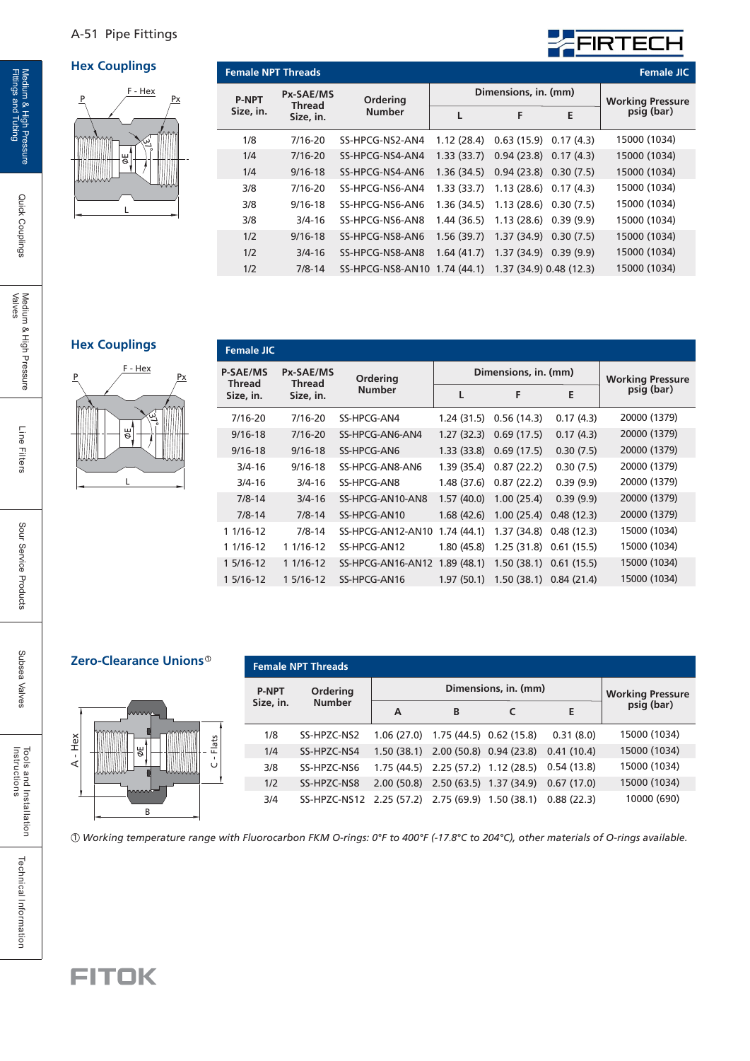## Hex Couplings

| Female NPT Threads | | | | | | Female JIC |
|---|---|---|---|---|---|---|
| P-NPT Size, in. | Px-SAE/MS Thread Size, in. | Ordering Number | Dimensions, in. (mm) | | | Working Pressure psig (bar) |
| | | | L | F | E | |
| 1/8 | 7/16-20 | SS-HPCG-NS2-AN4 | 1.12 (28.4) | 0.63 (15.9) | 0.17 (4.3) | 15000 (1034) |
| 1/4 | 7/16-20 | SS-HPCG-NS4-AN4 | 1.33 (33.7) | 0.94 (23.8) | 0.17 (4.3) | 15000 (1034) |
| 1/4 | 9/16-18 | SS-HPCG-NS4-AN6 | 1.36 (34.5) | 0.94 (23.8) | 0.30 (7.5) | 15000 (1034) |
| 3/8 | 7/16-20 | SS-HPCG-NS6-AN4 | 1.33 (33.7) | 1.13 (28.6) | 0.17 (4.3) | 15000 (1034) |
| 3/8 | 9/16-18 | SS-HPCG-NS6-AN6 | 1.36 (34.5) | 1.13 (28.6) | 0.30 (7.5) | 15000 (1034) |
| 3/8 | 3/4-16 | SS-HPCG-NS6-AN8 | 1.44 (36.5) | 1.13 (28.6) | 0.39 (9.9) | 15000 (1034) |
| 1/2 | 9/16-18 | SS-HPCG-NS8-AN6 | 1.56 (39.7) | 1.37 (34.9) | 0.30 (7.5) | 15000 (1034) |
| 1/2 | 3/4-16 | SS-HPCG-NS8-AN8 | 1.64 (41.7) | 1.37 (34.9) | 0.39 (9.9) | 15000 (1034) |
| 1/2 | 7/8-14 | SS-HPCG-NS8-AN10 | 1.74 (44.1) | 1.37 (34.9) | 0.48 (12.3) | 15000 (1034) |

## Hex Couplings

| Female JIC | | | | | | |
|---|---|---|---|---|---|---|
| P-SAE/MS Thread Size, in. | Px-SAE/MS Thread Size, in. | Ordering Number | Dimensions, in. (mm) | | | Working Pressure psig (bar) |
| | | | L | F | E | |
| 7/16-20 | 7/16-20 | SS-HPCG-AN4 | 1.24 (31.5) | 0.56 (14.3) | 0.17 (4.3) | 20000 (1379) |
| 9/16-18 | 7/16-20 | SS-HPCG-AN6-AN4 | 1.27 (32.3) | 0.69 (17.5) | 0.17 (4.3) | 20000 (1379) |
| 9/16-18 | 9/16-18 | SS-HPCG-AN6 | 1.33 (33.8) | 0.69 (17.5) | 0.30 (7.5) | 20000 (1379) |
| 3/4-16 | 9/16-18 | SS-HPCG-AN8-AN6 | 1.39 (35.4) | 0.87 (22.2) | 0.30 (7.5) | 20000 (1379) |
| 3/4-16 | 3/4-16 | SS-HPCG-AN8 | 1.48 (37.6) | 0.87 (22.2) | 0.39 (9.9) | 20000 (1379) |
| 7/8-14 | 3/4-16 | SS-HPCG-AN10-AN8 | 1.57 (40.0) | 1.00 (25.4) | 0.39 (9.9) | 20000 (1379) |
| 7/8-14 | 7/8-14 | SS-HPCG-AN10 | 1.68 (42.6) | 1.00 (25.4) | 0.48 (12.3) | 20000 (1379) |
| 1 1/16-12 | 7/8-14 | SS-HPCG-AN12-AN10 | 1.74 (44.1) | 1.37 (34.8) | 0.48 (12.3) | 15000 (1034) |
| 1 1/16-12 | 1 1/16-12 | SS-HPCG-AN12 | 1.80 (45.8) | 1.25 (31.8) | 0.61 (15.5) | 15000 (1034) |
| 1 5/16-12 | 1 1/16-12 | SS-HPCG-AN16-AN12 | 1.89 (48.1) | 1.50 (38.1) | 0.61 (15.5) | 15000 (1034) |
| 1 5/16-12 | 1 5/16-12 | SS-HPCG-AN16 | 1.97 (50.1) | 1.50 (38.1) | 0.84 (21.4) | 15000 (1034) |

## Zero-Clearance Unions①

| Female NPT Threads | | | | | | |
|---|---|---|---|---|---|---|
| P-NPT Size, in. | Ordering Number | Dimensions, in. (mm) | | | | Working Pressure psig (bar) |
| | | A | B | C | E | |
| 1/8 | SS-HPZC-NS2 | 1.06 (27.0) | 1.75 (44.5) | 0.62 (15.8) | 0.31 (8.0) | 15000 (1034) |
| 1/4 | SS-HPZC-NS4 | 1.50 (38.1) | 2.00 (50.8) | 0.94 (23.8) | 0.41 (10.4) | 15000 (1034) |
| 3/8 | SS-HPZC-NS6 | 1.75 (44.5) | 2.25 (57.2) | 1.12 (28.5) | 0.54 (13.8) | 15000 (1034) |
| 1/2 | SS-HPZC-NS8 | 2.00 (50.8) | 2.50 (63.5) | 1.37 (34.9) | 0.67 (17.0) | 15000 (1034) |
| 3/4 | SS-HPZC-NS12 | 2.25 (57.2) | 2.75 (69.9) | 1.50 (38.1) | 0.88 (22.3) | 10000 (690) |

*① Working temperature range with Fluorocarbon FKM O-rings: 0°F to 400°F (-17.8°C to 204°C), other materials of O-rings available.*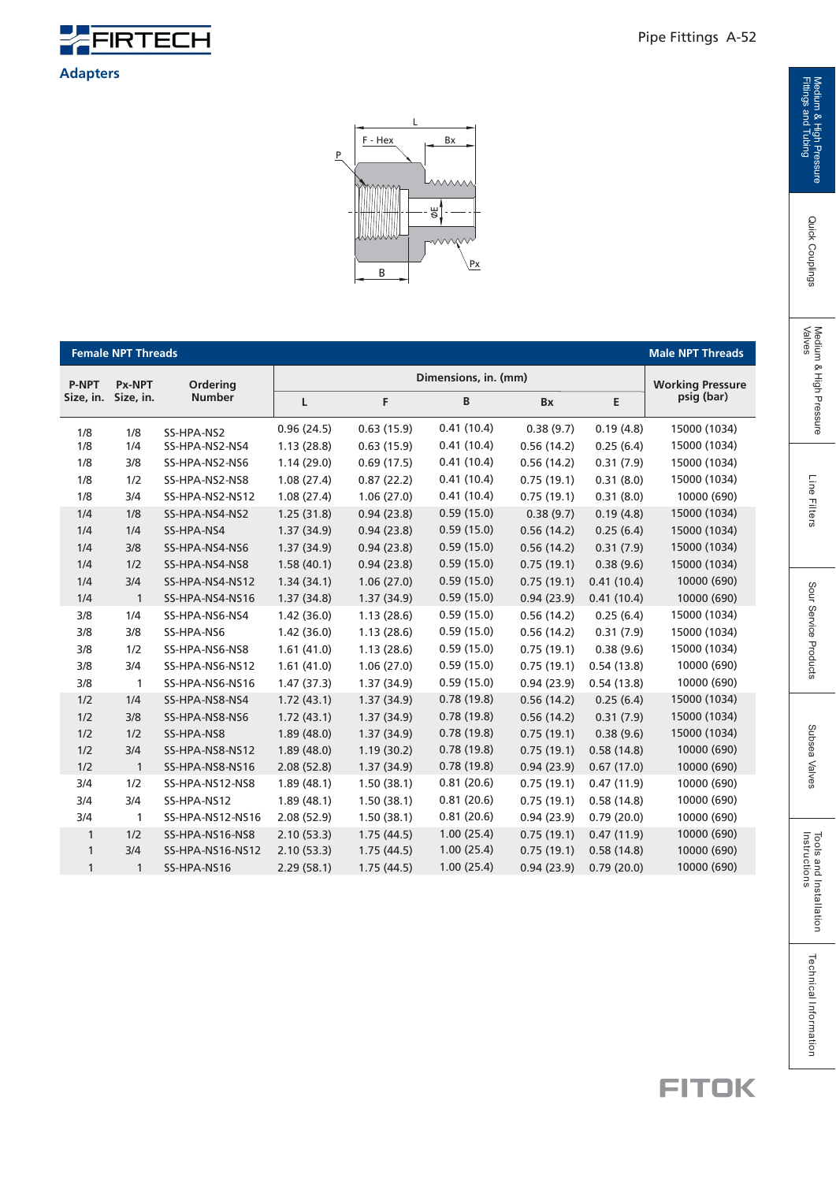## Adapters

| Female NPT Threads | | | | | | | | Male NPT Threads |
|---|---|---|---|---|---|---|---|---|
| P-NPT Size, in. | Px-NPT Size, in. | Ordering Number | Dimensions, in. (mm) | | | | | Working Pressure psig (bar) |
| | | | L | F | B | Bx | E | |
| 1/8 | 1/8 | SS-HPA-NS2 | 0.96 (24.5) | 0.63 (15.9) | 0.41 (10.4) | 0.38 (9.7) | 0.19 (4.8) | 15000 (1034) |
| 1/8 | 1/4 | SS-HPA-NS2-NS4 | 1.13 (28.8) | 0.63 (15.9) | 0.41 (10.4) | 0.56 (14.2) | 0.25 (6.4) | 15000 (1034) |
| 1/8 | 3/8 | SS-HPA-NS2-NS6 | 1.14 (29.0) | 0.69 (17.5) | 0.41 (10.4) | 0.56 (14.2) | 0.31 (7.9) | 15000 (1034) |
| 1/8 | 1/2 | SS-HPA-NS2-NS8 | 1.08 (27.4) | 0.87 (22.2) | 0.41 (10.4) | 0.75 (19.1) | 0.31 (8.0) | 15000 (1034) |
| 1/8 | 3/4 | SS-HPA-NS2-NS12 | 1.08 (27.4) | 1.06 (27.0) | 0.41 (10.4) | 0.75 (19.1) | 0.31 (8.0) | 10000 (690) |
| 1/4 | 1/8 | SS-HPA-NS4-NS2 | 1.25 (31.8) | 0.94 (23.8) | 0.59 (15.0) | 0.38 (9.7) | 0.19 (4.8) | 15000 (1034) |
| 1/4 | 1/4 | SS-HPA-NS4 | 1.37 (34.9) | 0.94 (23.8) | 0.59 (15.0) | 0.56 (14.2) | 0.25 (6.4) | 15000 (1034) |
| 1/4 | 3/8 | SS-HPA-NS4-NS6 | 1.37 (34.9) | 0.94 (23.8) | 0.59 (15.0) | 0.56 (14.2) | 0.31 (7.9) | 15000 (1034) |
| 1/4 | 1/2 | SS-HPA-NS4-NS8 | 1.58 (40.1) | 0.94 (23.8) | 0.59 (15.0) | 0.75 (19.1) | 0.38 (9.6) | 15000 (1034) |
| 1/4 | 3/4 | SS-HPA-NS4-NS12 | 1.34 (34.1) | 1.06 (27.0) | 0.59 (15.0) | 0.75 (19.1) | 0.41 (10.4) | 10000 (690) |
| 1/4 | 1 | SS-HPA-NS4-NS16 | 1.37 (34.8) | 1.37 (34.9) | 0.59 (15.0) | 0.94 (23.9) | 0.41 (10.4) | 10000 (690) |
| 3/8 | 1/4 | SS-HPA-NS6-NS4 | 1.42 (36.0) | 1.13 (28.6) | 0.59 (15.0) | 0.56 (14.2) | 0.25 (6.4) | 15000 (1034) |
| 3/8 | 3/8 | SS-HPA-NS6 | 1.42 (36.0) | 1.13 (28.6) | 0.59 (15.0) | 0.56 (14.2) | 0.31 (7.9) | 15000 (1034) |
| 3/8 | 1/2 | SS-HPA-NS6-NS8 | 1.61 (41.0) | 1.13 (28.6) | 0.59 (15.0) | 0.75 (19.1) | 0.38 (9.6) | 15000 (1034) |
| 3/8 | 3/4 | SS-HPA-NS6-NS12 | 1.61 (41.0) | 1.06 (27.0) | 0.59 (15.0) | 0.75 (19.1) | 0.54 (13.8) | 10000 (690) |
| 3/8 | 1 | SS-HPA-NS6-NS16 | 1.47 (37.3) | 1.37 (34.9) | 0.59 (15.0) | 0.94 (23.9) | 0.54 (13.8) | 10000 (690) |
| 1/2 | 1/4 | SS-HPA-NS8-NS4 | 1.72 (43.1) | 1.37 (34.9) | 0.78 (19.8) | 0.56 (14.2) | 0.25 (6.4) | 15000 (1034) |
| 1/2 | 3/8 | SS-HPA-NS8-NS6 | 1.72 (43.1) | 1.37 (34.9) | 0.78 (19.8) | 0.56 (14.2) | 0.31 (7.9) | 15000 (1034) |
| 1/2 | 1/2 | SS-HPA-NS8 | 1.89 (48.0) | 1.37 (34.9) | 0.78 (19.8) | 0.75 (19.1) | 0.38 (9.6) | 15000 (1034) |
| 1/2 | 3/4 | SS-HPA-NS8-NS12 | 1.89 (48.0) | 1.19 (30.2) | 0.78 (19.8) | 0.75 (19.1) | 0.58 (14.8) | 10000 (690) |
| 1/2 | 1 | SS-HPA-NS8-NS16 | 2.08 (52.8) | 1.37 (34.9) | 0.78 (19.8) | 0.94 (23.9) | 0.67 (17.0) | 10000 (690) |
| 3/4 | 1/2 | SS-HPA-NS12-NS8 | 1.89 (48.1) | 1.50 (38.1) | 0.81 (20.6) | 0.75 (19.1) | 0.47 (11.9) | 10000 (690) |
| 3/4 | 3/4 | SS-HPA-NS12 | 1.89 (48.1) | 1.50 (38.1) | 0.81 (20.6) | 0.75 (19.1) | 0.58 (14.8) | 10000 (690) |
| 3/4 | 1 | SS-HPA-NS12-NS16 | 2.08 (52.9) | 1.50 (38.1) | 0.81 (20.6) | 0.94 (23.9) | 0.79 (20.0) | 10000 (690) |
| 1 | 1/2 | SS-HPA-NS16-NS8 | 2.10 (53.3) | 1.75 (44.5) | 1.00 (25.4) | 0.75 (19.1) | 0.47 (11.9) | 10000 (690) |
| 1 | 3/4 | SS-HPA-NS16-NS12 | 2.10 (53.3) | 1.75 (44.5) | 1.00 (25.4) | 0.75 (19.1) | 0.58 (14.8) | 10000 (690) |
| 1 | 1 | SS-HPA-NS16 | 2.29 (58.1) | 1.75 (44.5) | 1.00 (25.4) | 0.94 (23.9) | 0.79 (20.0) | 10000 (690) |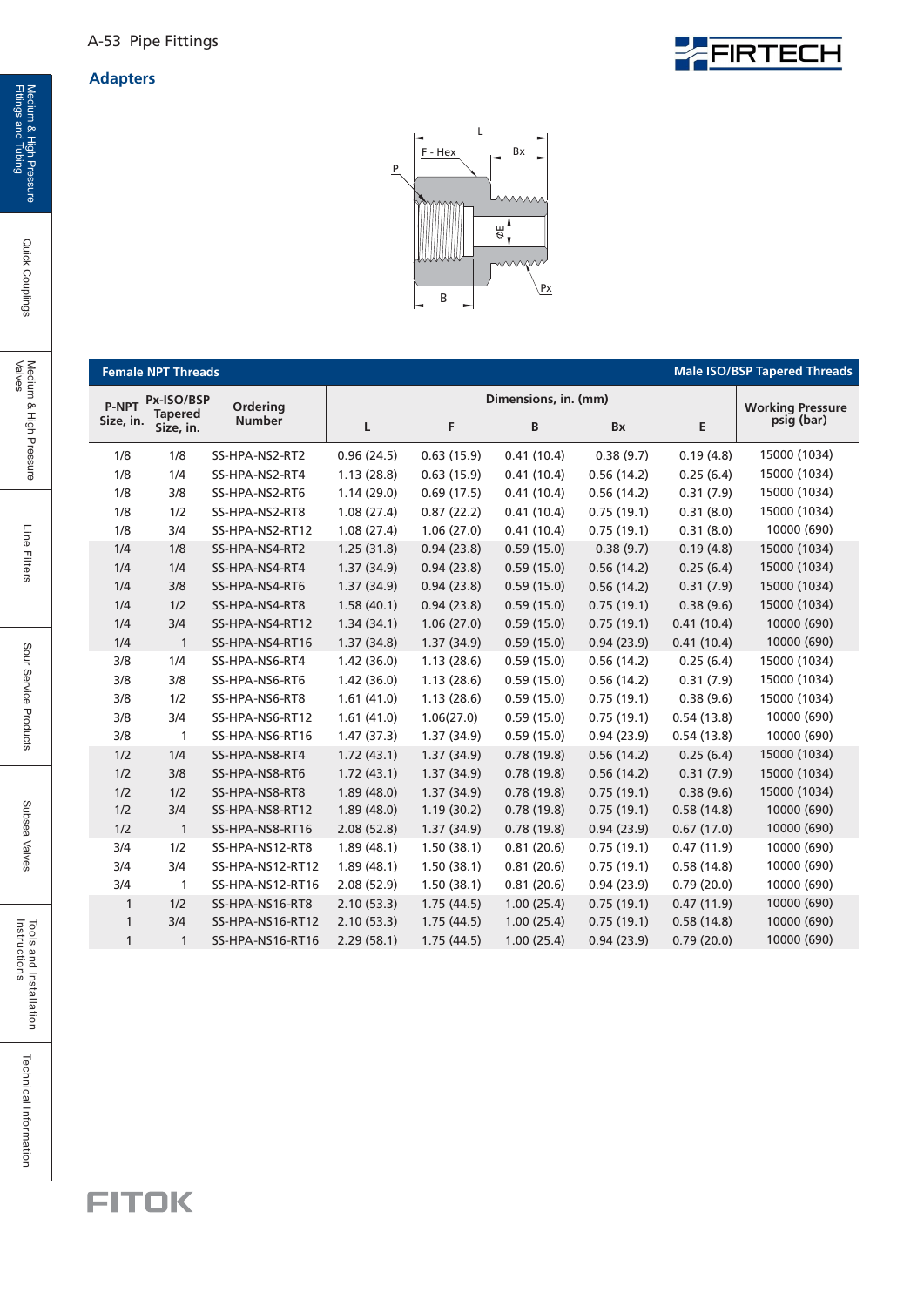## Adapters

| Female NPT Threads | | | | | | | | Male ISO/BSP Tapered Threads |
|---|---|---|---|---|---|---|---|---|
| P-NPT Size, in. | Px-ISO/BSP Tapered Size, in. | Ordering Number | Dimensions, in. (mm) | | | | | Working Pressure psig (bar) |
| | | | L | F | B | Bx | E | |
| 1/8 | 1/8 | SS-HPA-NS2-RT2 | 0.96 (24.5) | 0.63 (15.9) | 0.41 (10.4) | 0.38 (9.7) | 0.19 (4.8) | 15000 (1034) |
| 1/8 | 1/4 | SS-HPA-NS2-RT4 | 1.13 (28.8) | 0.63 (15.9) | 0.41 (10.4) | 0.56 (14.2) | 0.25 (6.4) | 15000 (1034) |
| 1/8 | 3/8 | SS-HPA-NS2-RT6 | 1.14 (29.0) | 0.69 (17.5) | 0.41 (10.4) | 0.56 (14.2) | 0.31 (7.9) | 15000 (1034) |
| 1/8 | 1/2 | SS-HPA-NS2-RT8 | 1.08 (27.4) | 0.87 (22.2) | 0.41 (10.4) | 0.75 (19.1) | 0.31 (8.0) | 15000 (1034) |
| 1/8 | 3/4 | SS-HPA-NS2-RT12 | 1.08 (27.4) | 1.06 (27.0) | 0.41 (10.4) | 0.75 (19.1) | 0.31 (8.0) | 10000 (690) |
| 1/4 | 1/8 | SS-HPA-NS4-RT2 | 1.25 (31.8) | 0.94 (23.8) | 0.59 (15.0) | 0.38 (9.7) | 0.19 (4.8) | 15000 (1034) |
| 1/4 | 1/4 | SS-HPA-NS4-RT4 | 1.37 (34.9) | 0.94 (23.8) | 0.59 (15.0) | 0.56 (14.2) | 0.25 (6.4) | 15000 (1034) |
| 1/4 | 3/8 | SS-HPA-NS4-RT6 | 1.37 (34.9) | 0.94 (23.8) | 0.59 (15.0) | 0.56 (14.2) | 0.31 (7.9) | 15000 (1034) |
| 1/4 | 1/2 | SS-HPA-NS4-RT8 | 1.58 (40.1) | 0.94 (23.8) | 0.59 (15.0) | 0.75 (19.1) | 0.38 (9.6) | 15000 (1034) |
| 1/4 | 3/4 | SS-HPA-NS4-RT12 | 1.34 (34.1) | 1.06 (27.0) | 0.59 (15.0) | 0.75 (19.1) | 0.41 (10.4) | 10000 (690) |
| 1/4 | 1 | SS-HPA-NS4-RT16 | 1.37 (34.8) | 1.37 (34.9) | 0.59 (15.0) | 0.94 (23.9) | 0.41 (10.4) | 10000 (690) |
| 3/8 | 1/4 | SS-HPA-NS6-RT4 | 1.42 (36.0) | 1.13 (28.6) | 0.59 (15.0) | 0.56 (14.2) | 0.25 (6.4) | 15000 (1034) |
| 3/8 | 3/8 | SS-HPA-NS6-RT6 | 1.42 (36.0) | 1.13 (28.6) | 0.59 (15.0) | 0.56 (14.2) | 0.31 (7.9) | 15000 (1034) |
| 3/8 | 1/2 | SS-HPA-NS6-RT8 | 1.61 (41.0) | 1.13 (28.6) | 0.59 (15.0) | 0.75 (19.1) | 0.38 (9.6) | 15000 (1034) |
| 3/8 | 3/4 | SS-HPA-NS6-RT12 | 1.61 (41.0) | 1.06(27.0) | 0.59 (15.0) | 0.75 (19.1) | 0.54 (13.8) | 10000 (690) |
| 3/8 | 1 | SS-HPA-NS6-RT16 | 1.47 (37.3) | 1.37 (34.9) | 0.59 (15.0) | 0.94 (23.9) | 0.54 (13.8) | 10000 (690) |
| 1/2 | 1/4 | SS-HPA-NS8-RT4 | 1.72 (43.1) | 1.37 (34.9) | 0.78 (19.8) | 0.56 (14.2) | 0.25 (6.4) | 15000 (1034) |
| 1/2 | 3/8 | SS-HPA-NS8-RT6 | 1.72 (43.1) | 1.37 (34.9) | 0.78 (19.8) | 0.56 (14.2) | 0.31 (7.9) | 15000 (1034) |
| 1/2 | 1/2 | SS-HPA-NS8-RT8 | 1.89 (48.0) | 1.37 (34.9) | 0.78 (19.8) | 0.75 (19.1) | 0.38 (9.6) | 15000 (1034) |
| 1/2 | 3/4 | SS-HPA-NS8-RT12 | 1.89 (48.0) | 1.19 (30.2) | 0.78 (19.8) | 0.75 (19.1) | 0.58 (14.8) | 10000 (690) |
| 1/2 | 1 | SS-HPA-NS8-RT16 | 2.08 (52.8) | 1.37 (34.9) | 0.78 (19.8) | 0.94 (23.9) | 0.67 (17.0) | 10000 (690) |
| 3/4 | 1/2 | SS-HPA-NS12-RT8 | 1.89 (48.1) | 1.50 (38.1) | 0.81 (20.6) | 0.75 (19.1) | 0.47 (11.9) | 10000 (690) |
| 3/4 | 3/4 | SS-HPA-NS12-RT12 | 1.89 (48.1) | 1.50 (38.1) | 0.81 (20.6) | 0.75 (19.1) | 0.58 (14.8) | 10000 (690) |
| 3/4 | 1 | SS-HPA-NS12-RT16 | 2.08 (52.9) | 1.50 (38.1) | 0.81 (20.6) | 0.94 (23.9) | 0.79 (20.0) | 10000 (690) |
| 1 | 1/2 | SS-HPA-NS16-RT8 | 2.10 (53.3) | 1.75 (44.5) | 1.00 (25.4) | 0.75 (19.1) | 0.47 (11.9) | 10000 (690) |
| 1 | 3/4 | SS-HPA-NS16-RT12 | 2.10 (53.3) | 1.75 (44.5) | 1.00 (25.4) | 0.75 (19.1) | 0.58 (14.8) | 10000 (690) |
| 1 | 1 | SS-HPA-NS16-RT16 | 2.29 (58.1) | 1.75 (44.5) | 1.00 (25.4) | 0.94 (23.9) | 0.79 (20.0) | 10000 (690) |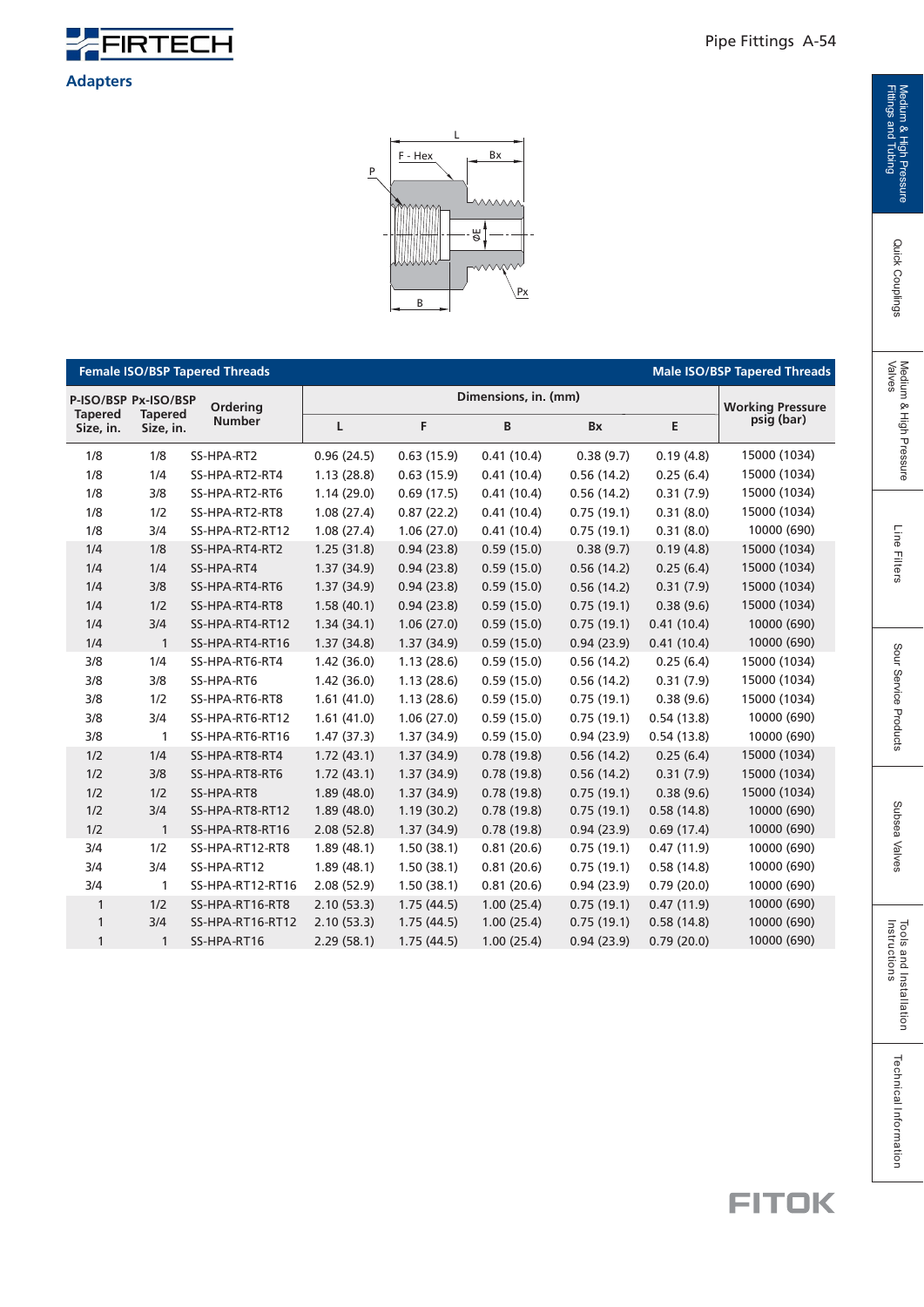# Adapters

| P-ISO/BSP Tapered Size, in. | Px-ISO/BSP Tapered Size, in. | Ordering Number | Dimensions, in. (mm) | | | | | Working Pressure psig (bar) |
|---|---|---|---|---|---|---|---|---|
| | | | L | F | B | Bx | E | |
| 1/8 | 1/8 | SS-HPA-RT2 | 0.96 (24.5) | 0.63 (15.9) | 0.41 (10.4) | 0.38 (9.7) | 0.19 (4.8) | 15000 (1034) |
| 1/8 | 1/4 | SS-HPA-RT2-RT4 | 1.13 (28.8) | 0.63 (15.9) | 0.41 (10.4) | 0.56 (14.2) | 0.25 (6.4) | 15000 (1034) |
| 1/8 | 3/8 | SS-HPA-RT2-RT6 | 1.14 (29.0) | 0.69 (17.5) | 0.41 (10.4) | 0.56 (14.2) | 0.31 (7.9) | 15000 (1034) |
| 1/8 | 1/2 | SS-HPA-RT2-RT8 | 1.08 (27.4) | 0.87 (22.2) | 0.41 (10.4) | 0.75 (19.1) | 0.31 (8.0) | 15000 (1034) |
| 1/8 | 3/4 | SS-HPA-RT2-RT12 | 1.08 (27.4) | 1.06 (27.0) | 0.41 (10.4) | 0.75 (19.1) | 0.31 (8.0) | 10000 (690) |
| 1/4 | 1/8 | SS-HPA-RT4-RT2 | 1.25 (31.8) | 0.94 (23.8) | 0.59 (15.0) | 0.38 (9.7) | 0.19 (4.8) | 15000 (1034) |
| 1/4 | 1/4 | SS-HPA-RT4 | 1.37 (34.9) | 0.94 (23.8) | 0.59 (15.0) | 0.56 (14.2) | 0.25 (6.4) | 15000 (1034) |
| 1/4 | 3/8 | SS-HPA-RT4-RT6 | 1.37 (34.9) | 0.94 (23.8) | 0.59 (15.0) | 0.56 (14.2) | 0.31 (7.9) | 15000 (1034) |
| 1/4 | 1/2 | SS-HPA-RT4-RT8 | 1.58 (40.1) | 0.94 (23.8) | 0.59 (15.0) | 0.75 (19.1) | 0.38 (9.6) | 15000 (1034) |
| 1/4 | 3/4 | SS-HPA-RT4-RT12 | 1.34 (34.1) | 1.06 (27.0) | 0.59 (15.0) | 0.75 (19.1) | 0.41 (10.4) | 10000 (690) |
| 1/4 | 1 | SS-HPA-RT4-RT16 | 1.37 (34.8) | 1.37 (34.9) | 0.59 (15.0) | 0.94 (23.9) | 0.41 (10.4) | 10000 (690) |
| 3/8 | 1/4 | SS-HPA-RT6-RT4 | 1.42 (36.0) | 1.13 (28.6) | 0.59 (15.0) | 0.56 (14.2) | 0.25 (6.4) | 15000 (1034) |
| 3/8 | 3/8 | SS-HPA-RT6 | 1.42 (36.0) | 1.13 (28.6) | 0.59 (15.0) | 0.56 (14.2) | 0.31 (7.9) | 15000 (1034) |
| 3/8 | 1/2 | SS-HPA-RT6-RT8 | 1.61 (41.0) | 1.13 (28.6) | 0.59 (15.0) | 0.75 (19.1) | 0.38 (9.6) | 15000 (1034) |
| 3/8 | 3/4 | SS-HPA-RT6-RT12 | 1.61 (41.0) | 1.06 (27.0) | 0.59 (15.0) | 0.75 (19.1) | 0.54 (13.8) | 10000 (690) |
| 3/8 | 1 | SS-HPA-RT6-RT16 | 1.47 (37.3) | 1.37 (34.9) | 0.59 (15.0) | 0.94 (23.9) | 0.54 (13.8) | 10000 (690) |
| 1/2 | 1/4 | SS-HPA-RT8-RT4 | 1.72 (43.1) | 1.37 (34.9) | 0.78 (19.8) | 0.56 (14.2) | 0.25 (6.4) | 15000 (1034) |
| 1/2 | 3/8 | SS-HPA-RT8-RT6 | 1.72 (43.1) | 1.37 (34.9) | 0.78 (19.8) | 0.56 (14.2) | 0.31 (7.9) | 15000 (1034) |
| 1/2 | 1/2 | SS-HPA-RT8 | 1.89 (48.0) | 1.37 (34.9) | 0.78 (19.8) | 0.75 (19.1) | 0.38 (9.6) | 15000 (1034) |
| 1/2 | 3/4 | SS-HPA-RT8-RT12 | 1.89 (48.0) | 1.19 (30.2) | 0.78 (19.8) | 0.75 (19.1) | 0.58 (14.8) | 10000 (690) |
| 1/2 | 1 | SS-HPA-RT8-RT16 | 2.08 (52.8) | 1.37 (34.9) | 0.78 (19.8) | 0.94 (23.9) | 0.69 (17.4) | 10000 (690) |
| 3/4 | 1/2 | SS-HPA-RT12-RT8 | 1.89 (48.1) | 1.50 (38.1) | 0.81 (20.6) | 0.75 (19.1) | 0.47 (11.9) | 10000 (690) |
| 3/4 | 3/4 | SS-HPA-RT12 | 1.89 (48.1) | 1.50 (38.1) | 0.81 (20.6) | 0.75 (19.1) | 0.58 (14.8) | 10000 (690) |
| 3/4 | 1 | SS-HPA-RT12-RT16 | 2.08 (52.9) | 1.50 (38.1) | 0.81 (20.6) | 0.94 (23.9) | 0.79 (20.0) | 10000 (690) |
| 1 | 1/2 | SS-HPA-RT16-RT8 | 2.10 (53.3) | 1.75 (44.5) | 1.00 (25.4) | 0.75 (19.1) | 0.47 (11.9) | 10000 (690) |
| 1 | 3/4 | SS-HPA-RT16-RT12 | 2.10 (53.3) | 1.75 (44.5) | 1.00 (25.4) | 0.75 (19.1) | 0.58 (14.8) | 10000 (690) |
| 1 | 1 | SS-HPA-RT16 | 2.29 (58.1) | 1.75 (44.5) | 1.00 (25.4) | 0.94 (23.9) | 0.79 (20.0) | 10000 (690) |

Female ISO/BSP Tapered Threads — Male ISO/BSP Tapered Threads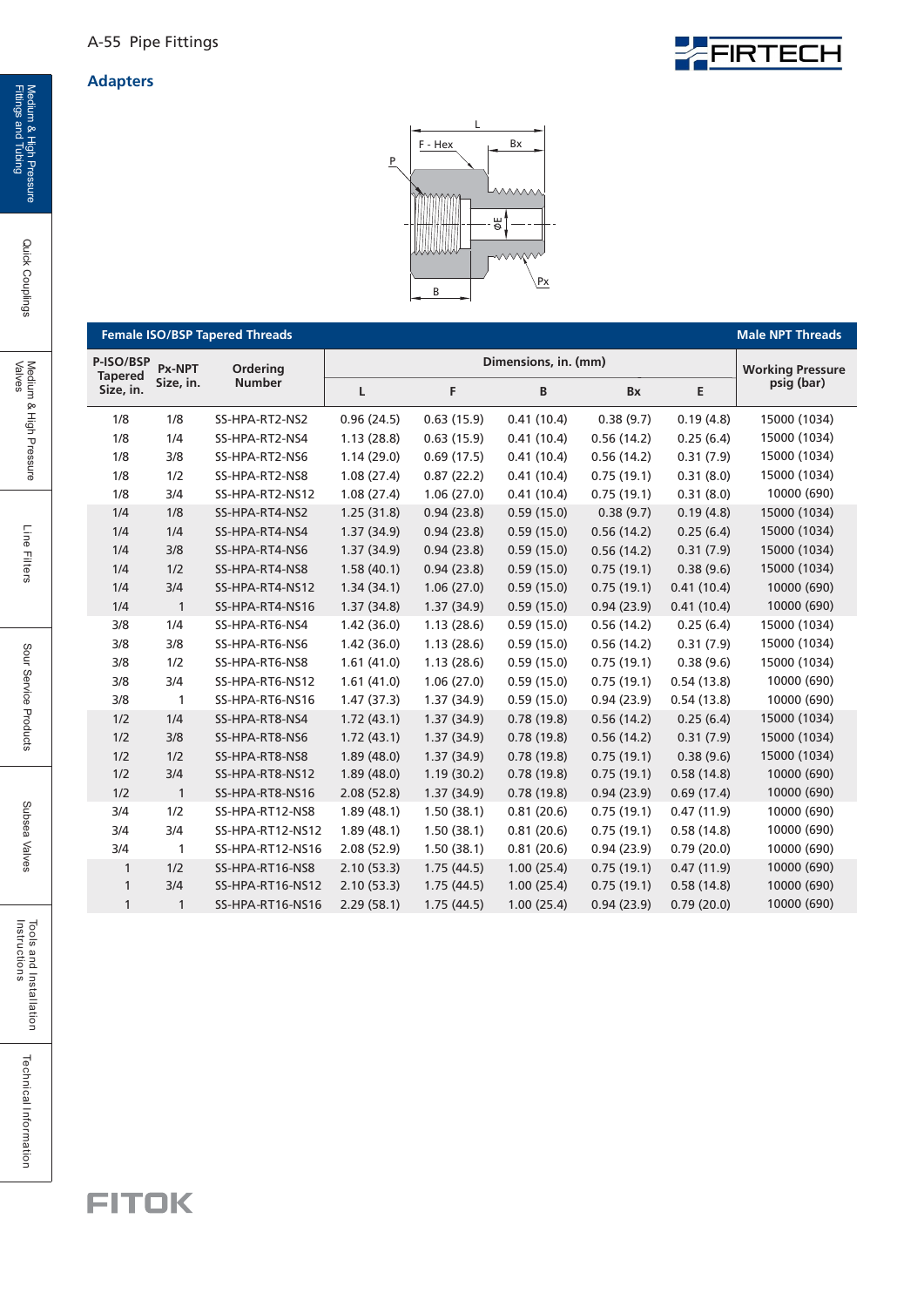## Adapters

| Female ISO/BSP Tapered Threads | | | | | | | | Male NPT Threads |
|---|---|---|---|---|---|---|---|---|
| P-ISO/BSP Tapered Size, in. | Px-NPT Size, in. | Ordering Number | Dimensions, in. (mm) | | | | | Working Pressure psig (bar) |
| | | | L | F | B | Bx | E | |
| 1/8 | 1/8 | SS-HPA-RT2-NS2 | 0.96 (24.5) | 0.63 (15.9) | 0.41 (10.4) | 0.38 (9.7) | 0.19 (4.8) | 15000 (1034) |
| 1/8 | 1/4 | SS-HPA-RT2-NS4 | 1.13 (28.8) | 0.63 (15.9) | 0.41 (10.4) | 0.56 (14.2) | 0.25 (6.4) | 15000 (1034) |
| 1/8 | 3/8 | SS-HPA-RT2-NS6 | 1.14 (29.0) | 0.69 (17.5) | 0.41 (10.4) | 0.56 (14.2) | 0.31 (7.9) | 15000 (1034) |
| 1/8 | 1/2 | SS-HPA-RT2-NS8 | 1.08 (27.4) | 0.87 (22.2) | 0.41 (10.4) | 0.75 (19.1) | 0.31 (8.0) | 15000 (1034) |
| 1/8 | 3/4 | SS-HPA-RT2-NS12 | 1.08 (27.4) | 1.06 (27.0) | 0.41 (10.4) | 0.75 (19.1) | 0.31 (8.0) | 10000 (690) |
| 1/4 | 1/8 | SS-HPA-RT4-NS2 | 1.25 (31.8) | 0.94 (23.8) | 0.59 (15.0) | 0.38 (9.7) | 0.19 (4.8) | 15000 (1034) |
| 1/4 | 1/4 | SS-HPA-RT4-NS4 | 1.37 (34.9) | 0.94 (23.8) | 0.59 (15.0) | 0.56 (14.2) | 0.25 (6.4) | 15000 (1034) |
| 1/4 | 3/8 | SS-HPA-RT4-NS6 | 1.37 (34.9) | 0.94 (23.8) | 0.59 (15.0) | 0.56 (14.2) | 0.31 (7.9) | 15000 (1034) |
| 1/4 | 1/2 | SS-HPA-RT4-NS8 | 1.58 (40.1) | 0.94 (23.8) | 0.59 (15.0) | 0.75 (19.1) | 0.38 (9.6) | 15000 (1034) |
| 1/4 | 3/4 | SS-HPA-RT4-NS12 | 1.34 (34.1) | 1.06 (27.0) | 0.59 (15.0) | 0.75 (19.1) | 0.41 (10.4) | 10000 (690) |
| 1/4 | 1 | SS-HPA-RT4-NS16 | 1.37 (34.8) | 1.37 (34.9) | 0.59 (15.0) | 0.94 (23.9) | 0.41 (10.4) | 10000 (690) |
| 3/8 | 1/4 | SS-HPA-RT6-NS4 | 1.42 (36.0) | 1.13 (28.6) | 0.59 (15.0) | 0.56 (14.2) | 0.25 (6.4) | 15000 (1034) |
| 3/8 | 3/8 | SS-HPA-RT6-NS6 | 1.42 (36.0) | 1.13 (28.6) | 0.59 (15.0) | 0.56 (14.2) | 0.31 (7.9) | 15000 (1034) |
| 3/8 | 1/2 | SS-HPA-RT6-NS8 | 1.61 (41.0) | 1.13 (28.6) | 0.59 (15.0) | 0.75 (19.1) | 0.38 (9.6) | 15000 (1034) |
| 3/8 | 3/4 | SS-HPA-RT6-NS12 | 1.61 (41.0) | 1.06 (27.0) | 0.59 (15.0) | 0.75 (19.1) | 0.54 (13.8) | 10000 (690) |
| 3/8 | 1 | SS-HPA-RT6-NS16 | 1.47 (37.3) | 1.37 (34.9) | 0.59 (15.0) | 0.94 (23.9) | 0.54 (13.8) | 10000 (690) |
| 1/2 | 1/4 | SS-HPA-RT8-NS4 | 1.72 (43.1) | 1.37 (34.9) | 0.78 (19.8) | 0.56 (14.2) | 0.25 (6.4) | 15000 (1034) |
| 1/2 | 3/8 | SS-HPA-RT8-NS6 | 1.72 (43.1) | 1.37 (34.9) | 0.78 (19.8) | 0.56 (14.2) | 0.31 (7.9) | 15000 (1034) |
| 1/2 | 1/2 | SS-HPA-RT8-NS8 | 1.89 (48.0) | 1.37 (34.9) | 0.78 (19.8) | 0.75 (19.1) | 0.38 (9.6) | 15000 (1034) |
| 1/2 | 3/4 | SS-HPA-RT8-NS12 | 1.89 (48.0) | 1.19 (30.2) | 0.78 (19.8) | 0.75 (19.1) | 0.58 (14.8) | 10000 (690) |
| 1/2 | 1 | SS-HPA-RT8-NS16 | 2.08 (52.8) | 1.37 (34.9) | 0.78 (19.8) | 0.94 (23.9) | 0.69 (17.4) | 10000 (690) |
| 3/4 | 1/2 | SS-HPA-RT12-NS8 | 1.89 (48.1) | 1.50 (38.1) | 0.81 (20.6) | 0.75 (19.1) | 0.47 (11.9) | 10000 (690) |
| 3/4 | 3/4 | SS-HPA-RT12-NS12 | 1.89 (48.1) | 1.50 (38.1) | 0.81 (20.6) | 0.75 (19.1) | 0.58 (14.8) | 10000 (690) |
| 3/4 | 1 | SS-HPA-RT12-NS16 | 2.08 (52.9) | 1.50 (38.1) | 0.81 (20.6) | 0.94 (23.9) | 0.79 (20.0) | 10000 (690) |
| 1 | 1/2 | SS-HPA-RT16-NS8 | 2.10 (53.3) | 1.75 (44.5) | 1.00 (25.4) | 0.75 (19.1) | 0.47 (11.9) | 10000 (690) |
| 1 | 3/4 | SS-HPA-RT16-NS12 | 2.10 (53.3) | 1.75 (44.5) | 1.00 (25.4) | 0.75 (19.1) | 0.58 (14.8) | 10000 (690) |
| 1 | 1 | SS-HPA-RT16-NS16 | 2.29 (58.1) | 1.75 (44.5) | 1.00 (25.4) | 0.94 (23.9) | 0.79 (20.0) | 10000 (690) |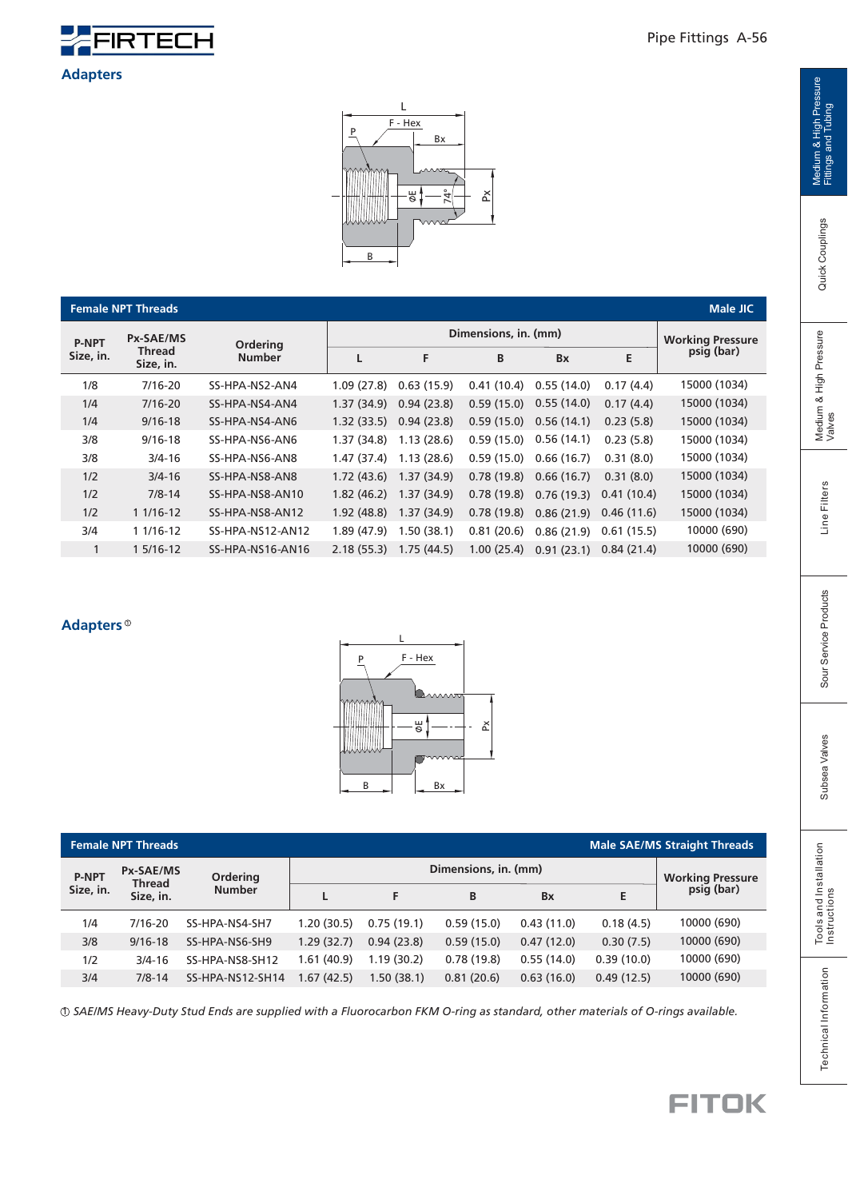## Adapters

| Female NPT Threads | | | | | | | | Male JIC |
|---|---|---|---|---|---|---|---|---|
| P-NPT Size, in. | Px-SAE/MS Thread Size, in. | Ordering Number | Dimensions, in. (mm) | | | | | Working Pressure psig (bar) |
| | | | L | F | B | Bx | E | |
| 1/8 | 7/16-20 | SS-HPA-NS2-AN4 | 1.09 (27.8) | 0.63 (15.9) | 0.41 (10.4) | 0.55 (14.0) | 0.17 (4.4) | 15000 (1034) |
| 1/4 | 7/16-20 | SS-HPA-NS4-AN4 | 1.37 (34.9) | 0.94 (23.8) | 0.59 (15.0) | 0.55 (14.0) | 0.17 (4.4) | 15000 (1034) |
| 1/4 | 9/16-18 | SS-HPA-NS4-AN6 | 1.32 (33.5) | 0.94 (23.8) | 0.59 (15.0) | 0.56 (14.1) | 0.23 (5.8) | 15000 (1034) |
| 3/8 | 9/16-18 | SS-HPA-NS6-AN6 | 1.37 (34.8) | 1.13 (28.6) | 0.59 (15.0) | 0.56 (14.1) | 0.23 (5.8) | 15000 (1034) |
| 3/8 | 3/4-16 | SS-HPA-NS6-AN8 | 1.47 (37.4) | 1.13 (28.6) | 0.59 (15.0) | 0.66 (16.7) | 0.31 (8.0) | 15000 (1034) |
| 1/2 | 3/4-16 | SS-HPA-NS8-AN8 | 1.72 (43.6) | 1.37 (34.9) | 0.78 (19.8) | 0.66 (16.7) | 0.31 (8.0) | 15000 (1034) |
| 1/2 | 7/8-14 | SS-HPA-NS8-AN10 | 1.82 (46.2) | 1.37 (34.9) | 0.78 (19.8) | 0.76 (19.3) | 0.41 (10.4) | 15000 (1034) |
| 1/2 | 1 1/16-12 | SS-HPA-NS8-AN12 | 1.92 (48.8) | 1.37 (34.9) | 0.78 (19.8) | 0.86 (21.9) | 0.46 (11.6) | 15000 (1034) |
| 3/4 | 1 1/16-12 | SS-HPA-NS12-AN12 | 1.89 (47.9) | 1.50 (38.1) | 0.81 (20.6) | 0.86 (21.9) | 0.61 (15.5) | 10000 (690) |
| 1 | 1 5/16-12 | SS-HPA-NS16-AN16 | 2.18 (55.3) | 1.75 (44.5) | 1.00 (25.4) | 0.91 (23.1) | 0.84 (21.4) | 10000 (690) |

## Adapters ①

| Female NPT Threads | | | | | | | | Male SAE/MS Straight Threads |
|---|---|---|---|---|---|---|---|---|
| P-NPT Size, in. | Px-SAE/MS Thread Size, in. | Ordering Number | Dimensions, in. (mm) | | | | | Working Pressure psig (bar) |
| | | | L | F | B | Bx | E | |
| 1/4 | 7/16-20 | SS-HPA-NS4-SH7 | 1.20 (30.5) | 0.75 (19.1) | 0.59 (15.0) | 0.43 (11.0) | 0.18 (4.5) | 10000 (690) |
| 3/8 | 9/16-18 | SS-HPA-NS6-SH9 | 1.29 (32.7) | 0.94 (23.8) | 0.59 (15.0) | 0.47 (12.0) | 0.30 (7.5) | 10000 (690) |
| 1/2 | 3/4-16 | SS-HPA-NS8-SH12 | 1.61 (40.9) | 1.19 (30.2) | 0.78 (19.8) | 0.55 (14.0) | 0.39 (10.0) | 10000 (690) |
| 3/4 | 7/8-14 | SS-HPA-NS12-SH14 | 1.67 (42.5) | 1.50 (38.1) | 0.81 (20.6) | 0.63 (16.0) | 0.49 (12.5) | 10000 (690) |

① *SAE/MS Heavy-Duty Stud Ends are supplied with a Fluorocarbon FKM O-ring as standard, other materials of O-rings available.*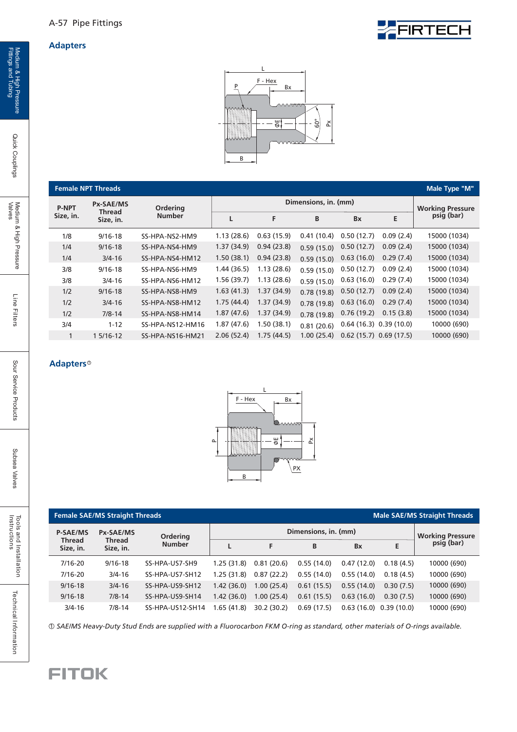## Adapters

| Female NPT Threads | | | | | | | | Male Type "M" |
|---|---|---|---|---|---|---|---|---|
| P-NPT Size, in. | Px-SAE/MS Thread Size, in. | Ordering Number | Dimensions, in. (mm) | | | | | Working Pressure psig (bar) |
| | | | L | F | B | Bx | E | |
| 1/8 | 9/16-18 | SS-HPA-NS2-HM9 | 1.13 (28.6) | 0.63 (15.9) | 0.41 (10.4) | 0.50 (12.7) | 0.09 (2.4) | 15000 (1034) |
| 1/4 | 9/16-18 | SS-HPA-NS4-HM9 | 1.37 (34.9) | 0.94 (23.8) | 0.59 (15.0) | 0.50 (12.7) | 0.09 (2.4) | 15000 (1034) |
| 1/4 | 3/4-16 | SS-HPA-NS4-HM12 | 1.50 (38.1) | 0.94 (23.8) | 0.59 (15.0) | 0.63 (16.0) | 0.29 (7.4) | 15000 (1034) |
| 3/8 | 9/16-18 | SS-HPA-NS6-HM9 | 1.44 (36.5) | 1.13 (28.6) | 0.59 (15.0) | 0.50 (12.7) | 0.09 (2.4) | 15000 (1034) |
| 3/8 | 3/4-16 | SS-HPA-NS6-HM12 | 1.56 (39.7) | 1.13 (28.6) | 0.59 (15.0) | 0.63 (16.0) | 0.29 (7.4) | 15000 (1034) |
| 1/2 | 9/16-18 | SS-HPA-NS8-HM9 | 1.63 (41.3) | 1.37 (34.9) | 0.78 (19.8) | 0.50 (12.7) | 0.09 (2.4) | 15000 (1034) |
| 1/2 | 3/4-16 | SS-HPA-NS8-HM12 | 1.75 (44.4) | 1.37 (34.9) | 0.78 (19.8) | 0.63 (16.0) | 0.29 (7.4) | 15000 (1034) |
| 1/2 | 7/8-14 | SS-HPA-NS8-HM14 | 1.87 (47.6) | 1.37 (34.9) | 0.78 (19.8) | 0.76 (19.2) | 0.15 (3.8) | 15000 (1034) |
| 3/4 | 1-12 | SS-HPA-NS12-HM16 | 1.87 (47.6) | 1.50 (38.1) | 0.81 (20.6) | 0.64 (16.3) | 0.39 (10.0) | 10000 (690) |
| 1 | 1 5/16-12 | SS-HPA-NS16-HM21 | 2.06 (52.4) | 1.75 (44.5) | 1.00 (25.4) | 0.62 (15.7) | 0.69 (17.5) | 10000 (690) |

## Adapters①

| Female SAE/MS Straight Threads | | | | | | | | Male SAE/MS Straight Threads |
|---|---|---|---|---|---|---|---|---|
| P-SAE/MS Thread Size, in. | Px-SAE/MS Thread Size, in. | Ordering Number | Dimensions, in. (mm) | | | | | Working Pressure psig (bar) |
| | | | L | F | B | Bx | E | |
| 7/16-20 | 9/16-18 | SS-HPA-US7-SH9 | 1.25 (31.8) | 0.81 (20.6) | 0.55 (14.0) | 0.47 (12.0) | 0.18 (4.5) | 10000 (690) |
| 7/16-20 | 3/4-16 | SS-HPA-US7-SH12 | 1.25 (31.8) | 0.87 (22.2) | 0.55 (14.0) | 0.55 (14.0) | 0.18 (4.5) | 10000 (690) |
| 9/16-18 | 3/4-16 | SS-HPA-US9-SH12 | 1.42 (36.0) | 1.00 (25.4) | 0.61 (15.5) | 0.55 (14.0) | 0.30 (7.5) | 10000 (690) |
| 9/16-18 | 7/8-14 | SS-HPA-US9-SH14 | 1.42 (36.0) | 1.00 (25.4) | 0.61 (15.5) | 0.63 (16.0) | 0.30 (7.5) | 10000 (690) |
| 3/4-16 | 7/8-14 | SS-HPA-US12-SH14 | 1.65 (41.8) | 30.2 (30.2) | 0.69 (17.5) | 0.63 (16.0) | 0.39 (10.0) | 10000 (690) |

① *SAE/MS Heavy-Duty Stud Ends are supplied with a Fluorocarbon FKM O-ring as standard, other materials of O-rings available.*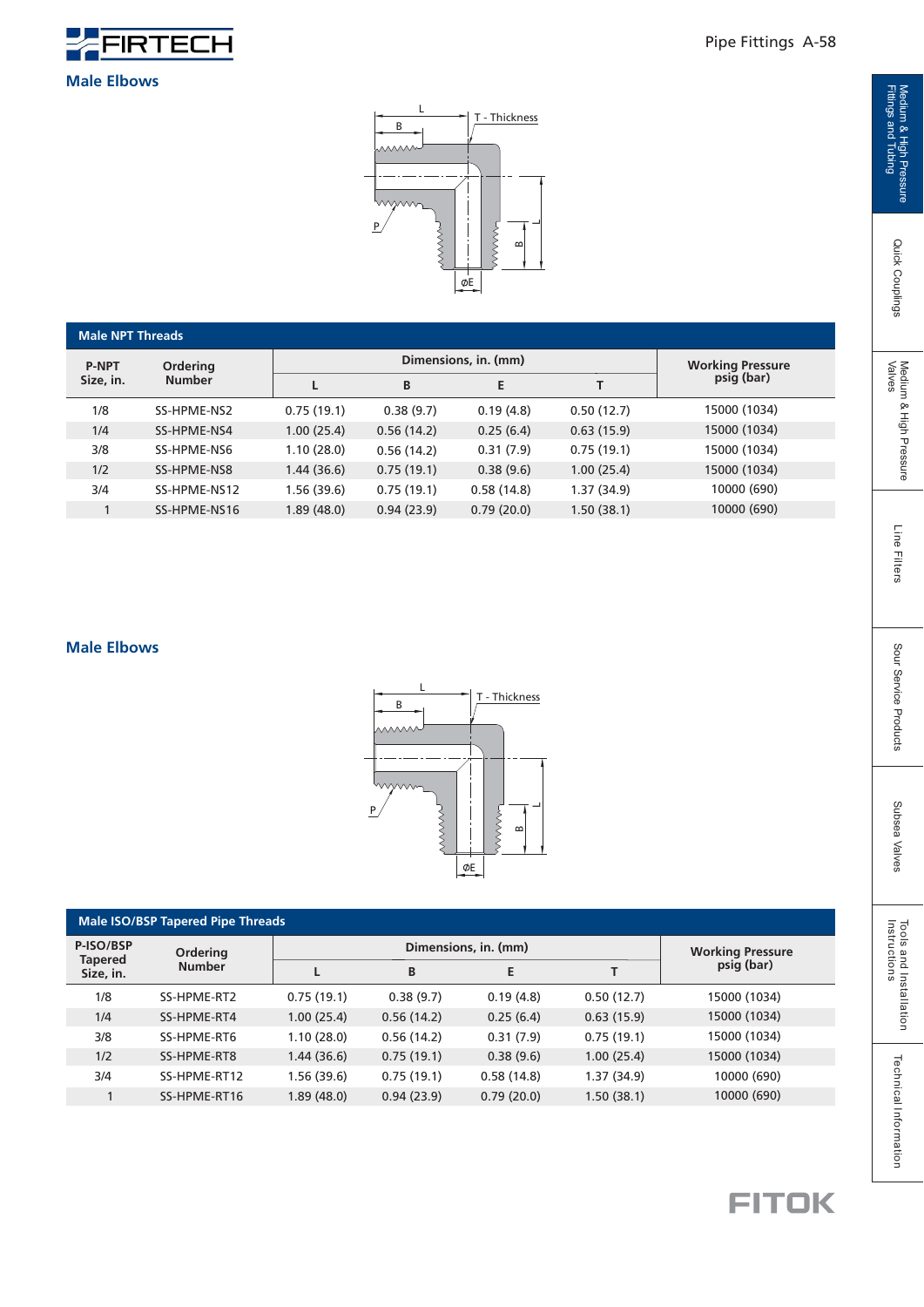## Male Elbows

| P-NPT Size, in. | Ordering Number | Dimensions, in. (mm) | | | | Working Pressure psig (bar) |
|---|---|---|---|---|---|---|
| | | L | B | E | T | |
| 1/8 | SS-HPME-NS2 | 0.75 (19.1) | 0.38 (9.7) | 0.19 (4.8) | 0.50 (12.7) | 15000 (1034) |
| 1/4 | SS-HPME-NS4 | 1.00 (25.4) | 0.56 (14.2) | 0.25 (6.4) | 0.63 (15.9) | 15000 (1034) |
| 3/8 | SS-HPME-NS6 | 1.10 (28.0) | 0.56 (14.2) | 0.31 (7.9) | 0.75 (19.1) | 15000 (1034) |
| 1/2 | SS-HPME-NS8 | 1.44 (36.6) | 0.75 (19.1) | 0.38 (9.6) | 1.00 (25.4) | 15000 (1034) |
| 3/4 | SS-HPME-NS12 | 1.56 (39.6) | 0.75 (19.1) | 0.58 (14.8) | 1.37 (34.9) | 10000 (690) |
| 1 | SS-HPME-NS16 | 1.89 (48.0) | 0.94 (23.9) | 0.79 (20.0) | 1.50 (38.1) | 10000 (690) |

Male NPT Threads

## Male Elbows

| P-ISO/BSP Tapered Size, in. | Ordering Number | Dimensions, in. (mm) | | | | Working Pressure psig (bar) |
|---|---|---|---|---|---|---|
| | | L | B | E | T | |
| 1/8 | SS-HPME-RT2 | 0.75 (19.1) | 0.38 (9.7) | 0.19 (4.8) | 0.50 (12.7) | 15000 (1034) |
| 1/4 | SS-HPME-RT4 | 1.00 (25.4) | 0.56 (14.2) | 0.25 (6.4) | 0.63 (15.9) | 15000 (1034) |
| 3/8 | SS-HPME-RT6 | 1.10 (28.0) | 0.56 (14.2) | 0.31 (7.9) | 0.75 (19.1) | 15000 (1034) |
| 1/2 | SS-HPME-RT8 | 1.44 (36.6) | 0.75 (19.1) | 0.38 (9.6) | 1.00 (25.4) | 15000 (1034) |
| 3/4 | SS-HPME-RT12 | 1.56 (39.6) | 0.75 (19.1) | 0.58 (14.8) | 1.37 (34.9) | 10000 (690) |
| 1 | SS-HPME-RT16 | 1.89 (48.0) | 0.94 (23.9) | 0.79 (20.0) | 1.50 (38.1) | 10000 (690) |

Male ISO/BSP Tapered Pipe Threads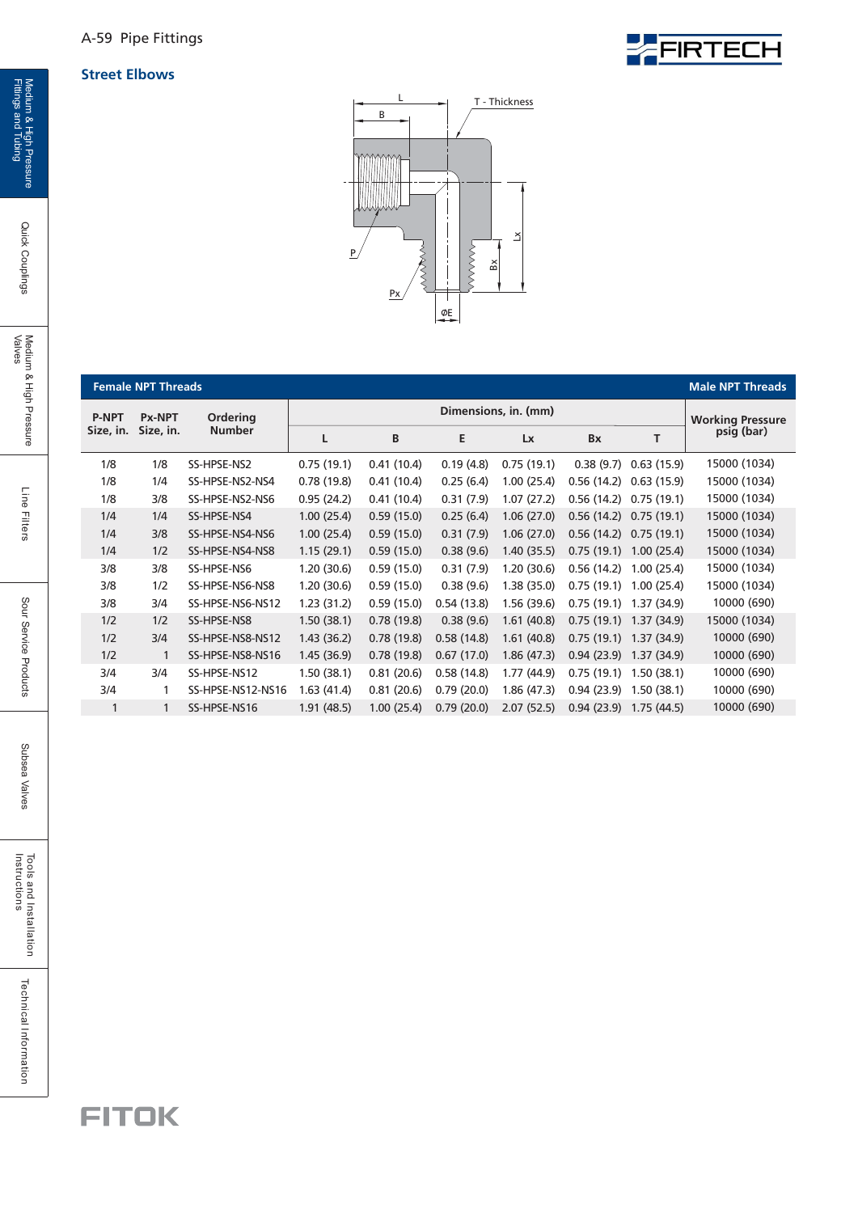## Street Elbows

| Female NPT Threads | | | | | | | | | Male NPT Threads |
|---|---|---|---|---|---|---|---|---|---|
| P-NPT Size, in. | Px-NPT Size, in. | Ordering Number | Dimensions, in. (mm) | | | | | | Working Pressure psig (bar) |
| | | | L | B | E | Lx | Bx | T | |
| 1/8 | 1/8 | SS-HPSE-NS2 | 0.75 (19.1) | 0.41 (10.4) | 0.19 (4.8) | 0.75 (19.1) | 0.38 (9.7) | 0.63 (15.9) | 15000 (1034) |
| 1/8 | 1/4 | SS-HPSE-NS2-NS4 | 0.78 (19.8) | 0.41 (10.4) | 0.25 (6.4) | 1.00 (25.4) | 0.56 (14.2) | 0.63 (15.9) | 15000 (1034) |
| 1/8 | 3/8 | SS-HPSE-NS2-NS6 | 0.95 (24.2) | 0.41 (10.4) | 0.31 (7.9) | 1.07 (27.2) | 0.56 (14.2) | 0.75 (19.1) | 15000 (1034) |
| 1/4 | 1/4 | SS-HPSE-NS4 | 1.00 (25.4) | 0.59 (15.0) | 0.25 (6.4) | 1.06 (27.0) | 0.56 (14.2) | 0.75 (19.1) | 15000 (1034) |
| 1/4 | 3/8 | SS-HPSE-NS4-NS6 | 1.00 (25.4) | 0.59 (15.0) | 0.31 (7.9) | 1.06 (27.0) | 0.56 (14.2) | 0.75 (19.1) | 15000 (1034) |
| 1/4 | 1/2 | SS-HPSE-NS4-NS8 | 1.15 (29.1) | 0.59 (15.0) | 0.38 (9.6) | 1.40 (35.5) | 0.75 (19.1) | 1.00 (25.4) | 15000 (1034) |
| 3/8 | 3/8 | SS-HPSE-NS6 | 1.20 (30.6) | 0.59 (15.0) | 0.31 (7.9) | 1.20 (30.6) | 0.56 (14.2) | 1.00 (25.4) | 15000 (1034) |
| 3/8 | 1/2 | SS-HPSE-NS6-NS8 | 1.20 (30.6) | 0.59 (15.0) | 0.38 (9.6) | 1.38 (35.0) | 0.75 (19.1) | 1.00 (25.4) | 15000 (1034) |
| 3/8 | 3/4 | SS-HPSE-NS6-NS12 | 1.23 (31.2) | 0.59 (15.0) | 0.54 (13.8) | 1.56 (39.6) | 0.75 (19.1) | 1.37 (34.9) | 10000 (690) |
| 1/2 | 1/2 | SS-HPSE-NS8 | 1.50 (38.1) | 0.78 (19.8) | 0.38 (9.6) | 1.61 (40.8) | 0.75 (19.1) | 1.37 (34.9) | 15000 (1034) |
| 1/2 | 3/4 | SS-HPSE-NS8-NS12 | 1.43 (36.2) | 0.78 (19.8) | 0.58 (14.8) | 1.61 (40.8) | 0.75 (19.1) | 1.37 (34.9) | 10000 (690) |
| 1/2 | 1 | SS-HPSE-NS8-NS16 | 1.45 (36.9) | 0.78 (19.8) | 0.67 (17.0) | 1.86 (47.3) | 0.94 (23.9) | 1.37 (34.9) | 10000 (690) |
| 3/4 | 3/4 | SS-HPSE-NS12 | 1.50 (38.1) | 0.81 (20.6) | 0.58 (14.8) | 1.77 (44.9) | 0.75 (19.1) | 1.50 (38.1) | 10000 (690) |
| 3/4 | 1 | SS-HPSE-NS12-NS16 | 1.63 (41.4) | 0.81 (20.6) | 0.79 (20.0) | 1.86 (47.3) | 0.94 (23.9) | 1.50 (38.1) | 10000 (690) |
| 1 | 1 | SS-HPSE-NS16 | 1.91 (48.5) | 1.00 (25.4) | 0.79 (20.0) | 2.07 (52.5) | 0.94 (23.9) | 1.75 (44.5) | 10000 (690) |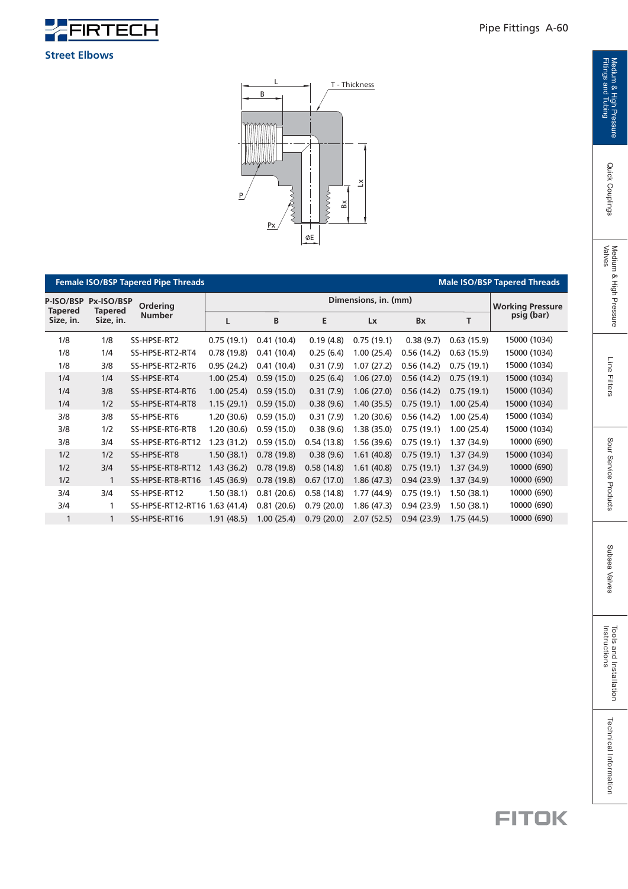## Street Elbows

| Female ISO/BSP Tapered Pipe Threads | | | | | | | | | Male ISO/BSP Tapered Threads |
|---|---|---|---|---|---|---|---|---|---|
| P-ISO/BSP Tapered Size, in. | Px-ISO/BSP Tapered Size, in. | Ordering Number | Dimensions, in. (mm) | | | | | | Working Pressure psig (bar) |
| | | | L | B | E | Lx | Bx | T | |
| 1/8 | 1/8 | SS-HPSE-RT2 | 0.75 (19.1) | 0.41 (10.4) | 0.19 (4.8) | 0.75 (19.1) | 0.38 (9.7) | 0.63 (15.9) | 15000 (1034) |
| 1/8 | 1/4 | SS-HPSE-RT2-RT4 | 0.78 (19.8) | 0.41 (10.4) | 0.25 (6.4) | 1.00 (25.4) | 0.56 (14.2) | 0.63 (15.9) | 15000 (1034) |
| 1/8 | 3/8 | SS-HPSE-RT2-RT6 | 0.95 (24.2) | 0.41 (10.4) | 0.31 (7.9) | 1.07 (27.2) | 0.56 (14.2) | 0.75 (19.1) | 15000 (1034) |
| 1/4 | 1/4 | SS-HPSE-RT4 | 1.00 (25.4) | 0.59 (15.0) | 0.25 (6.4) | 1.06 (27.0) | 0.56 (14.2) | 0.75 (19.1) | 15000 (1034) |
| 1/4 | 3/8 | SS-HPSE-RT4-RT6 | 1.00 (25.4) | 0.59 (15.0) | 0.31 (7.9) | 1.06 (27.0) | 0.56 (14.2) | 0.75 (19.1) | 15000 (1034) |
| 1/4 | 1/2 | SS-HPSE-RT4-RT8 | 1.15 (29.1) | 0.59 (15.0) | 0.38 (9.6) | 1.40 (35.5) | 0.75 (19.1) | 1.00 (25.4) | 15000 (1034) |
| 3/8 | 3/8 | SS-HPSE-RT6 | 1.20 (30.6) | 0.59 (15.0) | 0.31 (7.9) | 1.20 (30.6) | 0.56 (14.2) | 1.00 (25.4) | 15000 (1034) |
| 3/8 | 1/2 | SS-HPSE-RT6-RT8 | 1.20 (30.6) | 0.59 (15.0) | 0.38 (9.6) | 1.38 (35.0) | 0.75 (19.1) | 1.00 (25.4) | 15000 (1034) |
| 3/8 | 3/4 | SS-HPSE-RT6-RT12 | 1.23 (31.2) | 0.59 (15.0) | 0.54 (13.8) | 1.56 (39.6) | 0.75 (19.1) | 1.37 (34.9) | 10000 (690) |
| 1/2 | 1/2 | SS-HPSE-RT8 | 1.50 (38.1) | 0.78 (19.8) | 0.38 (9.6) | 1.61 (40.8) | 0.75 (19.1) | 1.37 (34.9) | 15000 (1034) |
| 1/2 | 3/4 | SS-HPSE-RT8-RT12 | 1.43 (36.2) | 0.78 (19.8) | 0.58 (14.8) | 1.61 (40.8) | 0.75 (19.1) | 1.37 (34.9) | 10000 (690) |
| 1/2 | 1 | SS-HPSE-RT8-RT16 | 1.45 (36.9) | 0.78 (19.8) | 0.67 (17.0) | 1.86 (47.3) | 0.94 (23.9) | 1.37 (34.9) | 10000 (690) |
| 3/4 | 3/4 | SS-HPSE-RT12 | 1.50 (38.1) | 0.81 (20.6) | 0.58 (14.8) | 1.77 (44.9) | 0.75 (19.1) | 1.50 (38.1) | 10000 (690) |
| 3/4 | 1 | SS-HPSE-RT12-RT16 | 1.63 (41.4) | 0.81 (20.6) | 0.79 (20.0) | 1.86 (47.3) | 0.94 (23.9) | 1.50 (38.1) | 10000 (690) |
| 1 | 1 | SS-HPSE-RT16 | 1.91 (48.5) | 1.00 (25.4) | 0.79 (20.0) | 2.07 (52.5) | 0.94 (23.9) | 1.75 (44.5) | 10000 (690) |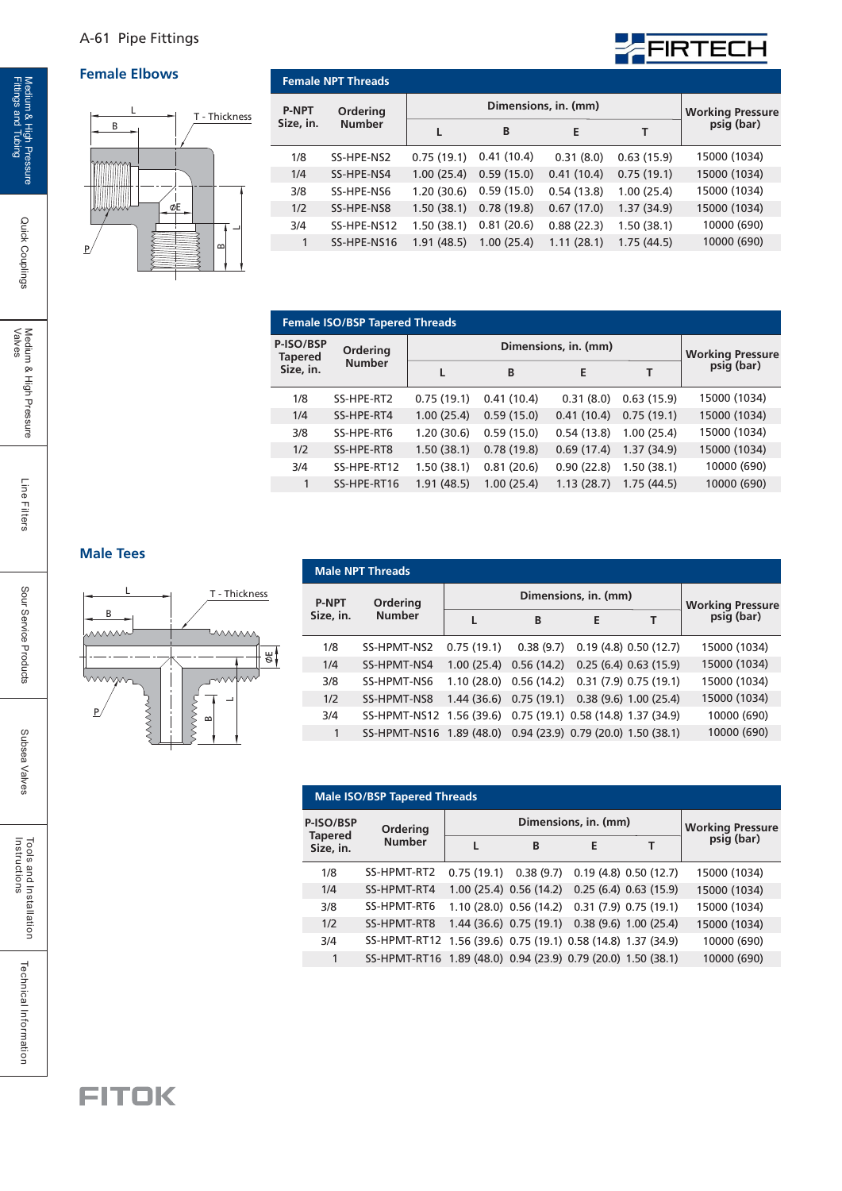## Female Elbows

**Female NPT Threads**

| P-NPT Size, in. | Ordering Number | Dimensions, in. (mm) | | | | Working Pressure psig (bar) |
|---|---|---|---|---|---|---|
| | | L | B | E | T | |
| 1/8 | SS-HPE-NS2 | 0.75 (19.1) | 0.41 (10.4) | 0.31 (8.0) | 0.63 (15.9) | 15000 (1034) |
| 1/4 | SS-HPE-NS4 | 1.00 (25.4) | 0.59 (15.0) | 0.41 (10.4) | 0.75 (19.1) | 15000 (1034) |
| 3/8 | SS-HPE-NS6 | 1.20 (30.6) | 0.59 (15.0) | 0.54 (13.8) | 1.00 (25.4) | 15000 (1034) |
| 1/2 | SS-HPE-NS8 | 1.50 (38.1) | 0.78 (19.8) | 0.67 (17.0) | 1.37 (34.9) | 15000 (1034) |
| 3/4 | SS-HPE-NS12 | 1.50 (38.1) | 0.81 (20.6) | 0.88 (22.3) | 1.50 (38.1) | 10000 (690) |
| 1 | SS-HPE-NS16 | 1.91 (48.5) | 1.00 (25.4) | 1.11 (28.1) | 1.75 (44.5) | 10000 (690) |

**Female ISO/BSP Tapered Threads**

| P-ISO/BSP Tapered Size, in. | Ordering Number | Dimensions, in. (mm) | | | | Working Pressure psig (bar) |
|---|---|---|---|---|---|---|
| | | L | B | E | T | |
| 1/8 | SS-HPE-RT2 | 0.75 (19.1) | 0.41 (10.4) | 0.31 (8.0) | 0.63 (15.9) | 15000 (1034) |
| 1/4 | SS-HPE-RT4 | 1.00 (25.4) | 0.59 (15.0) | 0.41 (10.4) | 0.75 (19.1) | 15000 (1034) |
| 3/8 | SS-HPE-RT6 | 1.20 (30.6) | 0.59 (15.0) | 0.54 (13.8) | 1.00 (25.4) | 15000 (1034) |
| 1/2 | SS-HPE-RT8 | 1.50 (38.1) | 0.78 (19.8) | 0.69 (17.4) | 1.37 (34.9) | 15000 (1034) |
| 3/4 | SS-HPE-RT12 | 1.50 (38.1) | 0.81 (20.6) | 0.90 (22.8) | 1.50 (38.1) | 10000 (690) |
| 1 | SS-HPE-RT16 | 1.91 (48.5) | 1.00 (25.4) | 1.13 (28.7) | 1.75 (44.5) | 10000 (690) |

## Male Tees

**Male NPT Threads**

| P-NPT Size, in. | Ordering Number | Dimensions, in. (mm) | | | | Working Pressure psig (bar) |
|---|---|---|---|---|---|---|
| | | L | B | E | T | |
| 1/8 | SS-HPMT-NS2 | 0.75 (19.1) | 0.38 (9.7) | 0.19 (4.8) | 0.50 (12.7) | 15000 (1034) |
| 1/4 | SS-HPMT-NS4 | 1.00 (25.4) | 0.56 (14.2) | 0.25 (6.4) | 0.63 (15.9) | 15000 (1034) |
| 3/8 | SS-HPMT-NS6 | 1.10 (28.0) | 0.56 (14.2) | 0.31 (7.9) | 0.75 (19.1) | 15000 (1034) |
| 1/2 | SS-HPMT-NS8 | 1.44 (36.6) | 0.75 (19.1) | 0.38 (9.6) | 1.00 (25.4) | 15000 (1034) |
| 3/4 | SS-HPMT-NS12 | 1.56 (39.6) | 0.75 (19.1) | 0.58 (14.8) | 1.37 (34.9) | 10000 (690) |
| 1 | SS-HPMT-NS16 | 1.89 (48.0) | 0.94 (23.9) | 0.79 (20.0) | 1.50 (38.1) | 10000 (690) |

**Male ISO/BSP Tapered Threads**

| P-ISO/BSP Tapered Size, in. | Ordering Number | Dimensions, in. (mm) | | | | Working Pressure psig (bar) |
|---|---|---|---|---|---|---|
| | | L | B | E | T | |
| 1/8 | SS-HPMT-RT2 | 0.75 (19.1) | 0.38 (9.7) | 0.19 (4.8) | 0.50 (12.7) | 15000 (1034) |
| 1/4 | SS-HPMT-RT4 | 1.00 (25.4) | 0.56 (14.2) | 0.25 (6.4) | 0.63 (15.9) | 15000 (1034) |
| 3/8 | SS-HPMT-RT6 | 1.10 (28.0) | 0.56 (14.2) | 0.31 (7.9) | 0.75 (19.1) | 15000 (1034) |
| 1/2 | SS-HPMT-RT8 | 1.44 (36.6) | 0.75 (19.1) | 0.38 (9.6) | 1.00 (25.4) | 15000 (1034) |
| 3/4 | SS-HPMT-RT12 | 1.56 (39.6) | 0.75 (19.1) | 0.58 (14.8) | 1.37 (34.9) | 10000 (690) |
| 1 | SS-HPMT-RT16 | 1.89 (48.0) | 0.94 (23.9) | 0.79 (20.0) | 1.50 (38.1) | 10000 (690) |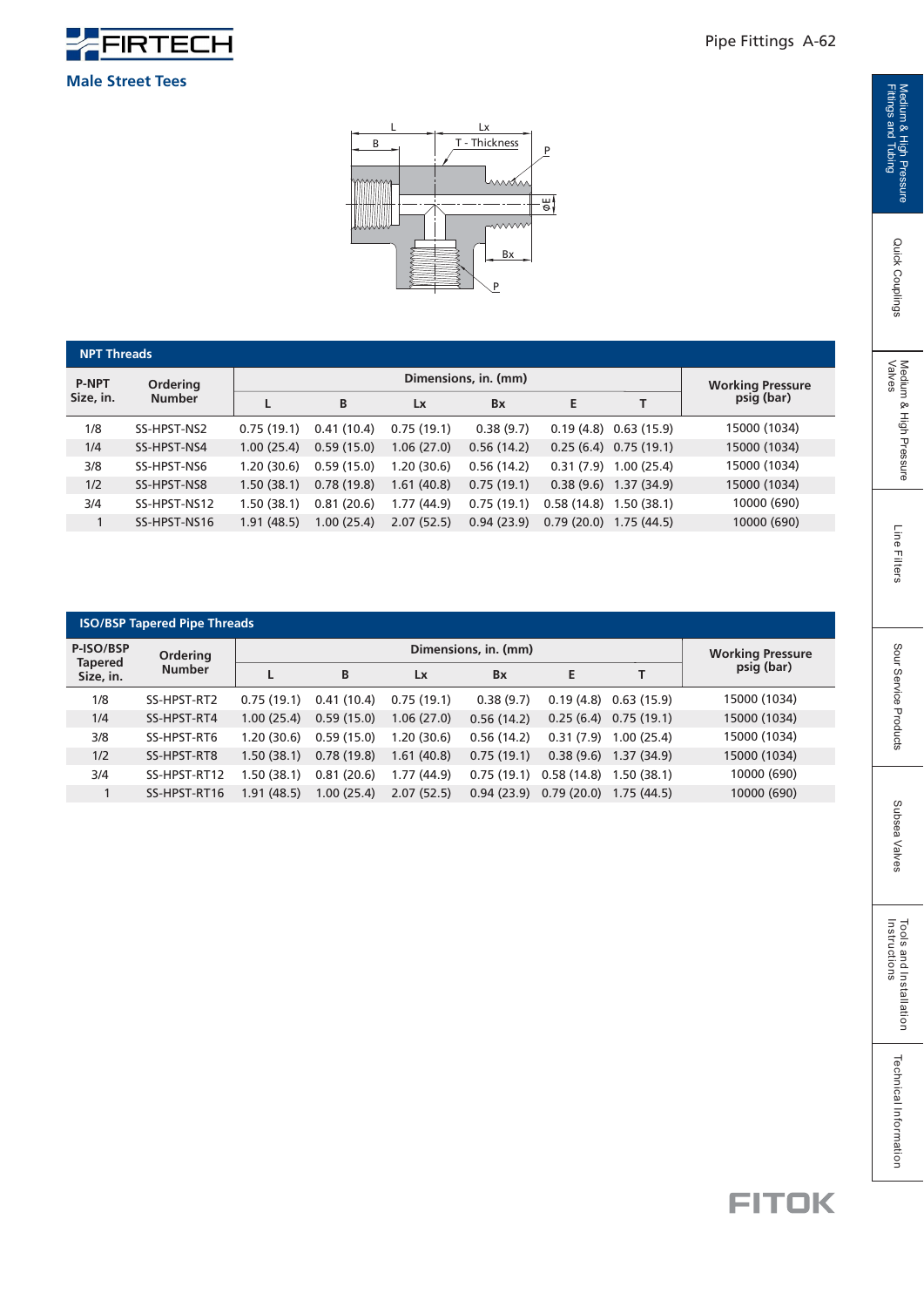## Male Street Tees

### NPT Threads

| P-NPT Size, in. | Ordering Number | Dimensions, in. (mm) | | | | | | Working Pressure psig (bar) |
|---|---|---|---|---|---|---|---|---|
| | | L | B | Lx | Bx | E | T | |
| 1/8 | SS-HPST-NS2 | 0.75 (19.1) | 0.41 (10.4) | 0.75 (19.1) | 0.38 (9.7) | 0.19 (4.8) | 0.63 (15.9) | 15000 (1034) |
| 1/4 | SS-HPST-NS4 | 1.00 (25.4) | 0.59 (15.0) | 1.06 (27.0) | 0.56 (14.2) | 0.25 (6.4) | 0.75 (19.1) | 15000 (1034) |
| 3/8 | SS-HPST-NS6 | 1.20 (30.6) | 0.59 (15.0) | 1.20 (30.6) | 0.56 (14.2) | 0.31 (7.9) | 1.00 (25.4) | 15000 (1034) |
| 1/2 | SS-HPST-NS8 | 1.50 (38.1) | 0.78 (19.8) | 1.61 (40.8) | 0.75 (19.1) | 0.38 (9.6) | 1.37 (34.9) | 15000 (1034) |
| 3/4 | SS-HPST-NS12 | 1.50 (38.1) | 0.81 (20.6) | 1.77 (44.9) | 0.75 (19.1) | 0.58 (14.8) | 1.50 (38.1) | 10000 (690) |
| 1 | SS-HPST-NS16 | 1.91 (48.5) | 1.00 (25.4) | 2.07 (52.5) | 0.94 (23.9) | 0.79 (20.0) | 1.75 (44.5) | 10000 (690) |

### ISO/BSP Tapered Pipe Threads

| P-ISO/BSP Tapered Size, in. | Ordering Number | Dimensions, in. (mm) | | | | | | Working Pressure psig (bar) |
|---|---|---|---|---|---|---|---|---|
| | | L | B | Lx | Bx | E | T | |
| 1/8 | SS-HPST-RT2 | 0.75 (19.1) | 0.41 (10.4) | 0.75 (19.1) | 0.38 (9.7) | 0.19 (4.8) | 0.63 (15.9) | 15000 (1034) |
| 1/4 | SS-HPST-RT4 | 1.00 (25.4) | 0.59 (15.0) | 1.06 (27.0) | 0.56 (14.2) | 0.25 (6.4) | 0.75 (19.1) | 15000 (1034) |
| 3/8 | SS-HPST-RT6 | 1.20 (30.6) | 0.59 (15.0) | 1.20 (30.6) | 0.56 (14.2) | 0.31 (7.9) | 1.00 (25.4) | 15000 (1034) |
| 1/2 | SS-HPST-RT8 | 1.50 (38.1) | 0.78 (19.8) | 1.61 (40.8) | 0.75 (19.1) | 0.38 (9.6) | 1.37 (34.9) | 15000 (1034) |
| 3/4 | SS-HPST-RT12 | 1.50 (38.1) | 0.81 (20.6) | 1.77 (44.9) | 0.75 (19.1) | 0.58 (14.8) | 1.50 (38.1) | 10000 (690) |
| 1 | SS-HPST-RT16 | 1.91 (48.5) | 1.00 (25.4) | 2.07 (52.5) | 0.94 (23.9) | 0.79 (20.0) | 1.75 (44.5) | 10000 (690) |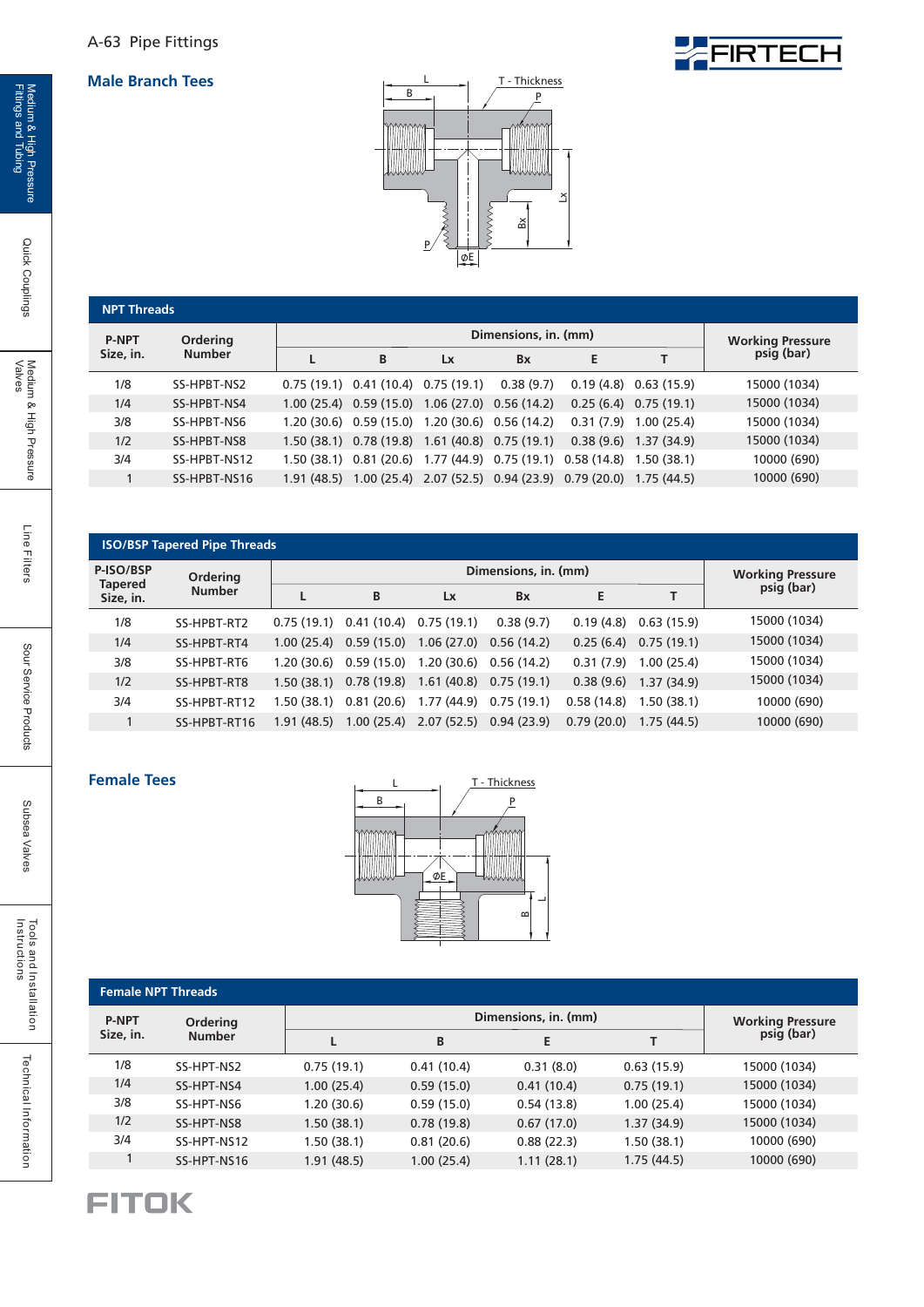## Male Branch Tees

| NPT Threads | | | | | | | | |
|---|---|---|---|---|---|---|---|---|
| P-NPT Size, in. | Ordering Number | Dimensions, in. (mm) | | | | | | Working Pressure psig (bar) |
| | | L | B | Lx | Bx | E | T | |
| 1/8 | SS-HPBT-NS2 | 0.75 (19.1) | 0.41 (10.4) | 0.75 (19.1) | 0.38 (9.7) | 0.19 (4.8) | 0.63 (15.9) | 15000 (1034) |
| 1/4 | SS-HPBT-NS4 | 1.00 (25.4) | 0.59 (15.0) | 1.06 (27.0) | 0.56 (14.2) | 0.25 (6.4) | 0.75 (19.1) | 15000 (1034) |
| 3/8 | SS-HPBT-NS6 | 1.20 (30.6) | 0.59 (15.0) | 1.20 (30.6) | 0.56 (14.2) | 0.31 (7.9) | 1.00 (25.4) | 15000 (1034) |
| 1/2 | SS-HPBT-NS8 | 1.50 (38.1) | 0.78 (19.8) | 1.61 (40.8) | 0.75 (19.1) | 0.38 (9.6) | 1.37 (34.9) | 15000 (1034) |
| 3/4 | SS-HPBT-NS12 | 1.50 (38.1) | 0.81 (20.6) | 1.77 (44.9) | 0.75 (19.1) | 0.58 (14.8) | 1.50 (38.1) | 10000 (690) |
| 1 | SS-HPBT-NS16 | 1.91 (48.5) | 1.00 (25.4) | 2.07 (52.5) | 0.94 (23.9) | 0.79 (20.0) | 1.75 (44.5) | 10000 (690) |

| ISO/BSP Tapered Pipe Threads | | | | | | | | |
|---|---|---|---|---|---|---|---|---|
| P-ISO/BSP Tapered Size, in. | Ordering Number | Dimensions, in. (mm) | | | | | | Working Pressure psig (bar) |
| | | L | B | Lx | Bx | E | T | |
| 1/8 | SS-HPBT-RT2 | 0.75 (19.1) | 0.41 (10.4) | 0.75 (19.1) | 0.38 (9.7) | 0.19 (4.8) | 0.63 (15.9) | 15000 (1034) |
| 1/4 | SS-HPBT-RT4 | 1.00 (25.4) | 0.59 (15.0) | 1.06 (27.0) | 0.56 (14.2) | 0.25 (6.4) | 0.75 (19.1) | 15000 (1034) |
| 3/8 | SS-HPBT-RT6 | 1.20 (30.6) | 0.59 (15.0) | 1.20 (30.6) | 0.56 (14.2) | 0.31 (7.9) | 1.00 (25.4) | 15000 (1034) |
| 1/2 | SS-HPBT-RT8 | 1.50 (38.1) | 0.78 (19.8) | 1.61 (40.8) | 0.75 (19.1) | 0.38 (9.6) | 1.37 (34.9) | 15000 (1034) |
| 3/4 | SS-HPBT-RT12 | 1.50 (38.1) | 0.81 (20.6) | 1.77 (44.9) | 0.75 (19.1) | 0.58 (14.8) | 1.50 (38.1) | 10000 (690) |
| 1 | SS-HPBT-RT16 | 1.91 (48.5) | 1.00 (25.4) | 2.07 (52.5) | 0.94 (23.9) | 0.79 (20.0) | 1.75 (44.5) | 10000 (690) |

## Female Tees

| Female NPT Threads | | | | | | |
|---|---|---|---|---|---|---|
| P-NPT Size, in. | Ordering Number | Dimensions, in. (mm) | | | | Working Pressure psig (bar) |
| | | L | B | E | T | |
| 1/8 | SS-HPT-NS2 | 0.75 (19.1) | 0.41 (10.4) | 0.31 (8.0) | 0.63 (15.9) | 15000 (1034) |
| 1/4 | SS-HPT-NS4 | 1.00 (25.4) | 0.59 (15.0) | 0.41 (10.4) | 0.75 (19.1) | 15000 (1034) |
| 3/8 | SS-HPT-NS6 | 1.20 (30.6) | 0.59 (15.0) | 0.54 (13.8) | 1.00 (25.4) | 15000 (1034) |
| 1/2 | SS-HPT-NS8 | 1.50 (38.1) | 0.78 (19.8) | 0.67 (17.0) | 1.37 (34.9) | 15000 (1034) |
| 3/4 | SS-HPT-NS12 | 1.50 (38.1) | 0.81 (20.6) | 0.88 (22.3) | 1.50 (38.1) | 10000 (690) |
| 1 | SS-HPT-NS16 | 1.91 (48.5) | 1.00 (25.4) | 1.11 (28.1) | 1.75 (44.5) | 10000 (690) |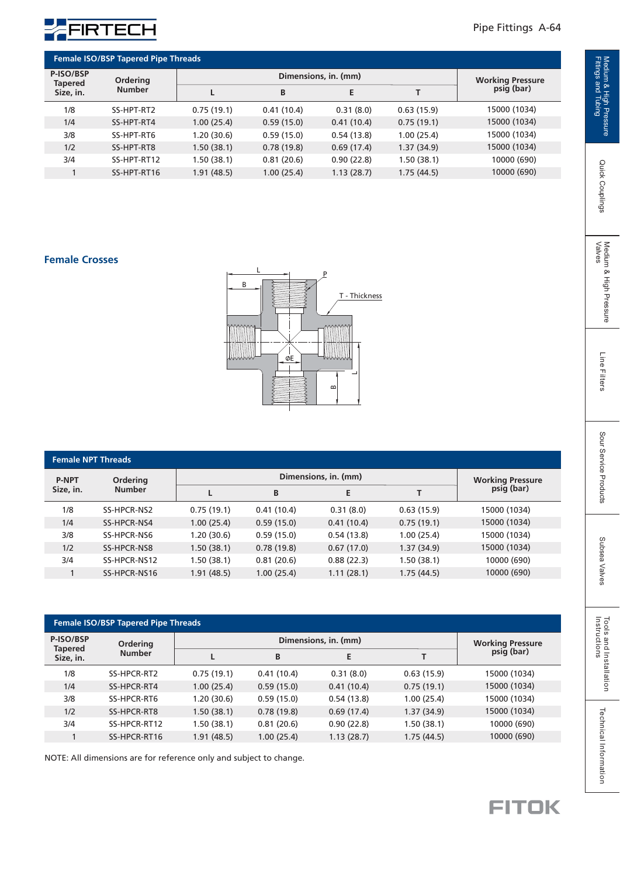## Female ISO/BSP Tapered Pipe Threads

| P-ISO/BSP Tapered Size, in. | Ordering Number | Dimensions, in. (mm) | | | | Working Pressure psig (bar) |
|---|---|---|---|---|---|---|
| | | L | B | E | T | |
| 1/8 | SS-HPT-RT2 | 0.75 (19.1) | 0.41 (10.4) | 0.31 (8.0) | 0.63 (15.9) | 15000 (1034) |
| 1/4 | SS-HPT-RT4 | 1.00 (25.4) | 0.59 (15.0) | 0.41 (10.4) | 0.75 (19.1) | 15000 (1034) |
| 3/8 | SS-HPT-RT6 | 1.20 (30.6) | 0.59 (15.0) | 0.54 (13.8) | 1.00 (25.4) | 15000 (1034) |
| 1/2 | SS-HPT-RT8 | 1.50 (38.1) | 0.78 (19.8) | 0.69 (17.4) | 1.37 (34.9) | 15000 (1034) |
| 3/4 | SS-HPT-RT12 | 1.50 (38.1) | 0.81 (20.6) | 0.90 (22.8) | 1.50 (38.1) | 10000 (690) |
| 1 | SS-HPT-RT16 | 1.91 (48.5) | 1.00 (25.4) | 1.13 (28.7) | 1.75 (44.5) | 10000 (690) |

## Female Crosses

## Female NPT Threads

| P-NPT Size, in. | Ordering Number | Dimensions, in. (mm) | | | | Working Pressure psig (bar) |
|---|---|---|---|---|---|---|
| | | L | B | E | T | |
| 1/8 | SS-HPCR-NS2 | 0.75 (19.1) | 0.41 (10.4) | 0.31 (8.0) | 0.63 (15.9) | 15000 (1034) |
| 1/4 | SS-HPCR-NS4 | 1.00 (25.4) | 0.59 (15.0) | 0.41 (10.4) | 0.75 (19.1) | 15000 (1034) |
| 3/8 | SS-HPCR-NS6 | 1.20 (30.6) | 0.59 (15.0) | 0.54 (13.8) | 1.00 (25.4) | 15000 (1034) |
| 1/2 | SS-HPCR-NS8 | 1.50 (38.1) | 0.78 (19.8) | 0.67 (17.0) | 1.37 (34.9) | 15000 (1034) |
| 3/4 | SS-HPCR-NS12 | 1.50 (38.1) | 0.81 (20.6) | 0.88 (22.3) | 1.50 (38.1) | 10000 (690) |
| 1 | SS-HPCR-NS16 | 1.91 (48.5) | 1.00 (25.4) | 1.11 (28.1) | 1.75 (44.5) | 10000 (690) |

## Female ISO/BSP Tapered Pipe Threads

| P-ISO/BSP Tapered Size, in. | Ordering Number | Dimensions, in. (mm) | | | | Working Pressure psig (bar) |
|---|---|---|---|---|---|---|
| | | L | B | E | T | |
| 1/8 | SS-HPCR-RT2 | 0.75 (19.1) | 0.41 (10.4) | 0.31 (8.0) | 0.63 (15.9) | 15000 (1034) |
| 1/4 | SS-HPCR-RT4 | 1.00 (25.4) | 0.59 (15.0) | 0.41 (10.4) | 0.75 (19.1) | 15000 (1034) |
| 3/8 | SS-HPCR-RT6 | 1.20 (30.6) | 0.59 (15.0) | 0.54 (13.8) | 1.00 (25.4) | 15000 (1034) |
| 1/2 | SS-HPCR-RT8 | 1.50 (38.1) | 0.78 (19.8) | 0.69 (17.4) | 1.37 (34.9) | 15000 (1034) |
| 3/4 | SS-HPCR-RT12 | 1.50 (38.1) | 0.81 (20.6) | 0.90 (22.8) | 1.50 (38.1) | 10000 (690) |
| 1 | SS-HPCR-RT16 | 1.91 (48.5) | 1.00 (25.4) | 1.13 (28.7) | 1.75 (44.5) | 10000 (690) |

NOTE: All dimensions are for reference only and subject to change.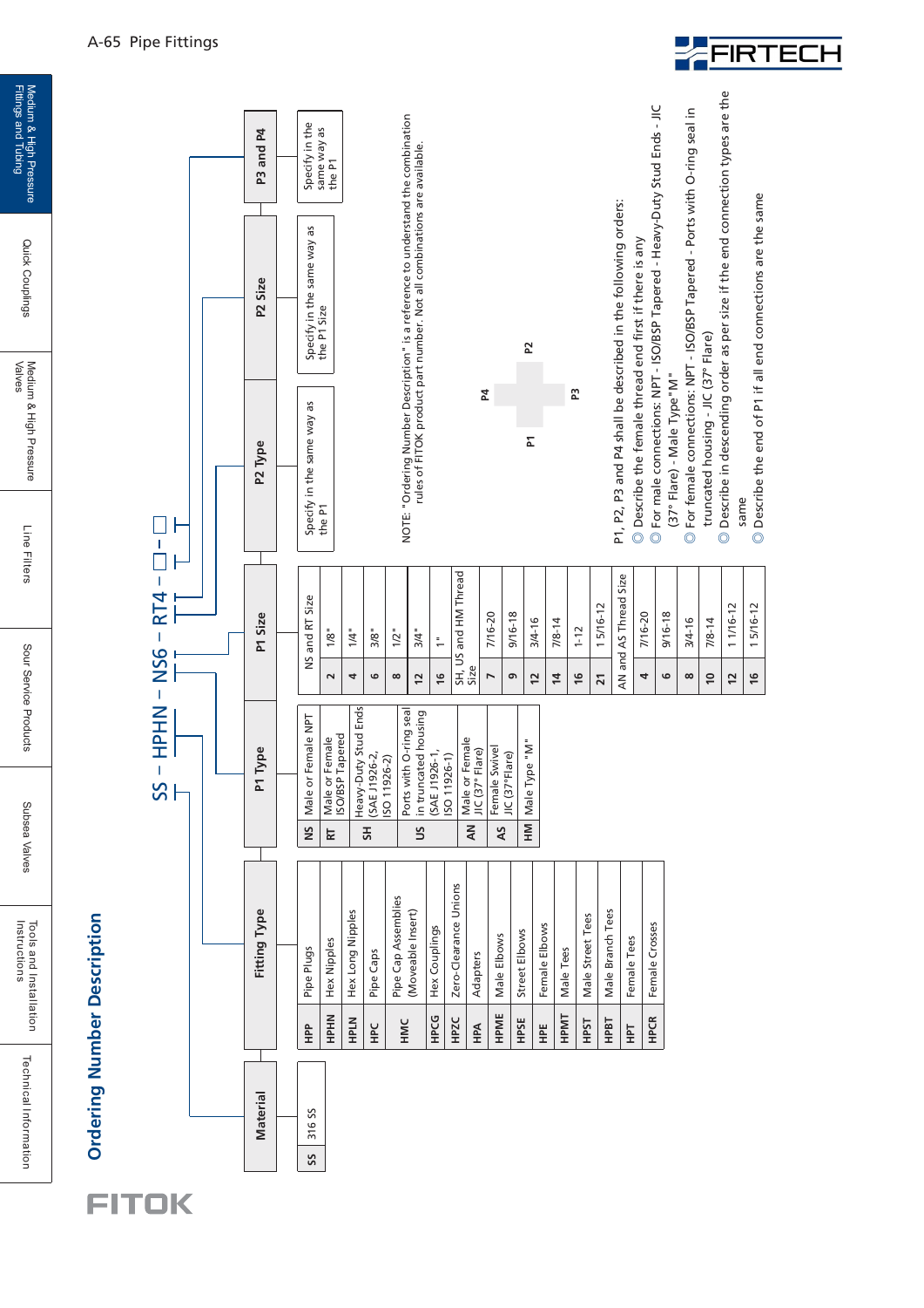## Ordering Number Description

SS – HPHN – NS6 – RT4 – □ – □

| Material | |
|---|---|
| SS | 316 SS |

| Fitting Type | |
|---|---|
| HPP | Pipe Plugs |
| HPHN | Hex Nipples |
| HPLN | Hex Long Nipples |
| HPC | Pipe Caps |
| HMC | Pipe Cap Assemblies (Moveable Insert) |
| HPCG | Hex Couplings |
| HPZC | Zero-Clearance Unions |
| HPA | Adapters |
| HPME | Male Elbows |
| HPSE | Street Elbows |
| HPE | Female Elbows |
| HPMT | Male Tees |
| HPST | Male Street Tees |
| HPBT | Male Branch Tees |
| HPT | Female Tees |
| HPCR | Female Crosses |

| P1 Type | |
|---|---|
| NS | Male or Female NPT |
| RT | Male or Female ISO/BSP Tapered |
| SH | Heavy-Duty Stud Ends (SAE J1926-2, ISO 11926-2) |
| US | Ports with O-ring seal in truncated housing (SAE J1926-1, ISO 11926-1) |
| AN | Male or Female JIC (37° Flare) |
| AS | Female Swivel JIC (37°Flare) |
| HM | Male Type "M" |

| P1 Size | |
|---|---|
| NS and RT Size | |
| 2 | 1/8" |
| 4 | 1/4" |
| 6 | 3/8" |
| 8 | 1/2" |
| 12 | 3/4" |
| 16 | 1" |
| SH, US and HM Thread Size | |
| 7 | 7/16-20 |
| 9 | 9/16-18 |
| 12 | 3/4-16 |
| 14 | 7/8-14 |
| 16 | 1-12 |
| 21 | 1 5/16-12 |
| AN and AS Thread Size | |
| 4 | 7/16-20 |
| 6 | 9/16-18 |
| 8 | 3/4-16 |
| 10 | 7/8-14 |
| 12 | 1 1/16-12 |
| 16 | 1 5/16-12 |

| P2 Type | P2 Size | P3 and P4 |
|---|---|---|
| Specify in the same way as the P1 | Specify in the same way as the P1 Size | Specify in the same way as the P1 |

NOTE: "Ordering Number Description" is a reference to understand the combination rules of FITOK product part number. Not all combinations are available.

P1, P2, P3 and P4 shall be described in the following orders:

- Describe the female thread end first if there is any
- For male connections: NPT - ISO/BSP Tapered - Heavy-Duty Stud Ends - JIC (37° Flare) - Male Type "M"
- For female connections: NPT - ISO/BSP Tapered - Ports with O-ring seal in truncated housing - JIC (37° Flare)
- Describe in descending order as per size if the end connection types are the same
- Describe the end of P1 if all end connections are the same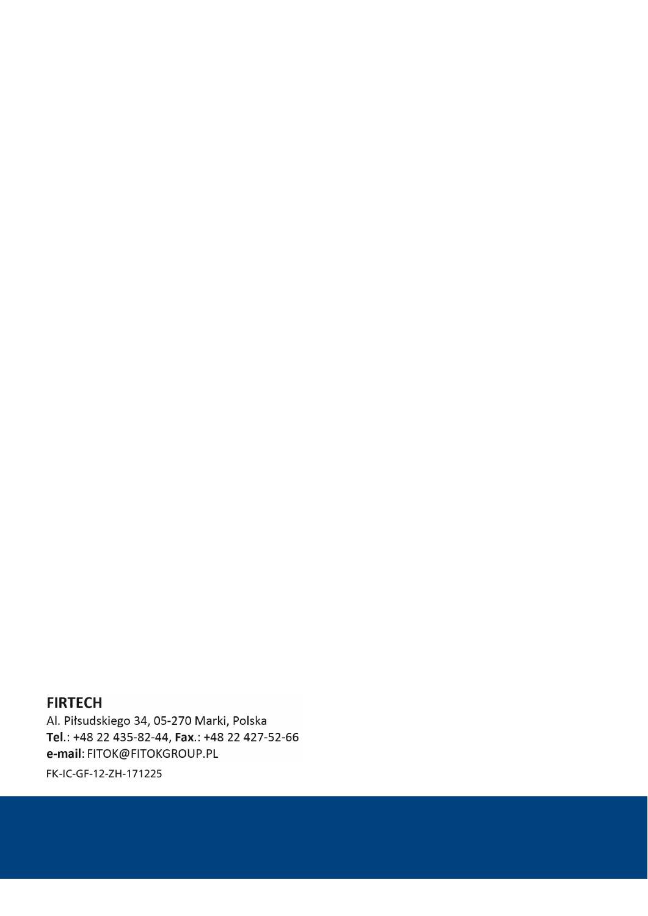**FIRTECH**

Al. Piłsudskiego 34, 05-270 Marki, Polska

**Tel**.: +48 22 435-82-44, **Fax**.: +48 22 427-52-66

**e-mail**: FITOK@FITOKGROUP.PL

FK-IC-GF-12-ZH-171225